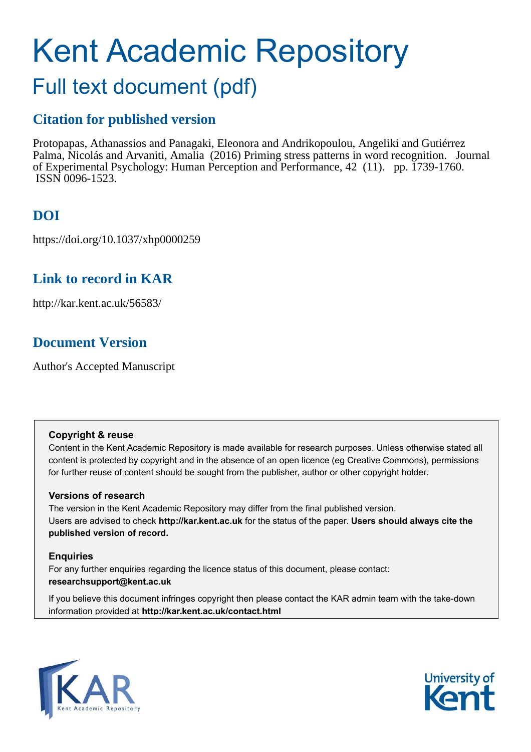# Kent Academic Repository

## Full text document (pdf)

### Citation for published version

Protopapas, Athanassios and Panagaki, Eleonora and Andrikopoulou, Angeliki and Gutiérrez Palma, Nicolás and Arvaniti, Amalia (2016) Priming stress patterns in word recognition. Journal of Experimental Psychology: Human Perception and Performance, 42 (11). pp. 1739-1760. ISSN 0096-1523.

### DOI

https://doi.org/10.1037/xhp0000259

### Link to record in KAR

http://kar.kent.ac.uk/56583/

### Document Version

Author's Accepted Manuscript

**Copyright & reuse**

Content in the Kent Academic Repository is made available for research purposes. Unless otherwise stated all content is protected by copyright and in the absence of an open licence (eg Creative Commons), permissions for further reuse of content should be sought from the publisher, author or other copyright holder.

**Versions of research**

The version in the Kent Academic Repository may differ from the final published version. Users are advised to check **http://kar.kent.ac.uk** for the status of the paper. **Users should always cite the published version of record.**

**Enquiries**

For any further enquiries regarding the licence status of this document, please contact: **researchsupport@kent.ac.uk**

If you believe this document infringes copyright then please contact the KAR admin team with the take-down information provided at **http://kar.kent.ac.uk/contact.html**

KAR Kent Academic Repository

University of Kent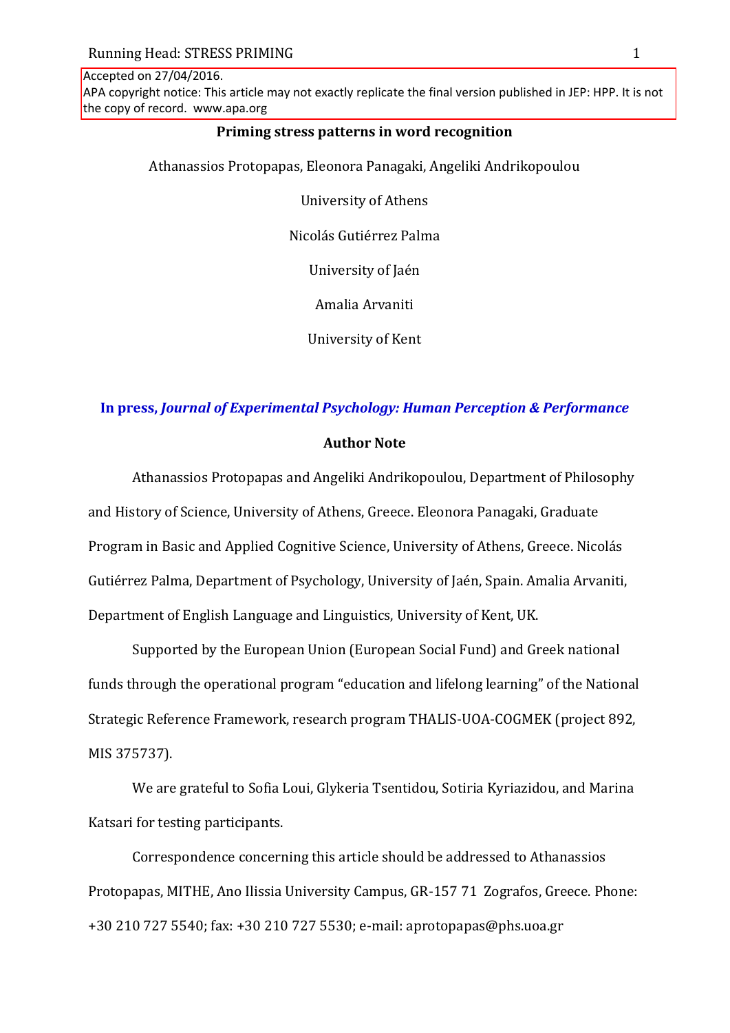Accepted on 27/04/2016.
APA copyright notice: This article may not exactly replicate the final version published in JEP: HPP. It is not the copy of record. www.apa.org

# Priming stress patterns in word recognition

Athanassios Protopapas, Eleonora Panagaki, Angeliki Andrikopoulou

University of Athens

Nicolás Gutiérrez Palma

University of Jaén

Amalia Arvaniti

University of Kent

**In press, *Journal of Experimental Psychology: Human Perception & Performance***

## Author Note

Athanassios Protopapas and Angeliki Andrikopoulou, Department of Philosophy and History of Science, University of Athens, Greece. Eleonora Panagaki, Graduate Program in Basic and Applied Cognitive Science, University of Athens, Greece. Nicolás Gutiérrez Palma, Department of Psychology, University of Jaén, Spain. Amalia Arvaniti, Department of English Language and Linguistics, University of Kent, UK.

Supported by the European Union (European Social Fund) and Greek national funds through the operational program "education and lifelong learning" of the National Strategic Reference Framework, research program THALIS-UOA-COGMEK (project 892, MIS 375737).

We are grateful to Sofia Loui, Glykeria Tsentidou, Sotiria Kyriazidou, and Marina Katsari for testing participants.

Correspondence concerning this article should be addressed to Athanassios Protopapas, MITHE, Ano Ilissia University Campus, GR-157 71 Zografos, Greece. Phone: +30 210 727 5540; fax: +30 210 727 5530; e-mail: aprotopapas@phs.uoa.gr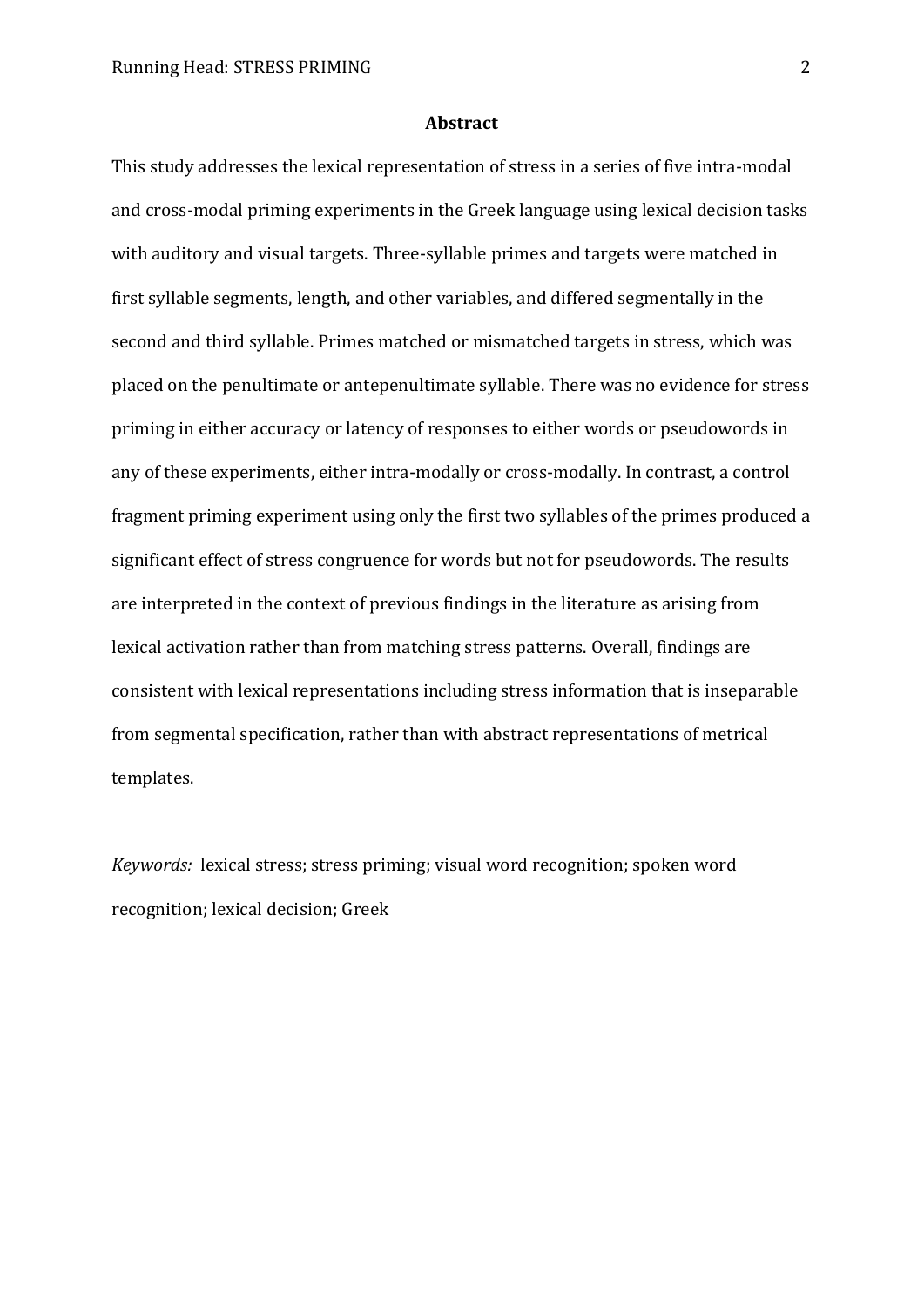## Abstract

This study addresses the lexical representation of stress in a series of five intra-modal and cross-modal priming experiments in the Greek language using lexical decision tasks with auditory and visual targets. Three-syllable primes and targets were matched in first syllable segments, length, and other variables, and differed segmentally in the second and third syllable. Primes matched or mismatched targets in stress, which was placed on the penultimate or antepenultimate syllable. There was no evidence for stress priming in either accuracy or latency of responses to either words or pseudowords in any of these experiments, either intra-modally or cross-modally. In contrast, a control fragment priming experiment using only the first two syllables of the primes produced a significant effect of stress congruence for words but not for pseudowords. The results are interpreted in the context of previous findings in the literature as arising from lexical activation rather than from matching stress patterns. Overall, findings are consistent with lexical representations including stress information that is inseparable from segmental specification, rather than with abstract representations of metrical templates.

*Keywords:* lexical stress; stress priming; visual word recognition; spoken word recognition; lexical decision; Greek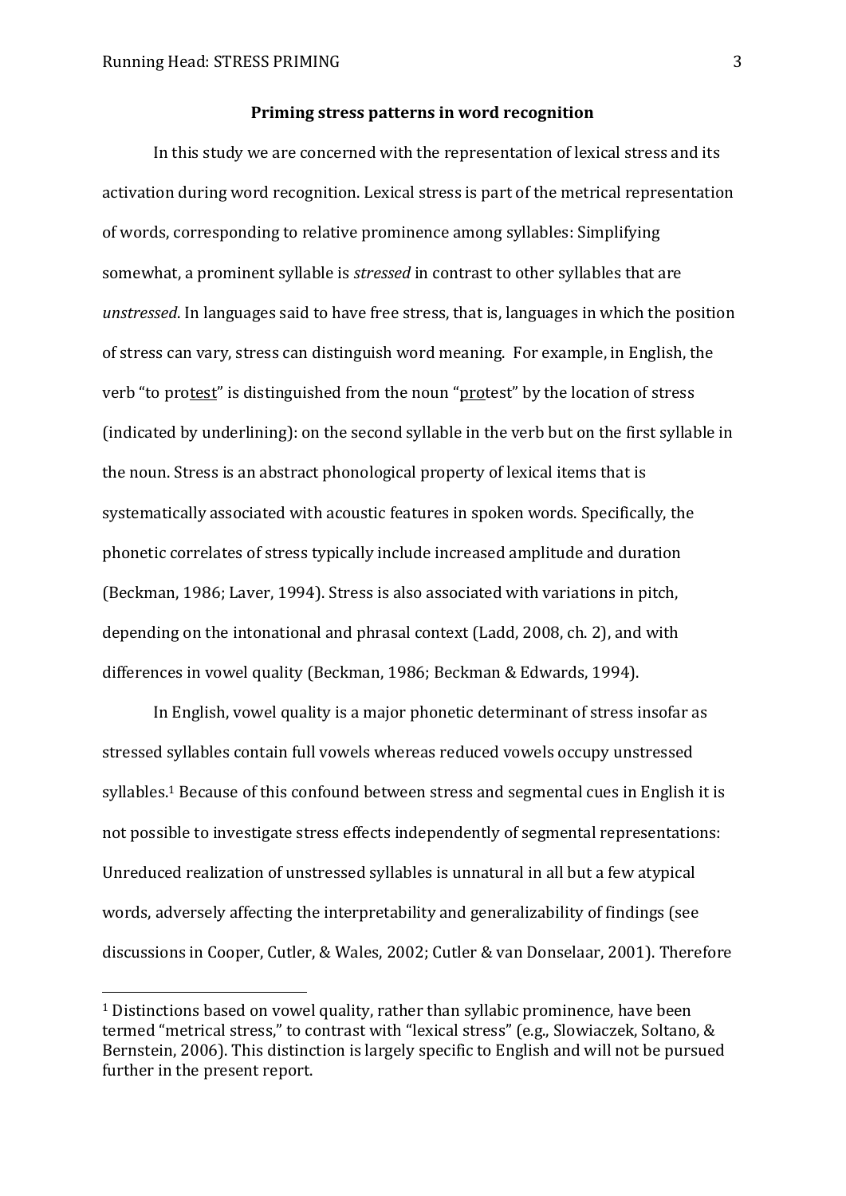## Priming stress patterns in word recognition

In this study we are concerned with the representation of lexical stress and its activation during word recognition. Lexical stress is part of the metrical representation of words, corresponding to relative prominence among syllables: Simplifying somewhat, a prominent syllable is *stressed* in contrast to other syllables that are *unstressed*. In languages said to have free stress, that is, languages in which the position of stress can vary, stress can distinguish word meaning. For example, in English, the verb "to pro<u>test</u>" is distinguished from the noun "<u>pro</u>test" by the location of stress (indicated by underlining): on the second syllable in the verb but on the first syllable in the noun. Stress is an abstract phonological property of lexical items that is systematically associated with acoustic features in spoken words. Specifically, the phonetic correlates of stress typically include increased amplitude and duration (Beckman, 1986; Laver, 1994). Stress is also associated with variations in pitch, depending on the intonational and phrasal context (Ladd, 2008, ch. 2), and with differences in vowel quality (Beckman, 1986; Beckman & Edwards, 1994).

In English, vowel quality is a major phonetic determinant of stress insofar as stressed syllables contain full vowels whereas reduced vowels occupy unstressed syllables.[1] Because of this confound between stress and segmental cues in English it is not possible to investigate stress effects independently of segmental representations: Unreduced realization of unstressed syllables is unnatural in all but a few atypical words, adversely affecting the interpretability and generalizability of findings (see discussions in Cooper, Cutler, & Wales, 2002; Cutler & van Donselaar, 2001). Therefore

---

[1] Distinctions based on vowel quality, rather than syllabic prominence, have been termed "metrical stress," to contrast with "lexical stress" (e.g., Slowiaczek, Soltano, & Bernstein, 2006). This distinction is largely specific to English and will not be pursued further in the present report.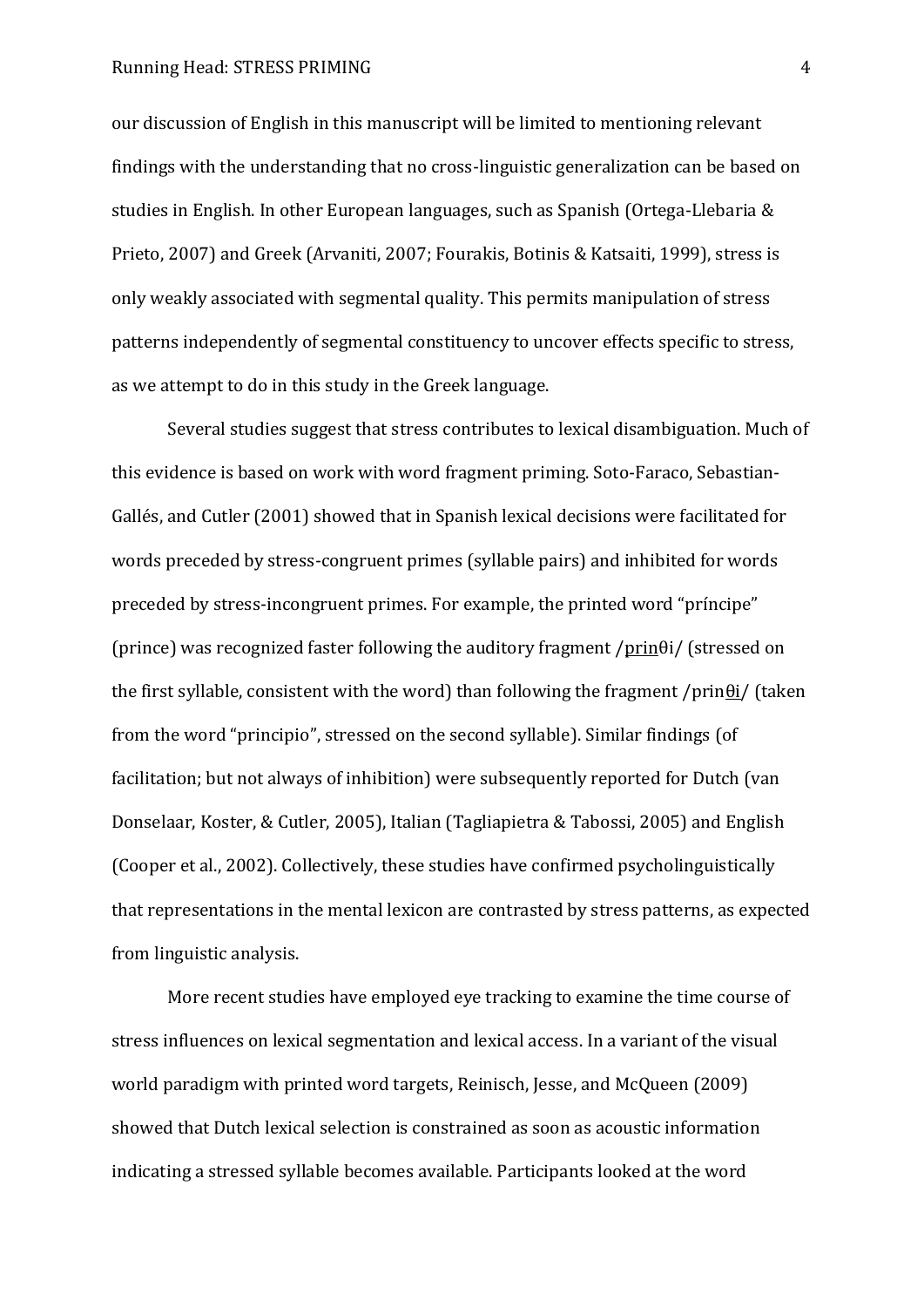our discussion of English in this manuscript will be limited to mentioning relevant findings with the understanding that no cross-linguistic generalization can be based on studies in English. In other European languages, such as Spanish (Ortega-Llebaria & Prieto, 2007) and Greek (Arvaniti, 2007; Fourakis, Botinis & Katsaiti, 1999), stress is only weakly associated with segmental quality. This permits manipulation of stress patterns independently of segmental constituency to uncover effects specific to stress, as we attempt to do in this study in the Greek language.

Several studies suggest that stress contributes to lexical disambiguation. Much of this evidence is based on work with word fragment priming. Soto-Faraco, Sebastian-Gallés, and Cutler (2001) showed that in Spanish lexical decisions were facilitated for words preceded by stress-congruent primes (syllable pairs) and inhibited for words preceded by stress-incongruent primes. For example, the printed word "príncipe" (prince) was recognized faster following the auditory fragment /<u>prin</u>θi/ (stressed on the first syllable, consistent with the word) than following the fragment /prin<u>θi</u>/ (taken from the word "principio", stressed on the second syllable). Similar findings (of facilitation; but not always of inhibition) were subsequently reported for Dutch (van Donselaar, Koster, & Cutler, 2005), Italian (Tagliapietra & Tabossi, 2005) and English (Cooper et al., 2002). Collectively, these studies have confirmed psycholinguistically that representations in the mental lexicon are contrasted by stress patterns, as expected from linguistic analysis.

More recent studies have employed eye tracking to examine the time course of stress influences on lexical segmentation and lexical access. In a variant of the visual world paradigm with printed word targets, Reinisch, Jesse, and McQueen (2009) showed that Dutch lexical selection is constrained as soon as acoustic information indicating a stressed syllable becomes available. Participants looked at the word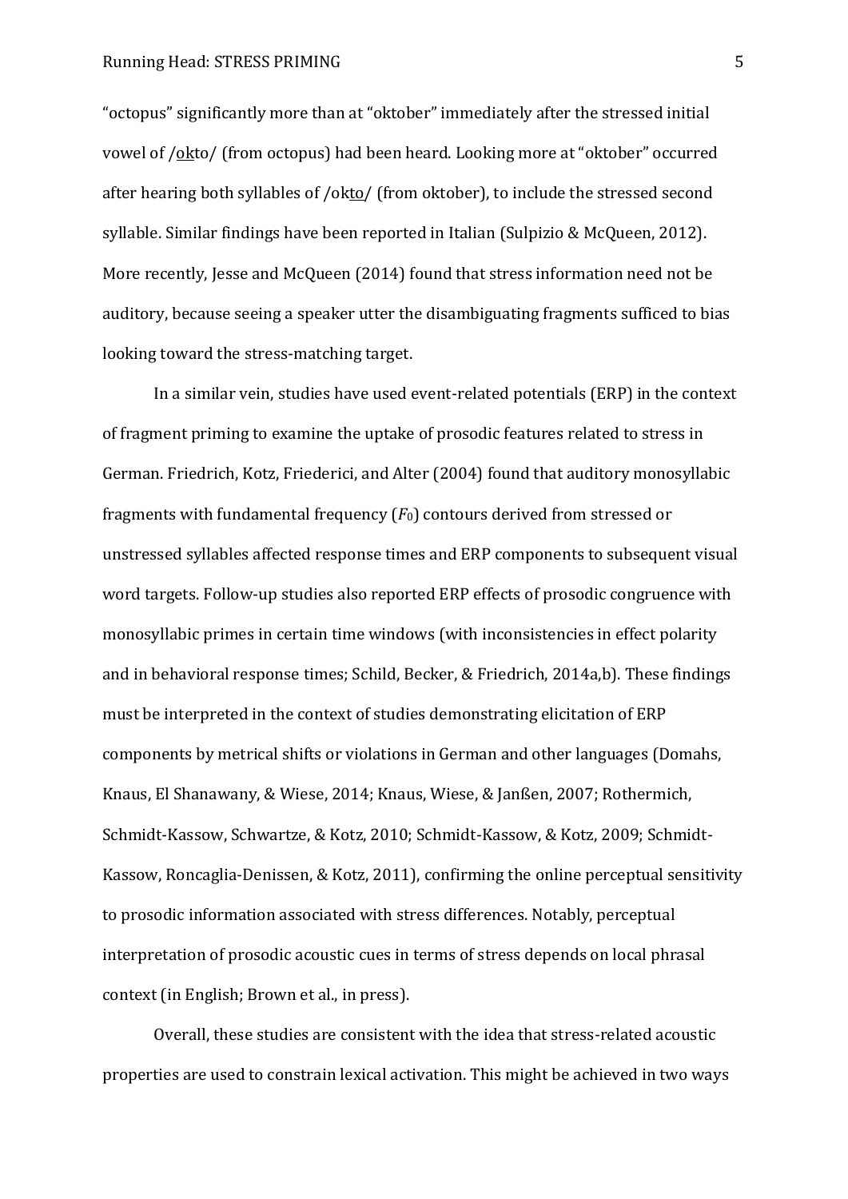"octopus" significantly more than at "oktober" immediately after the stressed initial vowel of /okto/ (from octopus) had been heard. Looking more at "oktober" occurred after hearing both syllables of /okto/ (from oktober), to include the stressed second syllable. Similar findings have been reported in Italian (Sulpizio & McQueen, 2012). More recently, Jesse and McQueen (2014) found that stress information need not be auditory, because seeing a speaker utter the disambiguating fragments sufficed to bias looking toward the stress-matching target.

In a similar vein, studies have used event-related potentials (ERP) in the context of fragment priming to examine the uptake of prosodic features related to stress in German. Friedrich, Kotz, Friederici, and Alter (2004) found that auditory monosyllabic fragments with fundamental frequency ($F_0$) contours derived from stressed or unstressed syllables affected response times and ERP components to subsequent visual word targets. Follow-up studies also reported ERP effects of prosodic congruence with monosyllabic primes in certain time windows (with inconsistencies in effect polarity and in behavioral response times; Schild, Becker, & Friedrich, 2014a,b). These findings must be interpreted in the context of studies demonstrating elicitation of ERP components by metrical shifts or violations in German and other languages (Domahs, Knaus, El Shanawany, & Wiese, 2014; Knaus, Wiese, & Janßen, 2007; Rothermich, Schmidt-Kassow, Schwartze, & Kotz, 2010; Schmidt-Kassow, & Kotz, 2009; Schmidt-Kassow, Roncaglia-Denissen, & Kotz, 2011), confirming the online perceptual sensitivity to prosodic information associated with stress differences. Notably, perceptual interpretation of prosodic acoustic cues in terms of stress depends on local phrasal context (in English; Brown et al., in press).

Overall, these studies are consistent with the idea that stress-related acoustic properties are used to constrain lexical activation. This might be achieved in two ways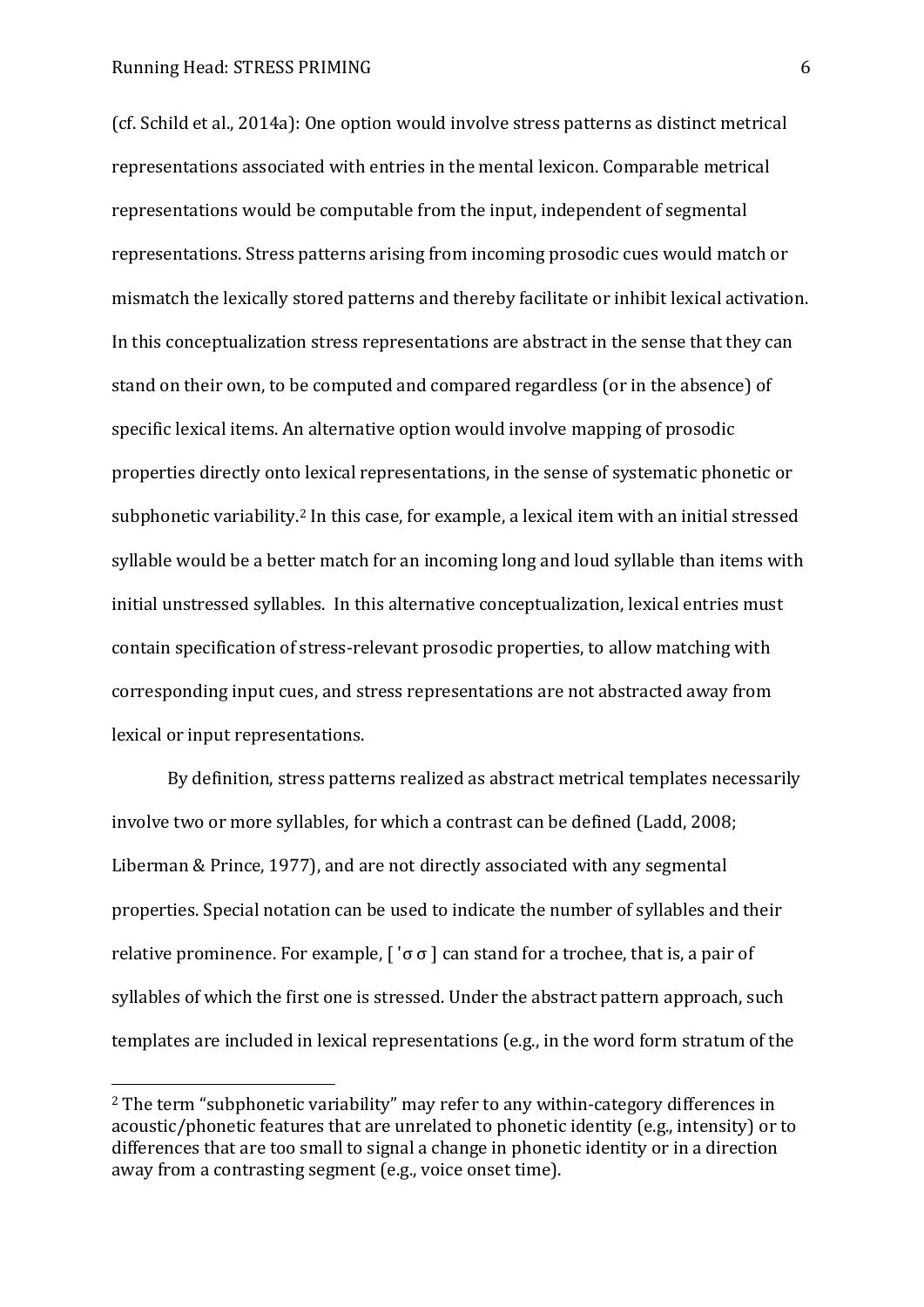(cf. Schild et al., 2014a): One option would involve stress patterns as distinct metrical representations associated with entries in the mental lexicon. Comparable metrical representations would be computable from the input, independent of segmental representations. Stress patterns arising from incoming prosodic cues would match or mismatch the lexically stored patterns and thereby facilitate or inhibit lexical activation. In this conceptualization stress representations are abstract in the sense that they can stand on their own, to be computed and compared regardless (or in the absence) of specific lexical items. An alternative option would involve mapping of prosodic properties directly onto lexical representations, in the sense of systematic phonetic or subphonetic variability.[2] In this case, for example, a lexical item with an initial stressed syllable would be a better match for an incoming long and loud syllable than items with initial unstressed syllables. In this alternative conceptualization, lexical entries must contain specification of stress-relevant prosodic properties, to allow matching with corresponding input cues, and stress representations are not abstracted away from lexical or input representations.

By definition, stress patterns realized as abstract metrical templates necessarily involve two or more syllables, for which a contrast can be defined (Ladd, 2008; Liberman & Prince, 1977), and are not directly associated with any segmental properties. Special notation can be used to indicate the number of syllables and their relative prominence. For example, [ ˈσ σ ] can stand for a trochee, that is, a pair of syllables of which the first one is stressed. Under the abstract pattern approach, such templates are included in lexical representations (e.g., in the word form stratum of the

[2] The term "subphonetic variability" may refer to any within-category differences in acoustic/phonetic features that are unrelated to phonetic identity (e.g., intensity) or to differences that are too small to signal a change in phonetic identity or in a direction away from a contrasting segment (e.g., voice onset time).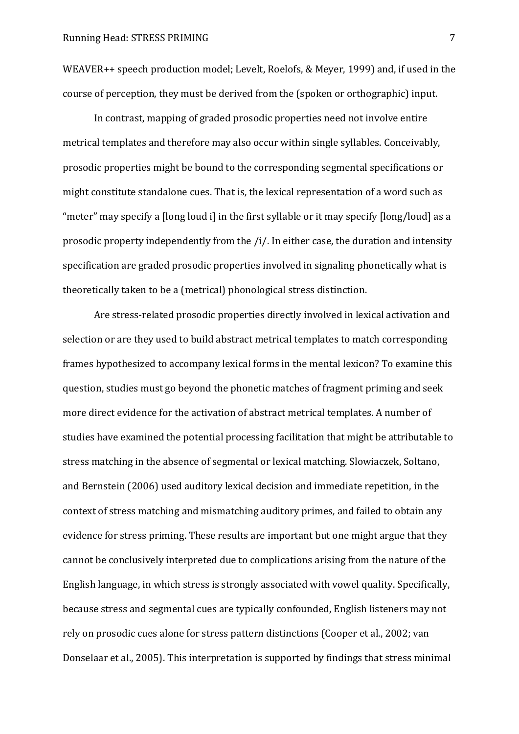WEAVER++ speech production model; Levelt, Roelofs, & Meyer, 1999) and, if used in the course of perception, they must be derived from the (spoken or orthographic) input.

In contrast, mapping of graded prosodic properties need not involve entire metrical templates and therefore may also occur within single syllables. Conceivably, prosodic properties might be bound to the corresponding segmental specifications or might constitute standalone cues. That is, the lexical representation of a word such as "meter" may specify a [long loud i] in the first syllable or it may specify [long/loud] as a prosodic property independently from the /i/. In either case, the duration and intensity specification are graded prosodic properties involved in signaling phonetically what is theoretically taken to be a (metrical) phonological stress distinction.

Are stress-related prosodic properties directly involved in lexical activation and selection or are they used to build abstract metrical templates to match corresponding frames hypothesized to accompany lexical forms in the mental lexicon? To examine this question, studies must go beyond the phonetic matches of fragment priming and seek more direct evidence for the activation of abstract metrical templates. A number of studies have examined the potential processing facilitation that might be attributable to stress matching in the absence of segmental or lexical matching. Slowiaczek, Soltano, and Bernstein (2006) used auditory lexical decision and immediate repetition, in the context of stress matching and mismatching auditory primes, and failed to obtain any evidence for stress priming. These results are important but one might argue that they cannot be conclusively interpreted due to complications arising from the nature of the English language, in which stress is strongly associated with vowel quality. Specifically, because stress and segmental cues are typically confounded, English listeners may not rely on prosodic cues alone for stress pattern distinctions (Cooper et al., 2002; van Donselaar et al., 2005). This interpretation is supported by findings that stress minimal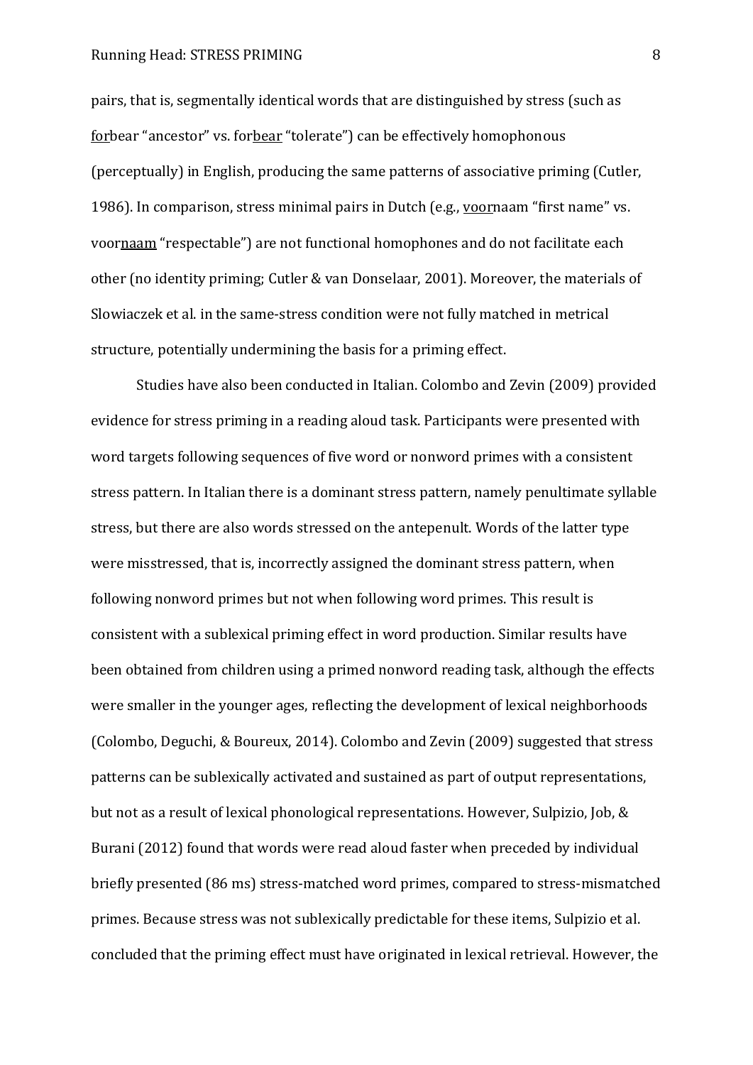pairs, that is, segmentally identical words that are distinguished by stress (such as <u>for</u>bear "ancestor" vs. for<u>bear</u> "tolerate") can be effectively homophonous (perceptually) in English, producing the same patterns of associative priming (Cutler, 1986). In comparison, stress minimal pairs in Dutch (e.g., <u>voor</u>naam "first name" vs. voor<u>naam</u> "respectable") are not functional homophones and do not facilitate each other (no identity priming; Cutler & van Donselaar, 2001). Moreover, the materials of Slowiaczek et al. in the same-stress condition were not fully matched in metrical structure, potentially undermining the basis for a priming effect.

Studies have also been conducted in Italian. Colombo and Zevin (2009) provided evidence for stress priming in a reading aloud task. Participants were presented with word targets following sequences of five word or nonword primes with a consistent stress pattern. In Italian there is a dominant stress pattern, namely penultimate syllable stress, but there are also words stressed on the antepenult. Words of the latter type were misstressed, that is, incorrectly assigned the dominant stress pattern, when following nonword primes but not when following word primes. This result is consistent with a sublexical priming effect in word production. Similar results have been obtained from children using a primed nonword reading task, although the effects were smaller in the younger ages, reflecting the development of lexical neighborhoods (Colombo, Deguchi, & Boureux, 2014). Colombo and Zevin (2009) suggested that stress patterns can be sublexically activated and sustained as part of output representations, but not as a result of lexical phonological representations. However, Sulpizio, Job, & Burani (2012) found that words were read aloud faster when preceded by individual briefly presented (86 ms) stress-matched word primes, compared to stress-mismatched primes. Because stress was not sublexically predictable for these items, Sulpizio et al. concluded that the priming effect must have originated in lexical retrieval. However, the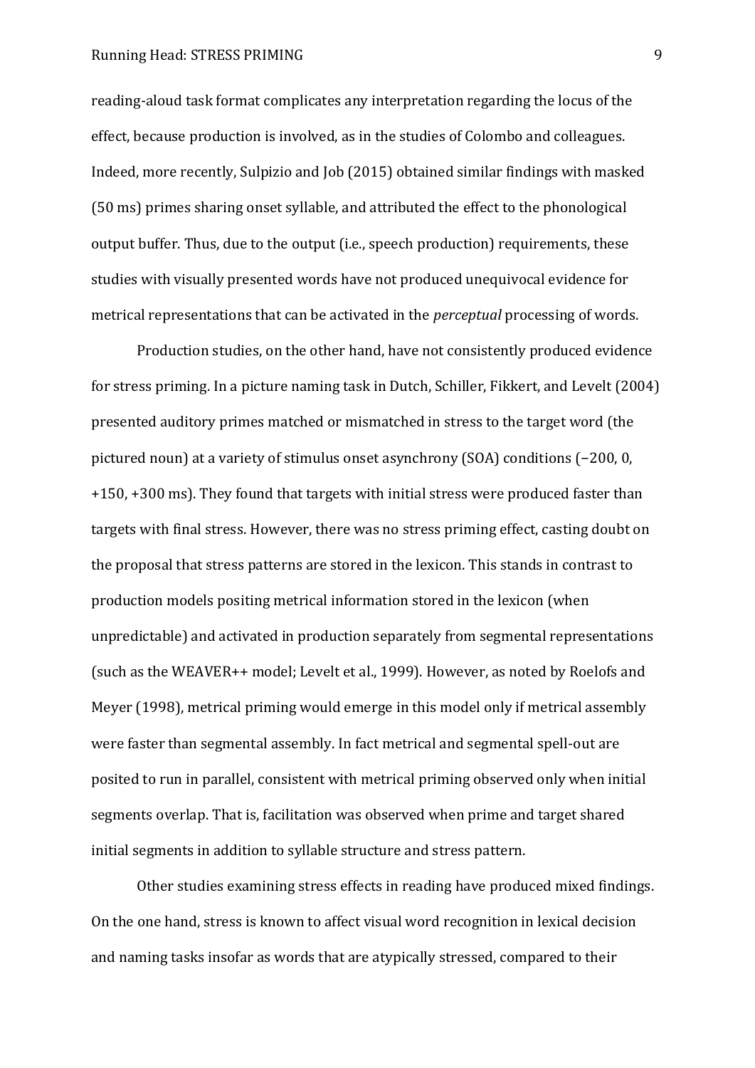reading-aloud task format complicates any interpretation regarding the locus of the effect, because production is involved, as in the studies of Colombo and colleagues. Indeed, more recently, Sulpizio and Job (2015) obtained similar findings with masked (50 ms) primes sharing onset syllable, and attributed the effect to the phonological output buffer. Thus, due to the output (i.e., speech production) requirements, these studies with visually presented words have not produced unequivocal evidence for metrical representations that can be activated in the *perceptual* processing of words.

Production studies, on the other hand, have not consistently produced evidence for stress priming. In a picture naming task in Dutch, Schiller, Fikkert, and Levelt (2004) presented auditory primes matched or mismatched in stress to the target word (the pictured noun) at a variety of stimulus onset asynchrony (SOA) conditions (−200, 0, +150, +300 ms). They found that targets with initial stress were produced faster than targets with final stress. However, there was no stress priming effect, casting doubt on the proposal that stress patterns are stored in the lexicon. This stands in contrast to production models positing metrical information stored in the lexicon (when unpredictable) and activated in production separately from segmental representations (such as the WEAVER++ model; Levelt et al., 1999). However, as noted by Roelofs and Meyer (1998), metrical priming would emerge in this model only if metrical assembly were faster than segmental assembly. In fact metrical and segmental spell-out are posited to run in parallel, consistent with metrical priming observed only when initial segments overlap. That is, facilitation was observed when prime and target shared initial segments in addition to syllable structure and stress pattern.

Other studies examining stress effects in reading have produced mixed findings. On the one hand, stress is known to affect visual word recognition in lexical decision and naming tasks insofar as words that are atypically stressed, compared to their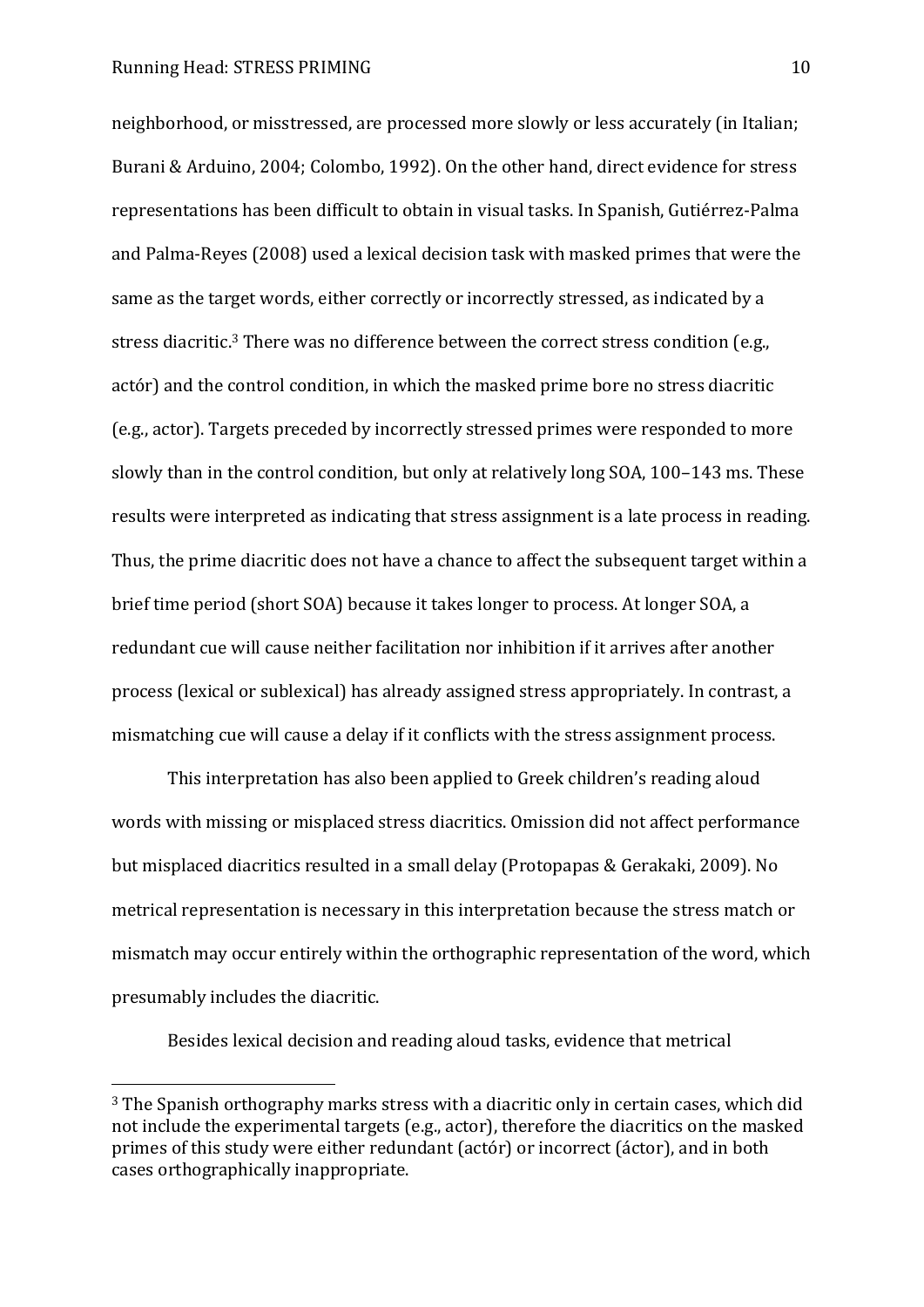neighborhood, or misstressed, are processed more slowly or less accurately (in Italian; Burani & Arduino, 2004; Colombo, 1992). On the other hand, direct evidence for stress representations has been difficult to obtain in visual tasks. In Spanish, Gutiérrez-Palma and Palma-Reyes (2008) used a lexical decision task with masked primes that were the same as the target words, either correctly or incorrectly stressed, as indicated by a stress diacritic.[3] There was no difference between the correct stress condition (e.g., actór) and the control condition, in which the masked prime bore no stress diacritic (e.g., actor). Targets preceded by incorrectly stressed primes were responded to more slowly than in the control condition, but only at relatively long SOA, 100–143 ms. These results were interpreted as indicating that stress assignment is a late process in reading. Thus, the prime diacritic does not have a chance to affect the subsequent target within a brief time period (short SOA) because it takes longer to process. At longer SOA, a redundant cue will cause neither facilitation nor inhibition if it arrives after another process (lexical or sublexical) has already assigned stress appropriately. In contrast, a mismatching cue will cause a delay if it conflicts with the stress assignment process.

This interpretation has also been applied to Greek children's reading aloud words with missing or misplaced stress diacritics. Omission did not affect performance but misplaced diacritics resulted in a small delay (Protopapas & Gerakaki, 2009). No metrical representation is necessary in this interpretation because the stress match or mismatch may occur entirely within the orthographic representation of the word, which presumably includes the diacritic.

Besides lexical decision and reading aloud tasks, evidence that metrical

[3] The Spanish orthography marks stress with a diacritic only in certain cases, which did not include the experimental targets (e.g., actor), therefore the diacritics on the masked primes of this study were either redundant (actór) or incorrect (áctor), and in both cases orthographically inappropriate.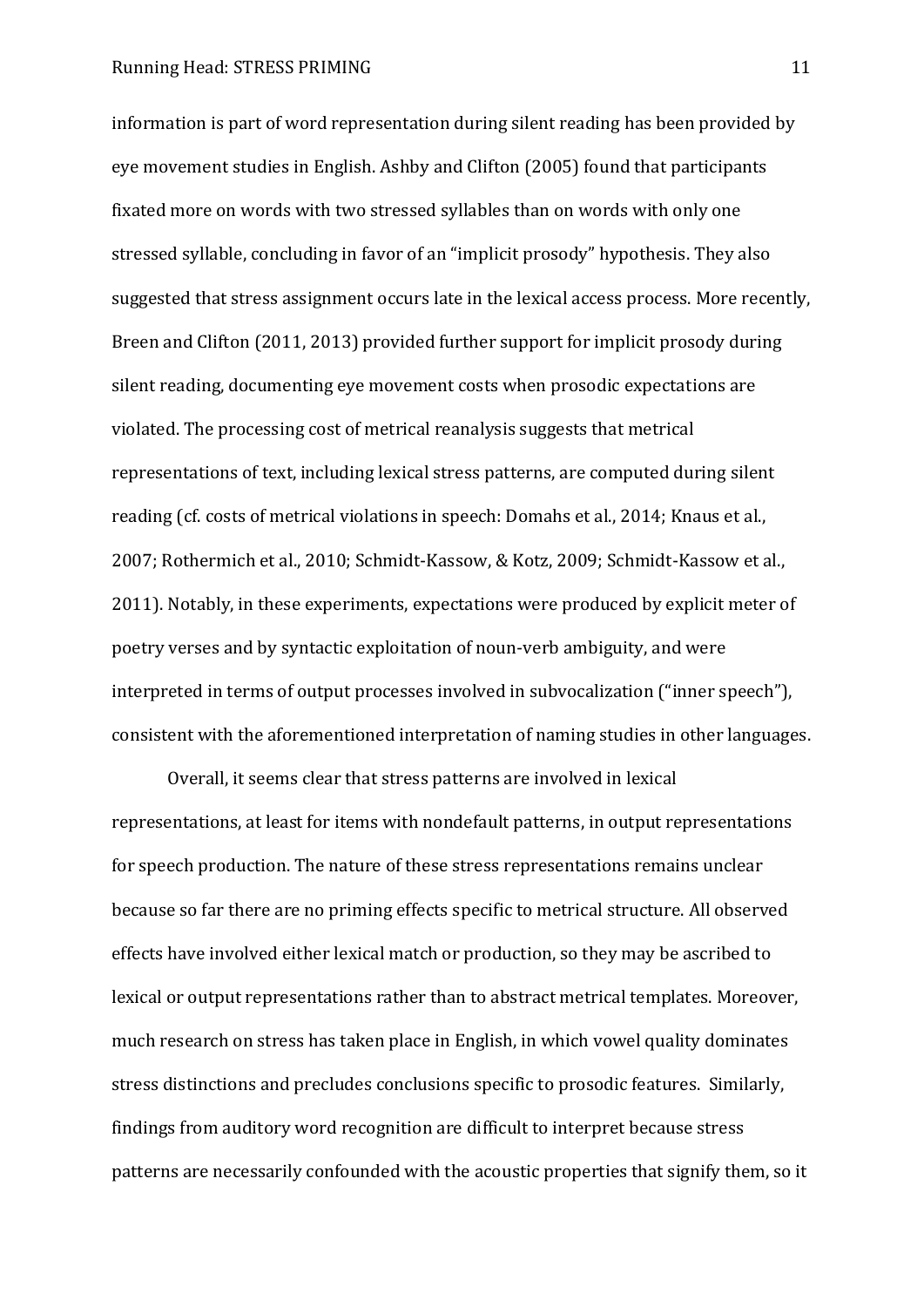information is part of word representation during silent reading has been provided by eye movement studies in English. Ashby and Clifton (2005) found that participants fixated more on words with two stressed syllables than on words with only one stressed syllable, concluding in favor of an "implicit prosody" hypothesis. They also suggested that stress assignment occurs late in the lexical access process. More recently, Breen and Clifton (2011, 2013) provided further support for implicit prosody during silent reading, documenting eye movement costs when prosodic expectations are violated. The processing cost of metrical reanalysis suggests that metrical representations of text, including lexical stress patterns, are computed during silent reading (cf. costs of metrical violations in speech: Domahs et al., 2014; Knaus et al., 2007; Rothermich et al., 2010; Schmidt-Kassow, & Kotz, 2009; Schmidt-Kassow et al., 2011). Notably, in these experiments, expectations were produced by explicit meter of poetry verses and by syntactic exploitation of noun-verb ambiguity, and were interpreted in terms of output processes involved in subvocalization ("inner speech"), consistent with the aforementioned interpretation of naming studies in other languages.

Overall, it seems clear that stress patterns are involved in lexical representations, at least for items with nondefault patterns, in output representations for speech production. The nature of these stress representations remains unclear because so far there are no priming effects specific to metrical structure. All observed effects have involved either lexical match or production, so they may be ascribed to lexical or output representations rather than to abstract metrical templates. Moreover, much research on stress has taken place in English, in which vowel quality dominates stress distinctions and precludes conclusions specific to prosodic features. Similarly, findings from auditory word recognition are difficult to interpret because stress patterns are necessarily confounded with the acoustic properties that signify them, so it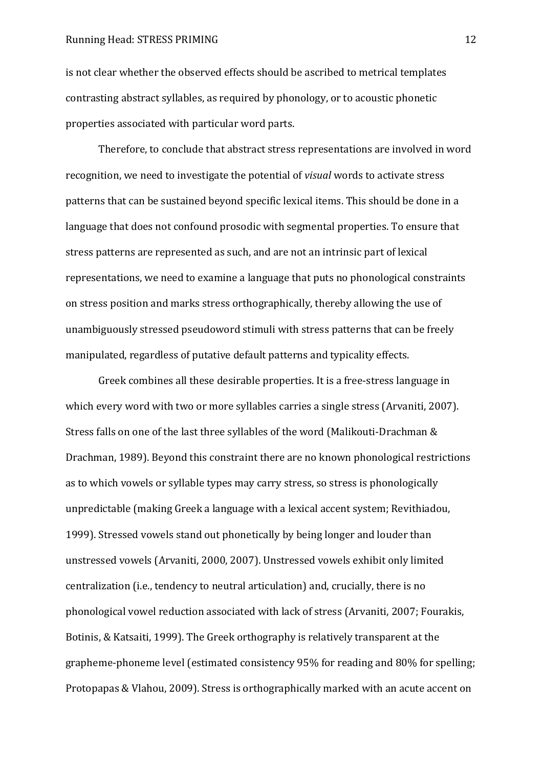is not clear whether the observed effects should be ascribed to metrical templates contrasting abstract syllables, as required by phonology, or to acoustic phonetic properties associated with particular word parts.

Therefore, to conclude that abstract stress representations are involved in word recognition, we need to investigate the potential of *visual* words to activate stress patterns that can be sustained beyond specific lexical items. This should be done in a language that does not confound prosodic with segmental properties. To ensure that stress patterns are represented as such, and are not an intrinsic part of lexical representations, we need to examine a language that puts no phonological constraints on stress position and marks stress orthographically, thereby allowing the use of unambiguously stressed pseudoword stimuli with stress patterns that can be freely manipulated, regardless of putative default patterns and typicality effects.

Greek combines all these desirable properties. It is a free-stress language in which every word with two or more syllables carries a single stress (Arvaniti, 2007). Stress falls on one of the last three syllables of the word (Malikouti-Drachman & Drachman, 1989). Beyond this constraint there are no known phonological restrictions as to which vowels or syllable types may carry stress, so stress is phonologically unpredictable (making Greek a language with a lexical accent system; Revithiadou, 1999). Stressed vowels stand out phonetically by being longer and louder than unstressed vowels (Arvaniti, 2000, 2007). Unstressed vowels exhibit only limited centralization (i.e., tendency to neutral articulation) and, crucially, there is no phonological vowel reduction associated with lack of stress (Arvaniti, 2007; Fourakis, Botinis, & Katsaiti, 1999). The Greek orthography is relatively transparent at the grapheme-phoneme level (estimated consistency 95% for reading and 80% for spelling; Protopapas & Vlahou, 2009). Stress is orthographically marked with an acute accent on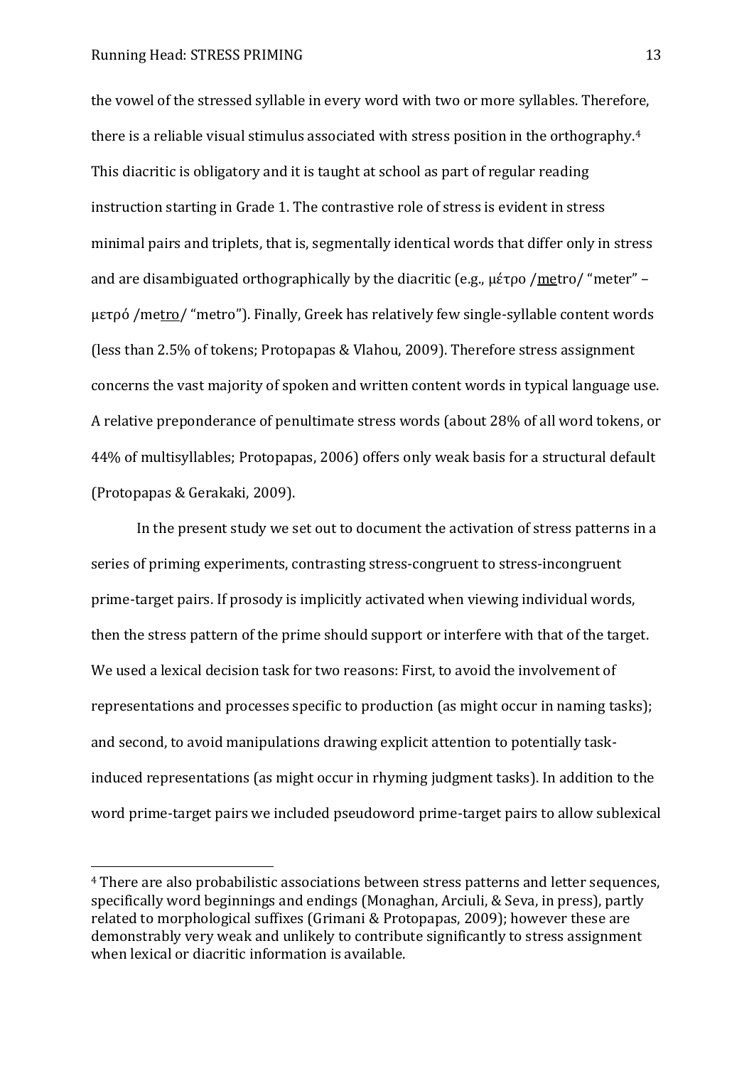the vowel of the stressed syllable in every word with two or more syllables. Therefore, there is a reliable visual stimulus associated with stress position in the orthography.[4] This diacritic is obligatory and it is taught at school as part of regular reading instruction starting in Grade 1. The contrastive role of stress is evident in stress minimal pairs and triplets, that is, segmentally identical words that differ only in stress and are disambiguated orthographically by the diacritic (e.g., μέτρο /<u>me</u>tro/ "meter" – μετρό /me<u>tro</u>/ "metro"). Finally, Greek has relatively few single-syllable content words (less than 2.5% of tokens; Protopapas & Vlahou, 2009). Therefore stress assignment concerns the vast majority of spoken and written content words in typical language use. A relative preponderance of penultimate stress words (about 28% of all word tokens, or 44% of multisyllables; Protopapas, 2006) offers only weak basis for a structural default (Protopapas & Gerakaki, 2009).

In the present study we set out to document the activation of stress patterns in a series of priming experiments, contrasting stress-congruent to stress-incongruent prime-target pairs. If prosody is implicitly activated when viewing individual words, then the stress pattern of the prime should support or interfere with that of the target. We used a lexical decision task for two reasons: First, to avoid the involvement of representations and processes specific to production (as might occur in naming tasks); and second, to avoid manipulations drawing explicit attention to potentially task-induced representations (as might occur in rhyming judgment tasks). In addition to the word prime-target pairs we included pseudoword prime-target pairs to allow sublexical

---

[4] There are also probabilistic associations between stress patterns and letter sequences, specifically word beginnings and endings (Monaghan, Arciuli, & Seva, in press), partly related to morphological suffixes (Grimani & Protopapas, 2009); however these are demonstrably very weak and unlikely to contribute significantly to stress assignment when lexical or diacritic information is available.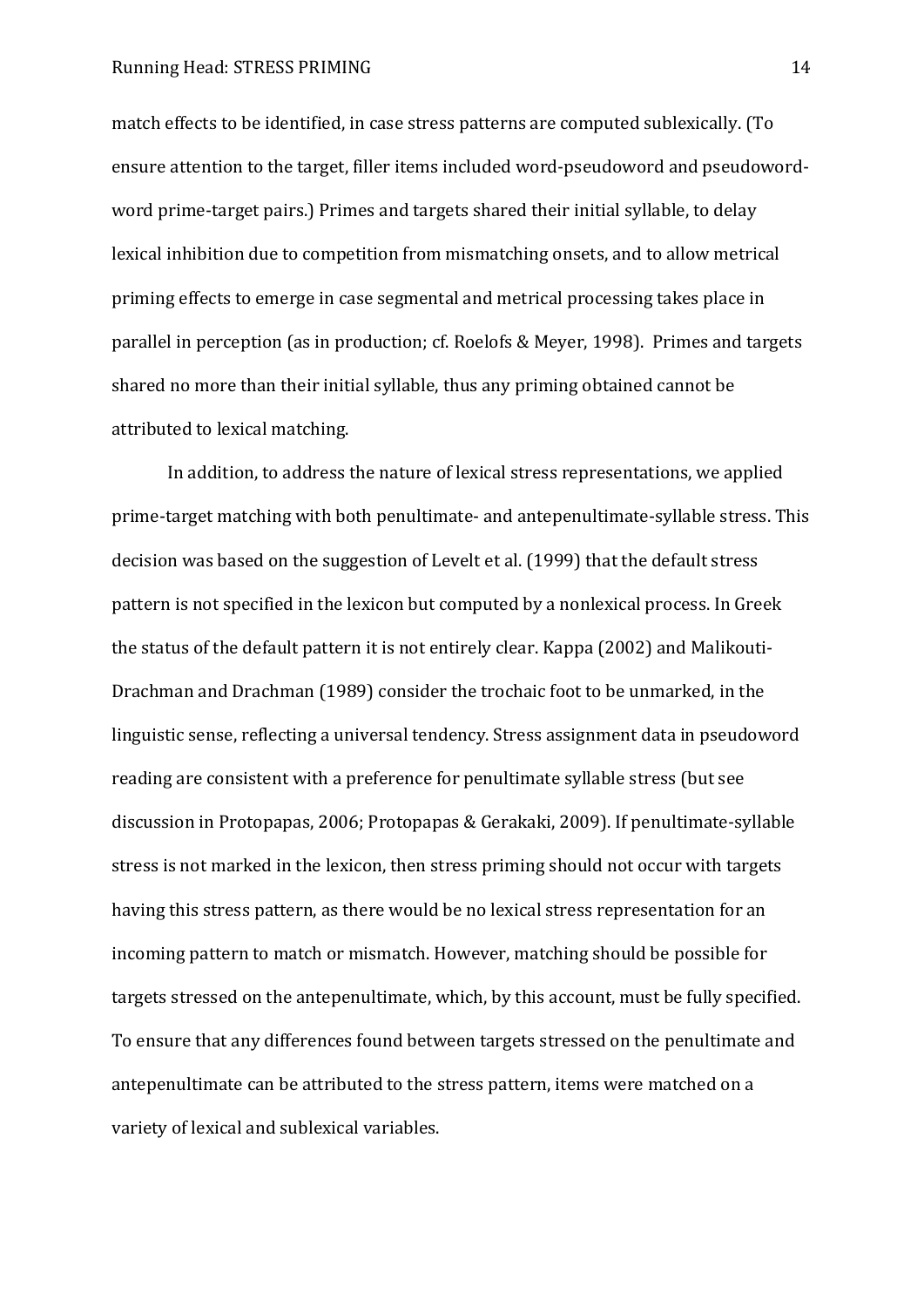match effects to be identified, in case stress patterns are computed sublexically. (To ensure attention to the target, filler items included word-pseudoword and pseudoword-word prime-target pairs.) Primes and targets shared their initial syllable, to delay lexical inhibition due to competition from mismatching onsets, and to allow metrical priming effects to emerge in case segmental and metrical processing takes place in parallel in perception (as in production; cf. Roelofs & Meyer, 1998). Primes and targets shared no more than their initial syllable, thus any priming obtained cannot be attributed to lexical matching.

In addition, to address the nature of lexical stress representations, we applied prime-target matching with both penultimate- and antepenultimate-syllable stress. This decision was based on the suggestion of Levelt et al. (1999) that the default stress pattern is not specified in the lexicon but computed by a nonlexical process. In Greek the status of the default pattern it is not entirely clear. Kappa (2002) and Malikouti-Drachman and Drachman (1989) consider the trochaic foot to be unmarked, in the linguistic sense, reflecting a universal tendency. Stress assignment data in pseudoword reading are consistent with a preference for penultimate syllable stress (but see discussion in Protopapas, 2006; Protopapas & Gerakaki, 2009). If penultimate-syllable stress is not marked in the lexicon, then stress priming should not occur with targets having this stress pattern, as there would be no lexical stress representation for an incoming pattern to match or mismatch. However, matching should be possible for targets stressed on the antepenultimate, which, by this account, must be fully specified. To ensure that any differences found between targets stressed on the penultimate and antepenultimate can be attributed to the stress pattern, items were matched on a variety of lexical and sublexical variables.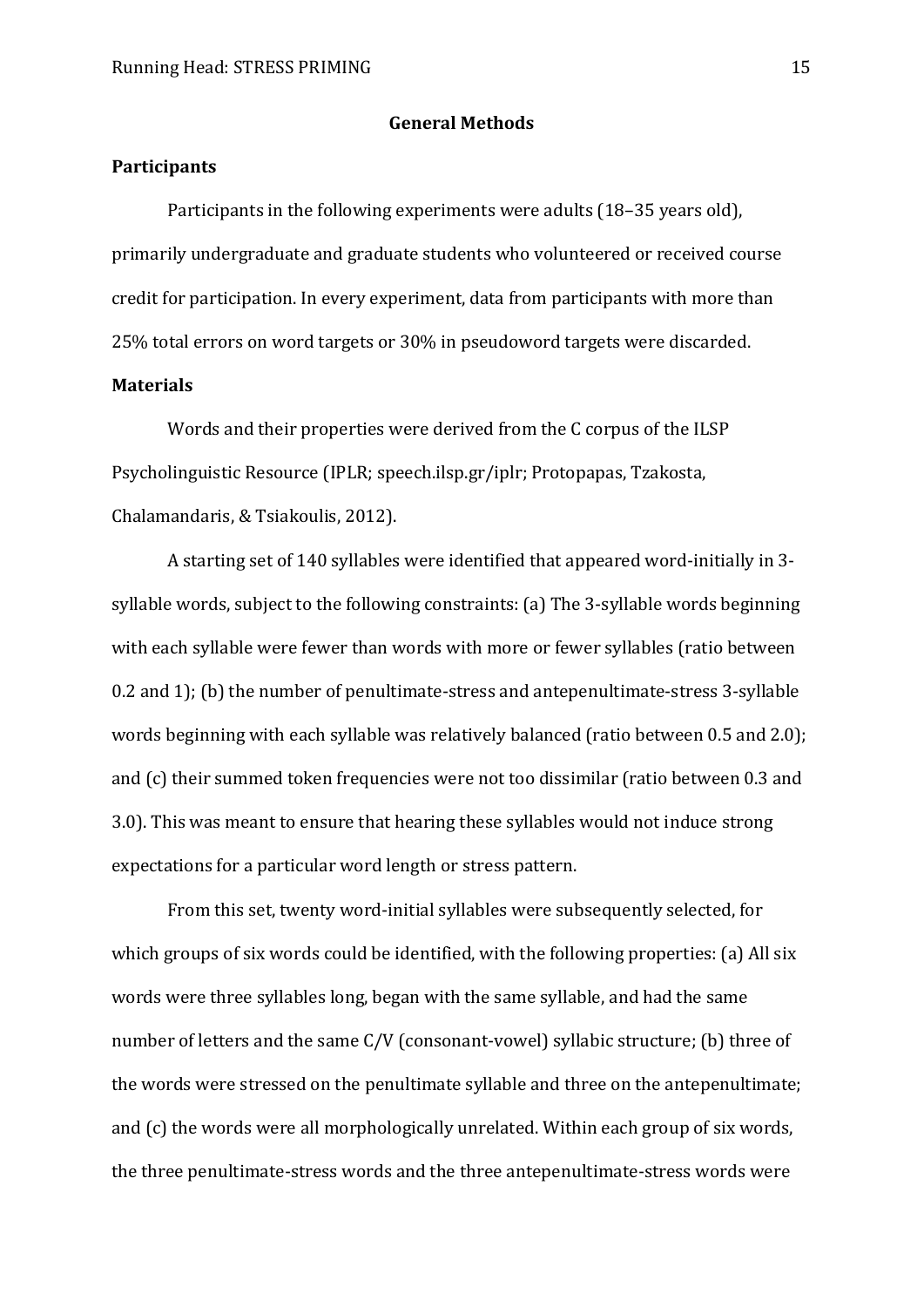## General Methods

### Participants

Participants in the following experiments were adults (18–35 years old), primarily undergraduate and graduate students who volunteered or received course credit for participation. In every experiment, data from participants with more than 25% total errors on word targets or 30% in pseudoword targets were discarded.

### Materials

Words and their properties were derived from the C corpus of the ILSP Psycholinguistic Resource (IPLR; speech.ilsp.gr/iplr; Protopapas, Tzakosta, Chalamandaris, & Tsiakoulis, 2012).

A starting set of 140 syllables were identified that appeared word-initially in 3-syllable words, subject to the following constraints: (a) The 3-syllable words beginning with each syllable were fewer than words with more or fewer syllables (ratio between 0.2 and 1); (b) the number of penultimate-stress and antepenultimate-stress 3-syllable words beginning with each syllable was relatively balanced (ratio between 0.5 and 2.0); and (c) their summed token frequencies were not too dissimilar (ratio between 0.3 and 3.0). This was meant to ensure that hearing these syllables would not induce strong expectations for a particular word length or stress pattern.

From this set, twenty word-initial syllables were subsequently selected, for which groups of six words could be identified, with the following properties: (a) All six words were three syllables long, began with the same syllable, and had the same number of letters and the same C/V (consonant-vowel) syllabic structure; (b) three of the words were stressed on the penultimate syllable and three on the antepenultimate; and (c) the words were all morphologically unrelated. Within each group of six words, the three penultimate-stress words and the three antepenultimate-stress words were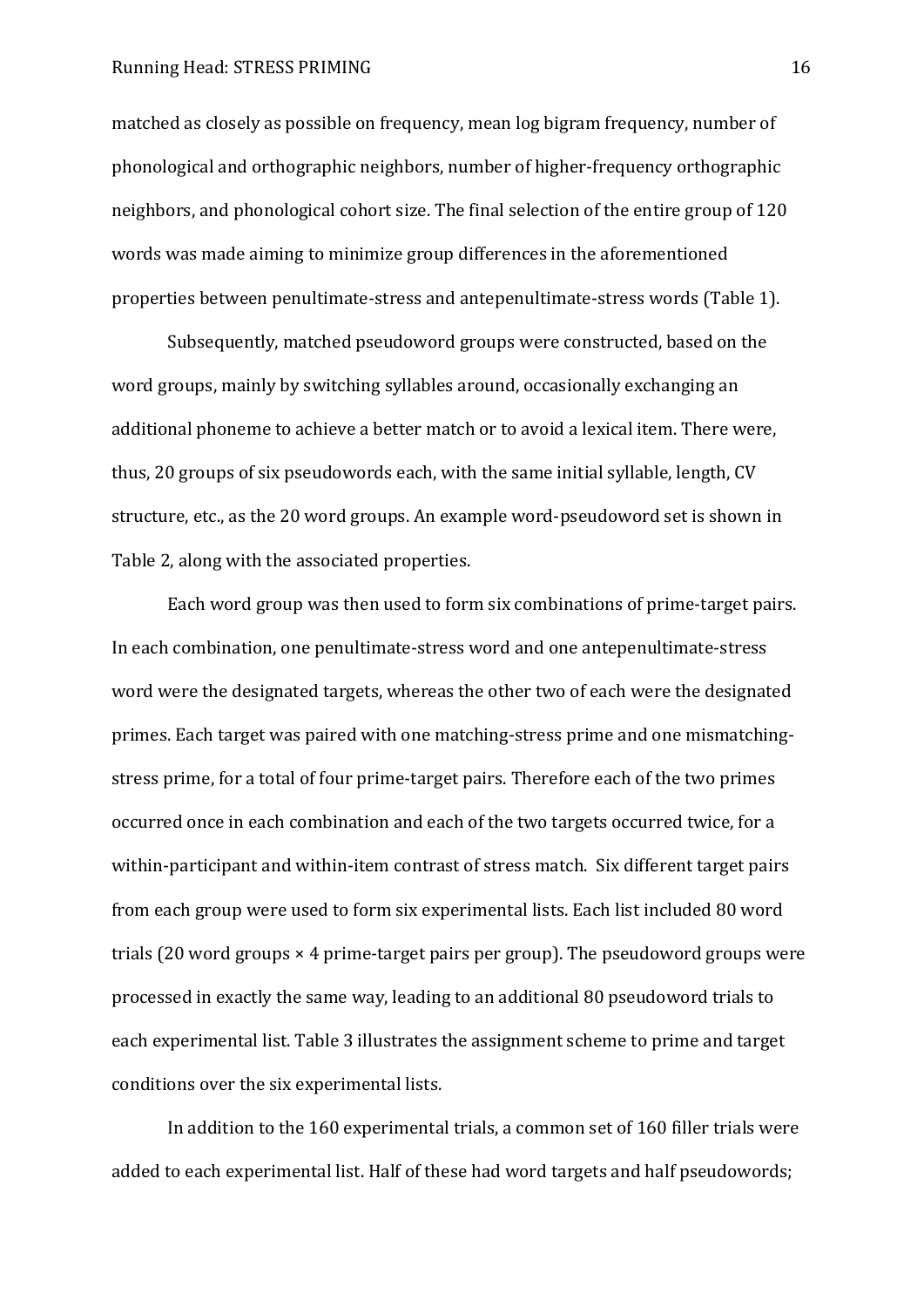matched as closely as possible on frequency, mean log bigram frequency, number of phonological and orthographic neighbors, number of higher-frequency orthographic neighbors, and phonological cohort size. The final selection of the entire group of 120 words was made aiming to minimize group differences in the aforementioned properties between penultimate-stress and antepenultimate-stress words (Table 1).

Subsequently, matched pseudoword groups were constructed, based on the word groups, mainly by switching syllables around, occasionally exchanging an additional phoneme to achieve a better match or to avoid a lexical item. There were, thus, 20 groups of six pseudowords each, with the same initial syllable, length, CV structure, etc., as the 20 word groups. An example word-pseudoword set is shown in Table 2, along with the associated properties.

Each word group was then used to form six combinations of prime-target pairs. In each combination, one penultimate-stress word and one antepenultimate-stress word were the designated targets, whereas the other two of each were the designated primes. Each target was paired with one matching-stress prime and one mismatching-stress prime, for a total of four prime-target pairs. Therefore each of the two primes occurred once in each combination and each of the two targets occurred twice, for a within-participant and within-item contrast of stress match. Six different target pairs from each group were used to form six experimental lists. Each list included 80 word trials (20 word groups × 4 prime-target pairs per group). The pseudoword groups were processed in exactly the same way, leading to an additional 80 pseudoword trials to each experimental list. Table 3 illustrates the assignment scheme to prime and target conditions over the six experimental lists.

In addition to the 160 experimental trials, a common set of 160 filler trials were added to each experimental list. Half of these had word targets and half pseudowords;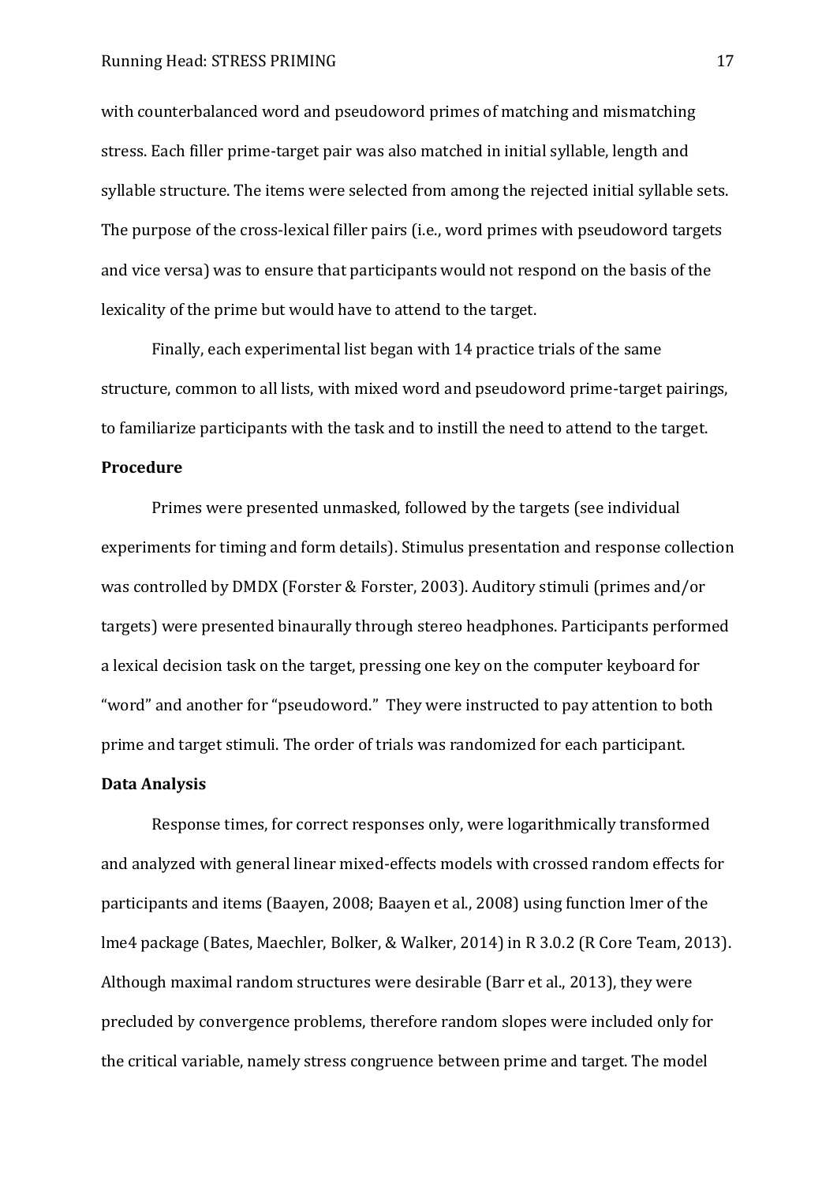with counterbalanced word and pseudoword primes of matching and mismatching stress. Each filler prime-target pair was also matched in initial syllable, length and syllable structure. The items were selected from among the rejected initial syllable sets. The purpose of the cross-lexical filler pairs (i.e., word primes with pseudoword targets and vice versa) was to ensure that participants would not respond on the basis of the lexicality of the prime but would have to attend to the target.

Finally, each experimental list began with 14 practice trials of the same structure, common to all lists, with mixed word and pseudoword prime-target pairings, to familiarize participants with the task and to instill the need to attend to the target.

**Procedure**

Primes were presented unmasked, followed by the targets (see individual experiments for timing and form details). Stimulus presentation and response collection was controlled by DMDX (Forster & Forster, 2003). Auditory stimuli (primes and/or targets) were presented binaurally through stereo headphones. Participants performed a lexical decision task on the target, pressing one key on the computer keyboard for "word" and another for "pseudoword." They were instructed to pay attention to both prime and target stimuli. The order of trials was randomized for each participant.

**Data Analysis**

Response times, for correct responses only, were logarithmically transformed and analyzed with general linear mixed-effects models with crossed random effects for participants and items (Baayen, 2008; Baayen et al., 2008) using function lmer of the lme4 package (Bates, Maechler, Bolker, & Walker, 2014) in R 3.0.2 (R Core Team, 2013). Although maximal random structures were desirable (Barr et al., 2013), they were precluded by convergence problems, therefore random slopes were included only for the critical variable, namely stress congruence between prime and target. The model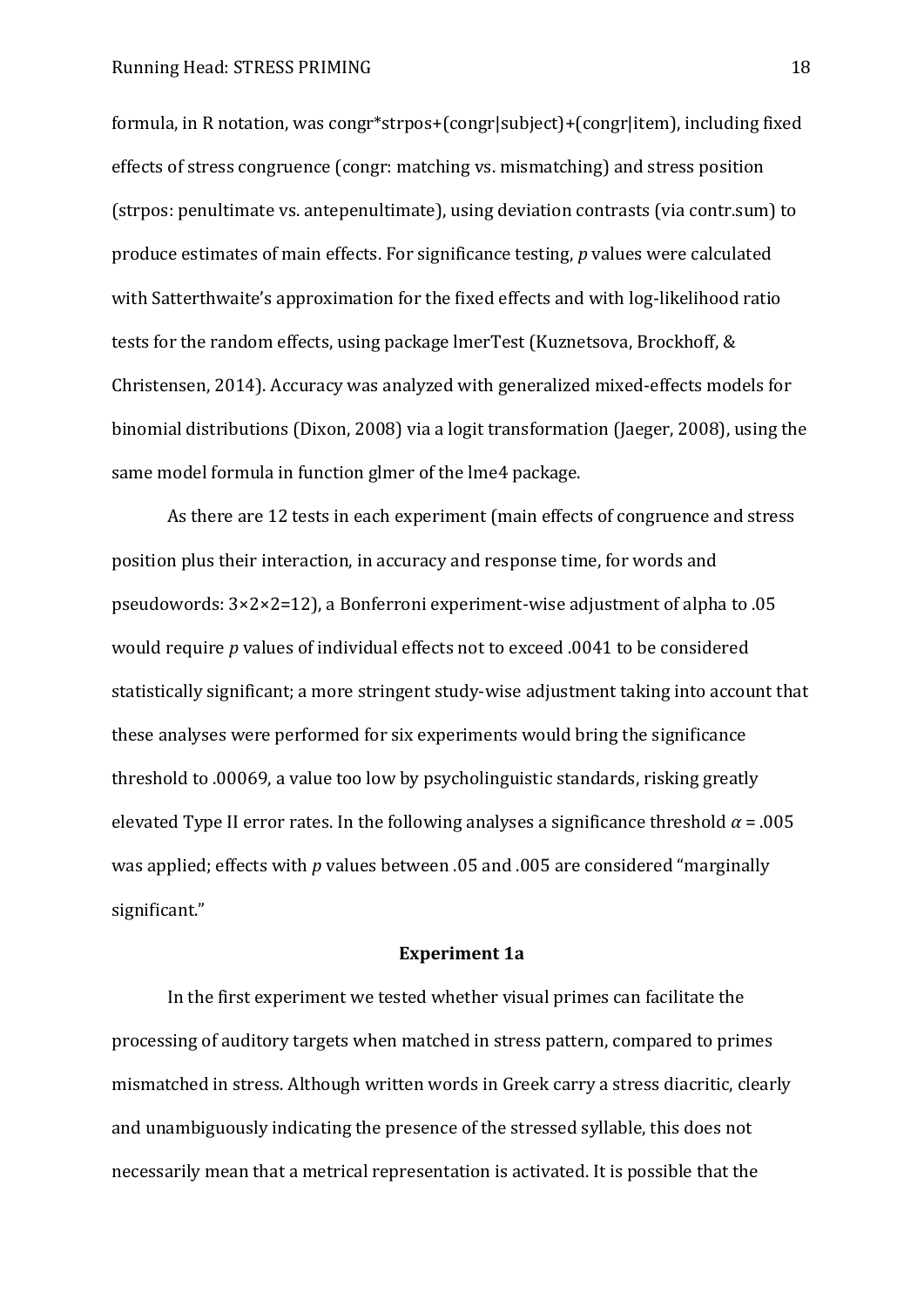formula, in R notation, was congr*strpos+(congr|subject)+(congr|item), including fixed effects of stress congruence (congr: matching vs. mismatching) and stress position (strpos: penultimate vs. antepenultimate), using deviation contrasts (via contr.sum) to produce estimates of main effects. For significance testing, *p* values were calculated with Satterthwaite's approximation for the fixed effects and with log-likelihood ratio tests for the random effects, using package lmerTest (Kuznetsova, Brockhoff, & Christensen, 2014). Accuracy was analyzed with generalized mixed-effects models for binomial distributions (Dixon, 2008) via a logit transformation (Jaeger, 2008), using the same model formula in function glmer of the lme4 package.

As there are 12 tests in each experiment (main effects of congruence and stress position plus their interaction, in accuracy and response time, for words and pseudowords: $3 \times 2 \times 2 = 12$), a Bonferroni experiment-wise adjustment of alpha to .05 would require *p* values of individual effects not to exceed .0041 to be considered statistically significant; a more stringent study-wise adjustment taking into account that these analyses were performed for six experiments would bring the significance threshold to .00069, a value too low by psycholinguistic standards, risking greatly elevated Type II error rates. In the following analyses a significance threshold $\alpha = .005$ was applied; effects with *p* values between .05 and .005 are considered "marginally significant."

## Experiment 1a

In the first experiment we tested whether visual primes can facilitate the processing of auditory targets when matched in stress pattern, compared to primes mismatched in stress. Although written words in Greek carry a stress diacritic, clearly and unambiguously indicating the presence of the stressed syllable, this does not necessarily mean that a metrical representation is activated. It is possible that the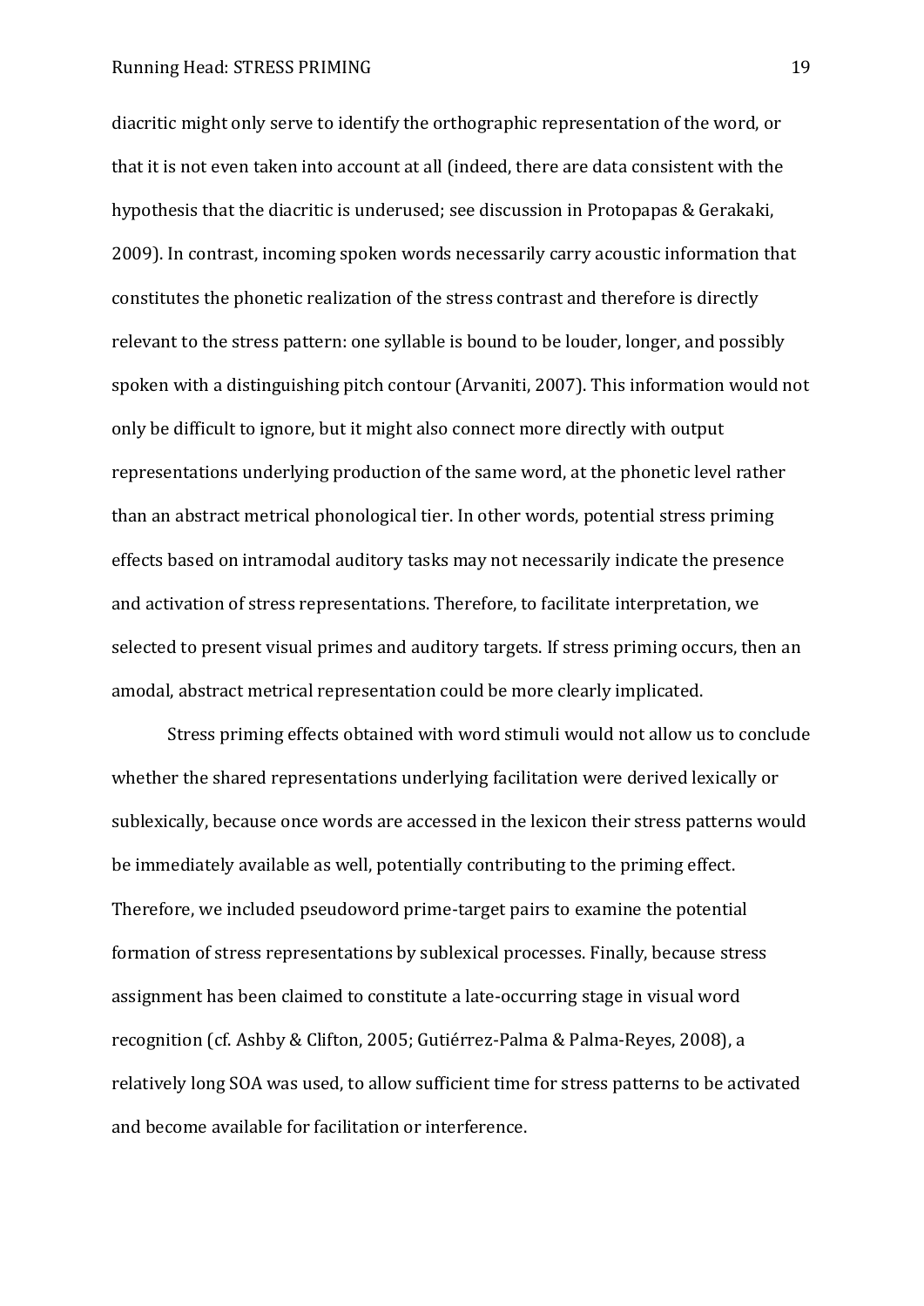diacritic might only serve to identify the orthographic representation of the word, or that it is not even taken into account at all (indeed, there are data consistent with the hypothesis that the diacritic is underused; see discussion in Protopapas & Gerakaki, 2009). In contrast, incoming spoken words necessarily carry acoustic information that constitutes the phonetic realization of the stress contrast and therefore is directly relevant to the stress pattern: one syllable is bound to be louder, longer, and possibly spoken with a distinguishing pitch contour (Arvaniti, 2007). This information would not only be difficult to ignore, but it might also connect more directly with output representations underlying production of the same word, at the phonetic level rather than an abstract metrical phonological tier. In other words, potential stress priming effects based on intramodal auditory tasks may not necessarily indicate the presence and activation of stress representations. Therefore, to facilitate interpretation, we selected to present visual primes and auditory targets. If stress priming occurs, then an amodal, abstract metrical representation could be more clearly implicated.

Stress priming effects obtained with word stimuli would not allow us to conclude whether the shared representations underlying facilitation were derived lexically or sublexically, because once words are accessed in the lexicon their stress patterns would be immediately available as well, potentially contributing to the priming effect. Therefore, we included pseudoword prime-target pairs to examine the potential formation of stress representations by sublexical processes. Finally, because stress assignment has been claimed to constitute a late-occurring stage in visual word recognition (cf. Ashby & Clifton, 2005; Gutiérrez-Palma & Palma-Reyes, 2008), a relatively long SOA was used, to allow sufficient time for stress patterns to be activated and become available for facilitation or interference.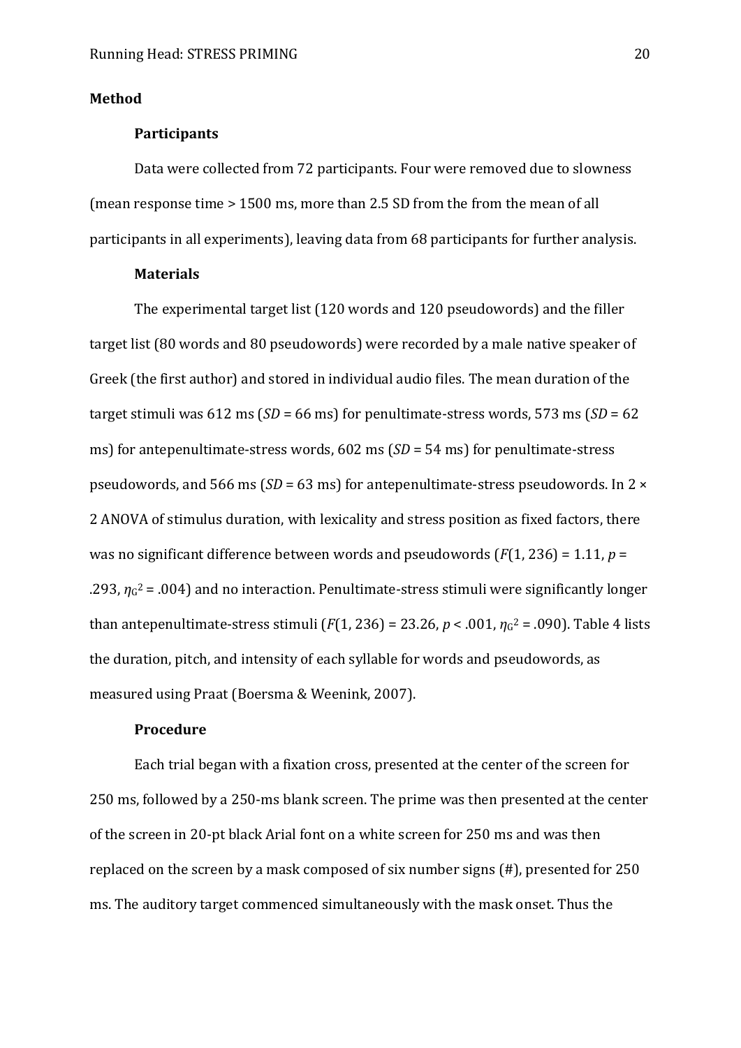## Method

### Participants

Data were collected from 72 participants. Four were removed due to slowness (mean response time > 1500 ms, more than 2.5 SD from the from the mean of all participants in all experiments), leaving data from 68 participants for further analysis.

### Materials

The experimental target list (120 words and 120 pseudowords) and the filler target list (80 words and 80 pseudowords) were recorded by a male native speaker of Greek (the first author) and stored in individual audio files. The mean duration of the target stimuli was 612 ms (*SD* = 66 ms) for penultimate-stress words, 573 ms (*SD* = 62 ms) for antepenultimate-stress words, 602 ms (*SD* = 54 ms) for penultimate-stress pseudowords, and 566 ms (*SD* = 63 ms) for antepenultimate-stress pseudowords. In 2 × 2 ANOVA of stimulus duration, with lexicality and stress position as fixed factors, there was no significant difference between words and pseudowords ($F(1, 236) = 1.11$, $p = .293$, $\eta_G^2 = .004$) and no interaction. Penultimate-stress stimuli were significantly longer than antepenultimate-stress stimuli ($F(1, 236) = 23.26$, $p < .001$, $\eta_G^2 = .090$). Table 4 lists the duration, pitch, and intensity of each syllable for words and pseudowords, as measured using Praat (Boersma & Weenink, 2007).

### Procedure

Each trial began with a fixation cross, presented at the center of the screen for 250 ms, followed by a 250-ms blank screen. The prime was then presented at the center of the screen in 20-pt black Arial font on a white screen for 250 ms and was then replaced on the screen by a mask composed of six number signs (#), presented for 250 ms. The auditory target commenced simultaneously with the mask onset. Thus the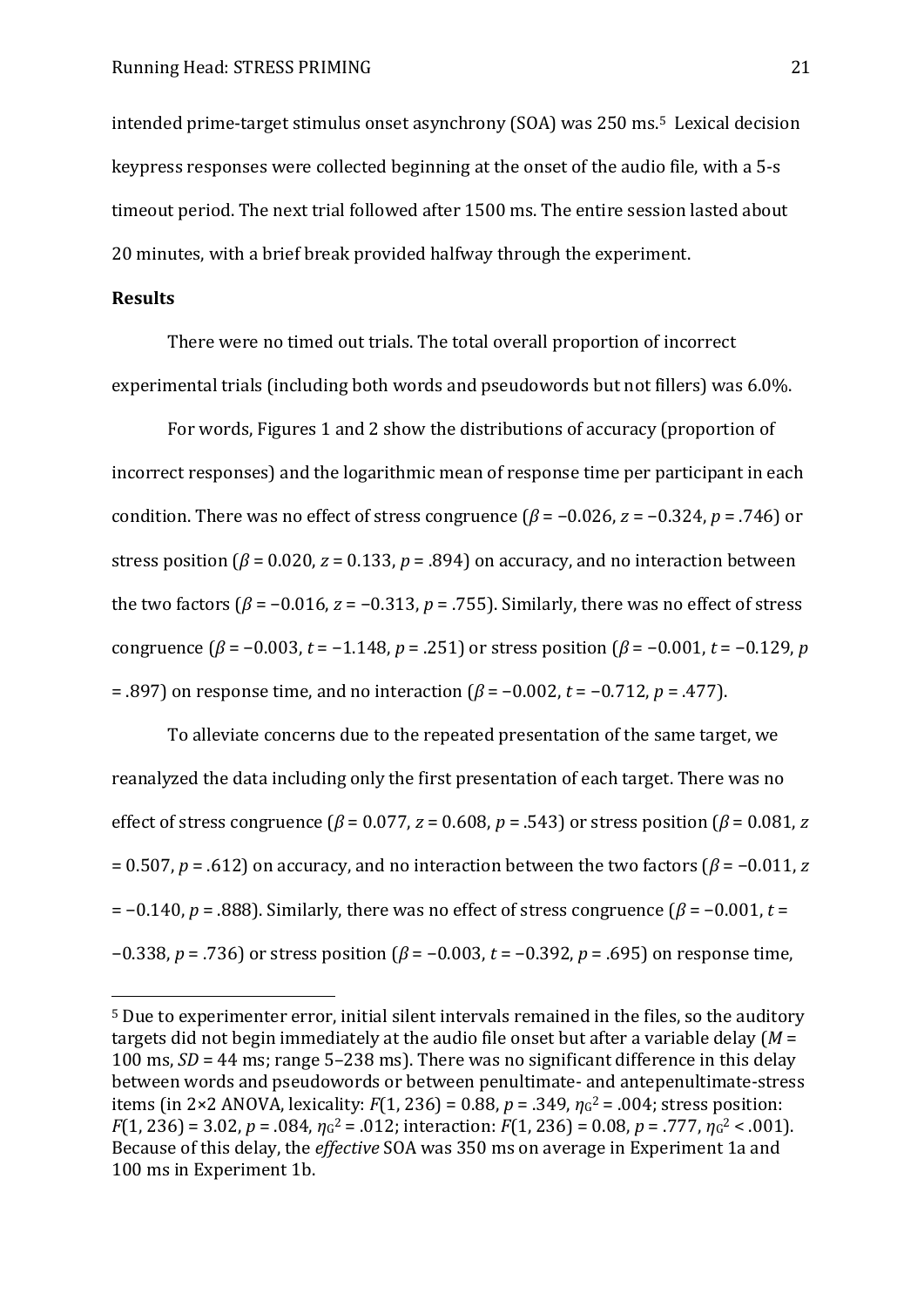intended prime-target stimulus onset asynchrony (SOA) was 250 ms.[5] Lexical decision keypress responses were collected beginning at the onset of the audio file, with a 5-s timeout period. The next trial followed after 1500 ms. The entire session lasted about 20 minutes, with a brief break provided halfway through the experiment.

**Results**

There were no timed out trials. The total overall proportion of incorrect experimental trials (including both words and pseudowords but not fillers) was 6.0%.

For words, Figures 1 and 2 show the distributions of accuracy (proportion of incorrect responses) and the logarithmic mean of response time per participant in each condition. There was no effect of stress congruence ($\beta = -0.026$, $z = -0.324$, $p = .746$) or stress position ($\beta = 0.020$, $z = 0.133$, $p = .894$) on accuracy, and no interaction between the two factors ($\beta = -0.016$, $z = -0.313$, $p = .755$). Similarly, there was no effect of stress congruence ($\beta = -0.003$, $t = -1.148$, $p = .251$) or stress position ($\beta = -0.001$, $t = -0.129$, $p = .897$) on response time, and no interaction ($\beta = -0.002$, $t = -0.712$, $p = .477$).

To alleviate concerns due to the repeated presentation of the same target, we reanalyzed the data including only the first presentation of each target. There was no effect of stress congruence ($\beta = 0.077$, $z = 0.608$, $p = .543$) or stress position ($\beta = 0.081$, $z = 0.507$, $p = .612$) on accuracy, and no interaction between the two factors ($\beta = -0.011$, $z = -0.140$, $p = .888$). Similarly, there was no effect of stress congruence ($\beta = -0.001$, $t = -0.338$, $p = .736$) or stress position ($\beta = -0.003$, $t = -0.392$, $p = .695$) on response time,

---

[5] Due to experimenter error, initial silent intervals remained in the files, so the auditory targets did not begin immediately at the audio file onset but after a variable delay ($M$ = 100 ms, $SD$ = 44 ms; range 5–238 ms). There was no significant difference in this delay between words and pseudowords or between penultimate- and antepenultimate-stress items (in 2×2 ANOVA, lexicality: $F(1, 236) = 0.88$, $p = .349$, $\eta_G^2 = .004$; stress position: $F(1, 236) = 3.02$, $p = .084$, $\eta_G^2 = .012$; interaction: $F(1, 236) = 0.08$, $p = .777$, $\eta_G^2 < .001$). Because of this delay, the *effective* SOA was 350 ms on average in Experiment 1a and 100 ms in Experiment 1b.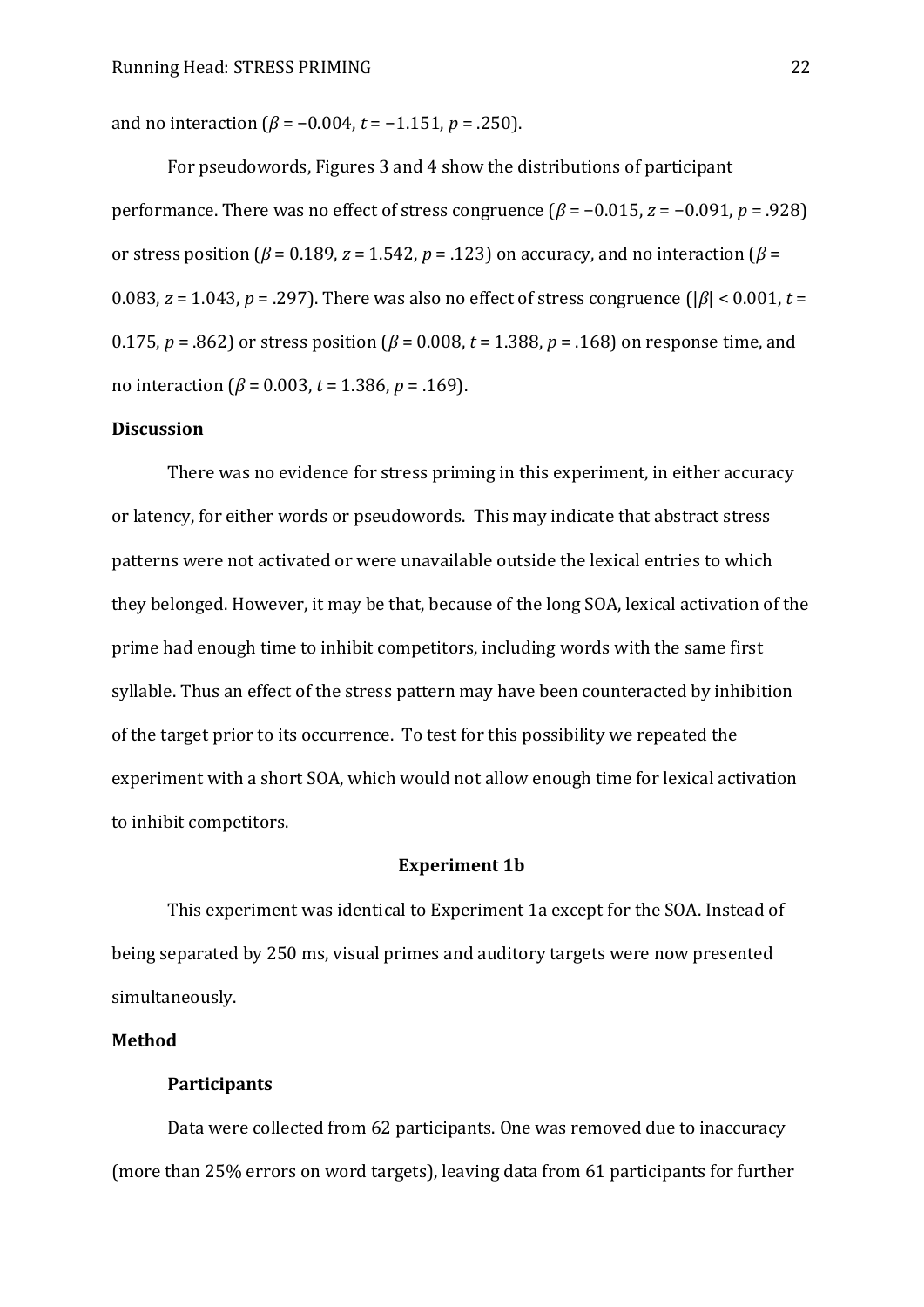and no interaction ($\beta = -0.004$, $t = -1.151$, $p = .250$).

For pseudowords, Figures 3 and 4 show the distributions of participant performance. There was no effect of stress congruence ($\beta = -0.015$, $z = -0.091$, $p = .928$) or stress position ($\beta = 0.189$, $z = 1.542$, $p = .123$) on accuracy, and no interaction ($\beta = 0.083$, $z = 1.043$, $p = .297$). There was also no effect of stress congruence ($|\beta| < 0.001$, $t = 0.175$, $p = .862$) or stress position ($\beta = 0.008$, $t = 1.388$, $p = .168$) on response time, and no interaction ($\beta = 0.003$, $t = 1.386$, $p = .169$).

**Discussion**

There was no evidence for stress priming in this experiment, in either accuracy or latency, for either words or pseudowords. This may indicate that abstract stress patterns were not activated or were unavailable outside the lexical entries to which they belonged. However, it may be that, because of the long SOA, lexical activation of the prime had enough time to inhibit competitors, including words with the same first syllable. Thus an effect of the stress pattern may have been counteracted by inhibition of the target prior to its occurrence. To test for this possibility we repeated the experiment with a short SOA, which would not allow enough time for lexical activation to inhibit competitors.

## Experiment 1b

This experiment was identical to Experiment 1a except for the SOA. Instead of being separated by 250 ms, visual primes and auditory targets were now presented simultaneously.

**Method**

**Participants**

Data were collected from 62 participants. One was removed due to inaccuracy (more than 25% errors on word targets), leaving data from 61 participants for further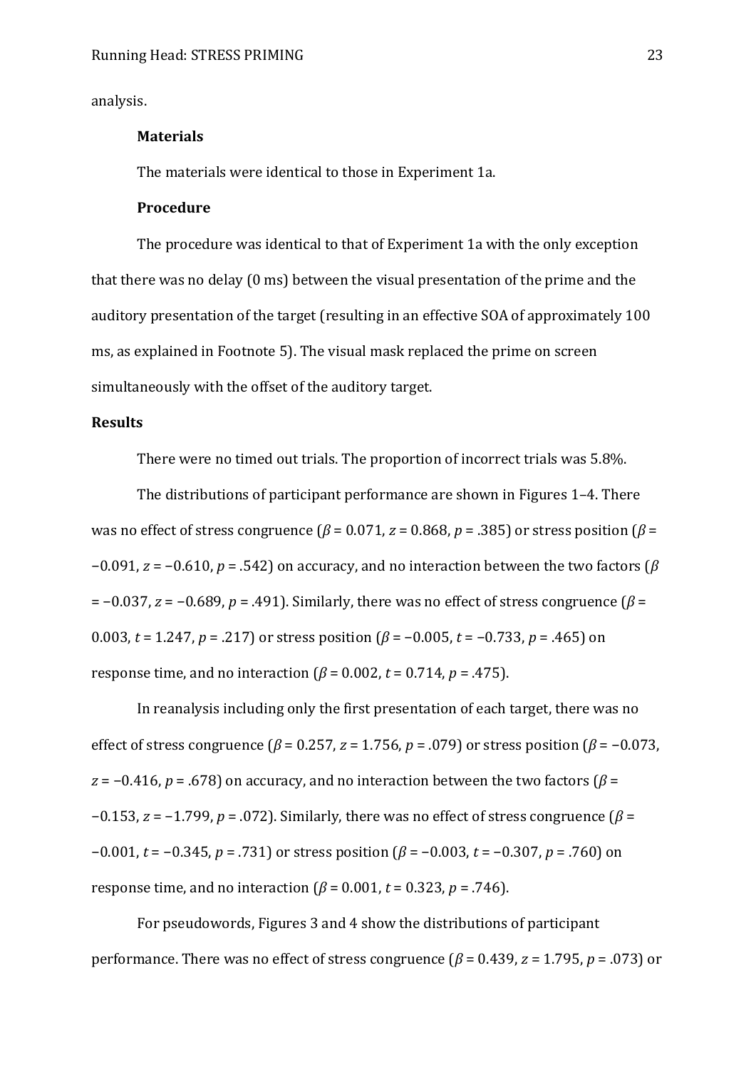analysis.

### Materials

The materials were identical to those in Experiment 1a.

### Procedure

The procedure was identical to that of Experiment 1a with the only exception that there was no delay (0 ms) between the visual presentation of the prime and the auditory presentation of the target (resulting in an effective SOA of approximately 100 ms, as explained in Footnote 5). The visual mask replaced the prime on screen simultaneously with the offset of the auditory target.

## Results

There were no timed out trials. The proportion of incorrect trials was 5.8%.

The distributions of participant performance are shown in Figures 1–4. There was no effect of stress congruence ($\beta$ = 0.071, $z$ = 0.868, $p$ = .385) or stress position ($\beta$ = −0.091, $z$ = −0.610, $p$ = .542) on accuracy, and no interaction between the two factors ($\beta$ = −0.037, $z$ = −0.689, $p$ = .491). Similarly, there was no effect of stress congruence ($\beta$ = 0.003, $t$ = 1.247, $p$ = .217) or stress position ($\beta$ = −0.005, $t$ = −0.733, $p$ = .465) on response time, and no interaction ($\beta$ = 0.002, $t$ = 0.714, $p$ = .475).

In reanalysis including only the first presentation of each target, there was no effect of stress congruence ($\beta$ = 0.257, $z$ = 1.756, $p$ = .079) or stress position ($\beta$ = −0.073, $z$ = −0.416, $p$ = .678) on accuracy, and no interaction between the two factors ($\beta$ = −0.153, $z$ = −1.799, $p$ = .072). Similarly, there was no effect of stress congruence ($\beta$ = −0.001, $t$ = −0.345, $p$ = .731) or stress position ($\beta$ = −0.003, $t$ = −0.307, $p$ = .760) on response time, and no interaction ($\beta$ = 0.001, $t$ = 0.323, $p$ = .746).

For pseudowords, Figures 3 and 4 show the distributions of participant performance. There was no effect of stress congruence ($\beta$ = 0.439, $z$ = 1.795, $p$ = .073) or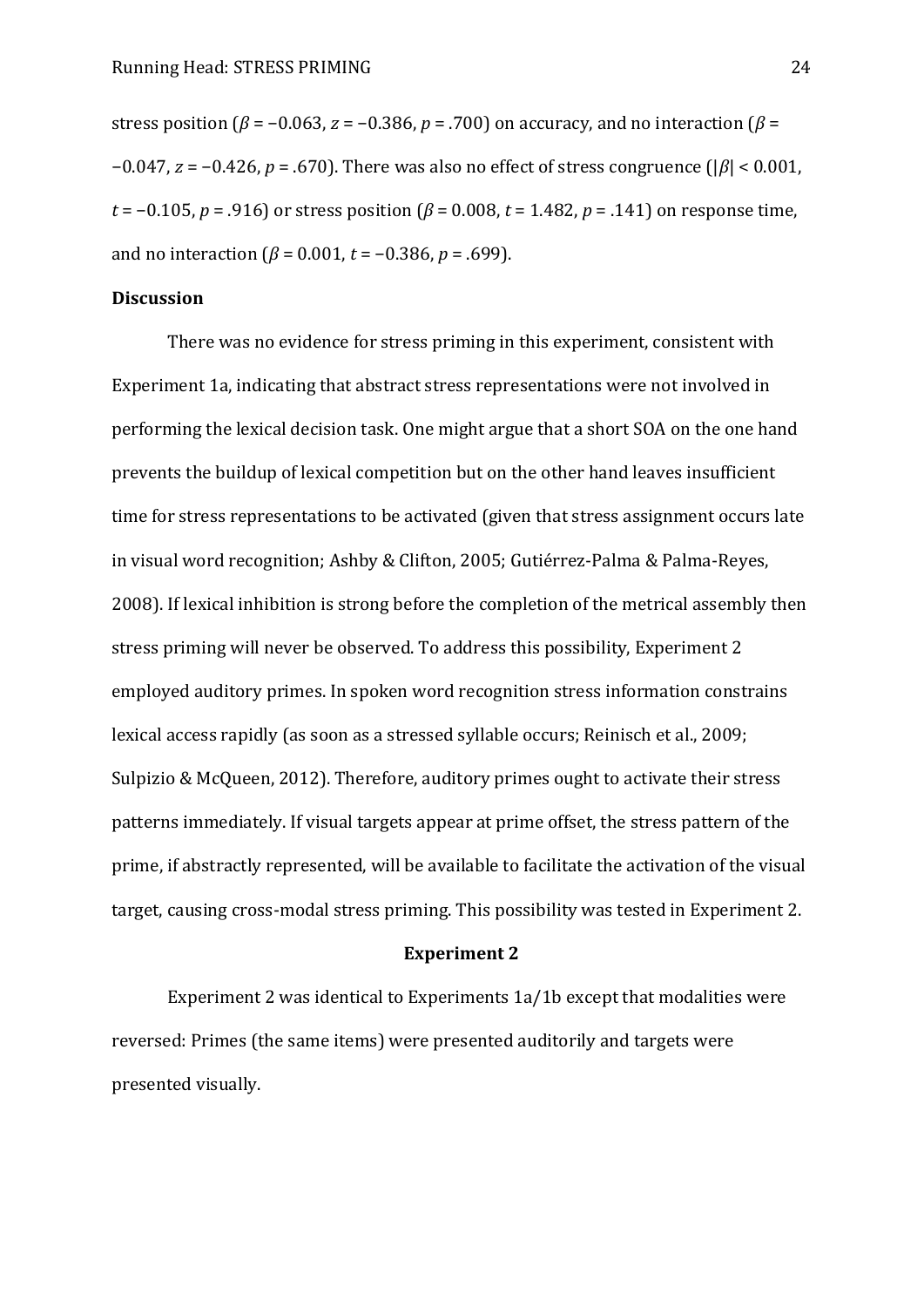stress position ($\beta = -0.063$, $z = -0.386$, $p = .700$) on accuracy, and no interaction ($\beta = -0.047$, $z = -0.426$, $p = .670$). There was also no effect of stress congruence ($|\beta| < 0.001$, $t = -0.105$, $p = .916$) or stress position ($\beta = 0.008$, $t = 1.482$, $p = .141$) on response time, and no interaction ($\beta = 0.001$, $t = -0.386$, $p = .699$).

## Discussion

There was no evidence for stress priming in this experiment, consistent with Experiment 1a, indicating that abstract stress representations were not involved in performing the lexical decision task. One might argue that a short SOA on the one hand prevents the buildup of lexical competition but on the other hand leaves insufficient time for stress representations to be activated (given that stress assignment occurs late in visual word recognition; Ashby & Clifton, 2005; Gutiérrez-Palma & Palma-Reyes, 2008). If lexical inhibition is strong before the completion of the metrical assembly then stress priming will never be observed. To address this possibility, Experiment 2 employed auditory primes. In spoken word recognition stress information constrains lexical access rapidly (as soon as a stressed syllable occurs; Reinisch et al., 2009; Sulpizio & McQueen, 2012). Therefore, auditory primes ought to activate their stress patterns immediately. If visual targets appear at prime offset, the stress pattern of the prime, if abstractly represented, will be available to facilitate the activation of the visual target, causing cross-modal stress priming. This possibility was tested in Experiment 2.

## Experiment 2

Experiment 2 was identical to Experiments 1a/1b except that modalities were reversed: Primes (the same items) were presented auditorily and targets were presented visually.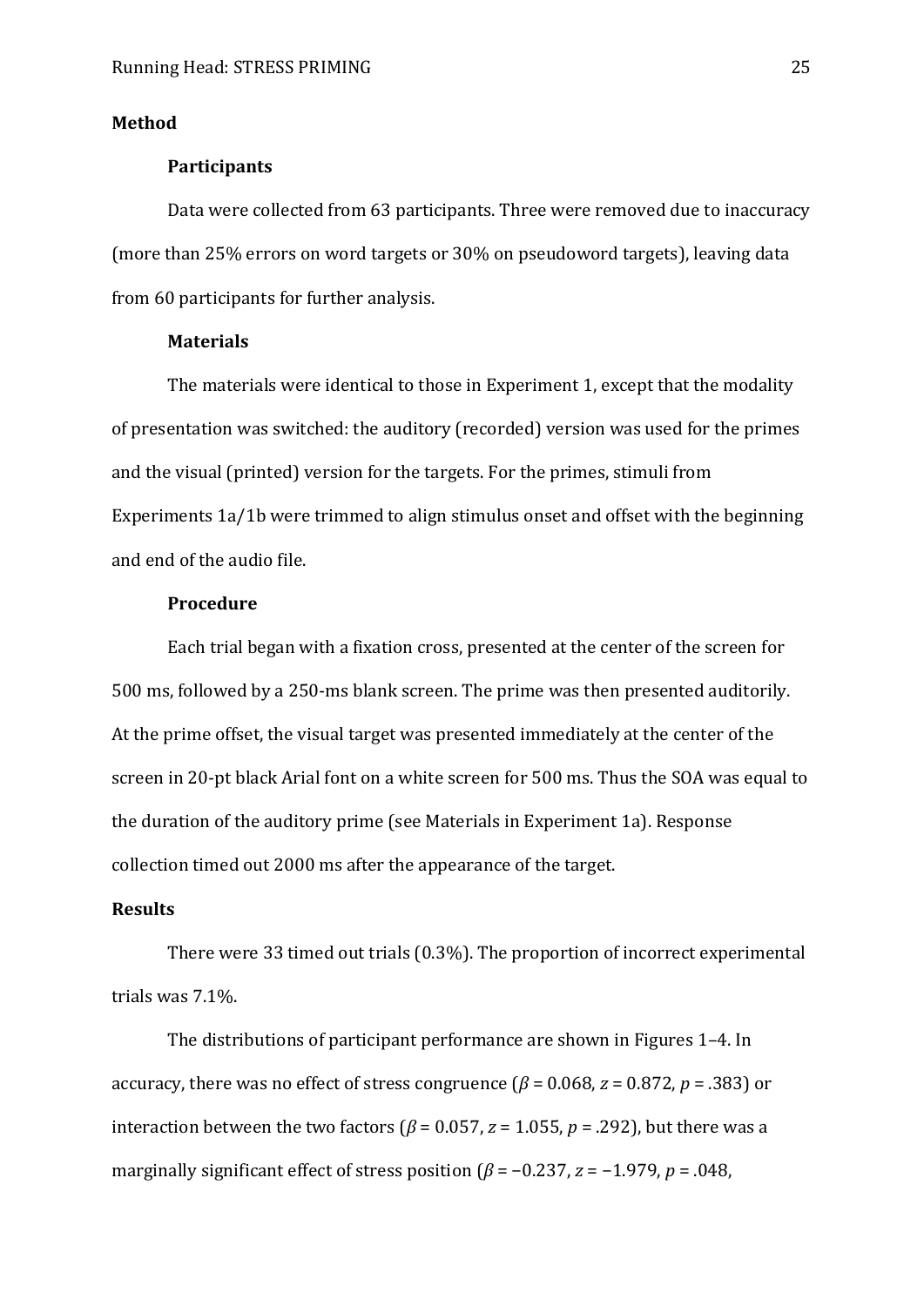## Method

### Participants

Data were collected from 63 participants. Three were removed due to inaccuracy (more than 25% errors on word targets or 30% on pseudoword targets), leaving data from 60 participants for further analysis.

### Materials

The materials were identical to those in Experiment 1, except that the modality of presentation was switched: the auditory (recorded) version was used for the primes and the visual (printed) version for the targets. For the primes, stimuli from Experiments 1a/1b were trimmed to align stimulus onset and offset with the beginning and end of the audio file.

### Procedure

Each trial began with a fixation cross, presented at the center of the screen for 500 ms, followed by a 250-ms blank screen. The prime was then presented auditorily. At the prime offset, the visual target was presented immediately at the center of the screen in 20-pt black Arial font on a white screen for 500 ms. Thus the SOA was equal to the duration of the auditory prime (see Materials in Experiment 1a). Response collection timed out 2000 ms after the appearance of the target.

## Results

There were 33 timed out trials (0.3%). The proportion of incorrect experimental trials was 7.1%.

The distributions of participant performance are shown in Figures 1–4. In accuracy, there was no effect of stress congruence ($\beta$ = 0.068, $z$ = 0.872, $p$ = .383) or interaction between the two factors ($\beta$ = 0.057, $z$ = 1.055, $p$ = .292), but there was a marginally significant effect of stress position ($\beta$ = −0.237, $z$ = −1.979, $p$ = .048,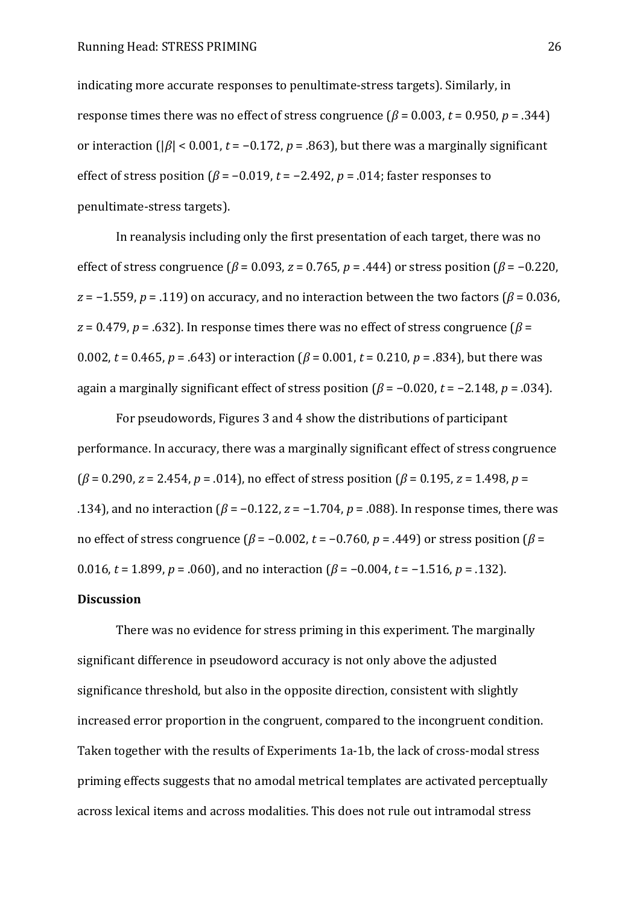indicating more accurate responses to penultimate-stress targets). Similarly, in response times there was no effect of stress congruence ($\beta = 0.003$, $t = 0.950$, $p = .344$) or interaction ($|\beta| < 0.001$, $t = -0.172$, $p = .863$), but there was a marginally significant effect of stress position ($\beta = -0.019$, $t = -2.492$, $p = .014$; faster responses to penultimate-stress targets).

In reanalysis including only the first presentation of each target, there was no effect of stress congruence ($\beta = 0.093$, $z = 0.765$, $p = .444$) or stress position ($\beta = -0.220$, $z = -1.559$, $p = .119$) on accuracy, and no interaction between the two factors ($\beta = 0.036$, $z = 0.479$, $p = .632$). In response times there was no effect of stress congruence ($\beta = 0.002$, $t = 0.465$, $p = .643$) or interaction ($\beta = 0.001$, $t = 0.210$, $p = .834$), but there was again a marginally significant effect of stress position ($\beta = -0.020$, $t = -2.148$, $p = .034$).

For pseudowords, Figures 3 and 4 show the distributions of participant performance. In accuracy, there was a marginally significant effect of stress congruence ($\beta = 0.290$, $z = 2.454$, $p = .014$), no effect of stress position ($\beta = 0.195$, $z = 1.498$, $p = .134$), and no interaction ($\beta = -0.122$, $z = -1.704$, $p = .088$). In response times, there was no effect of stress congruence ($\beta = -0.002$, $t = -0.760$, $p = .449$) or stress position ($\beta = 0.016$, $t = 1.899$, $p = .060$), and no interaction ($\beta = -0.004$, $t = -1.516$, $p = .132$).

**Discussion**

There was no evidence for stress priming in this experiment. The marginally significant difference in pseudoword accuracy is not only above the adjusted significance threshold, but also in the opposite direction, consistent with slightly increased error proportion in the congruent, compared to the incongruent condition. Taken together with the results of Experiments 1a-1b, the lack of cross-modal stress priming effects suggests that no amodal metrical templates are activated perceptually across lexical items and across modalities. This does not rule out intramodal stress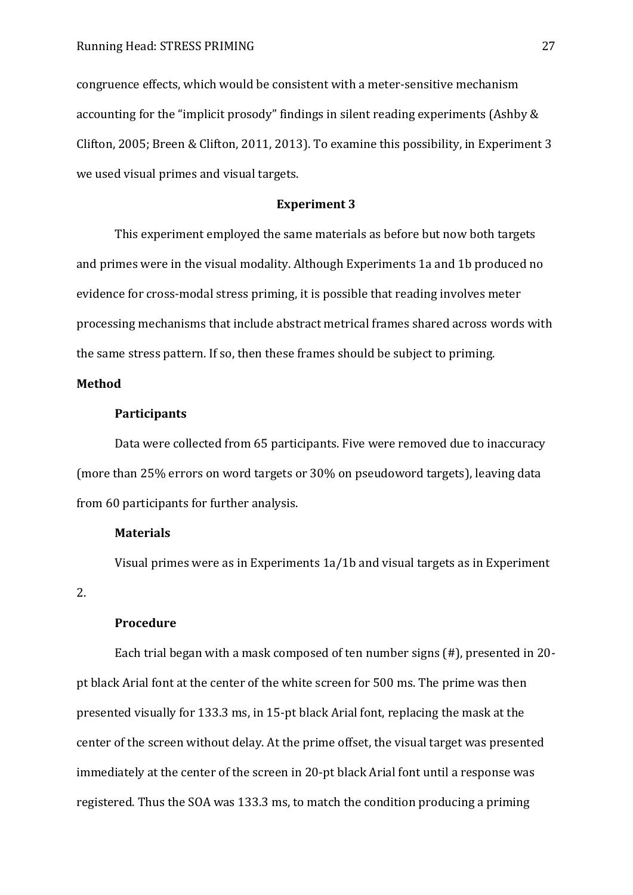congruence effects, which would be consistent with a meter-sensitive mechanism accounting for the "implicit prosody" findings in silent reading experiments (Ashby & Clifton, 2005; Breen & Clifton, 2011, 2013). To examine this possibility, in Experiment 3 we used visual primes and visual targets.

## Experiment 3

This experiment employed the same materials as before but now both targets and primes were in the visual modality. Although Experiments 1a and 1b produced no evidence for cross-modal stress priming, it is possible that reading involves meter processing mechanisms that include abstract metrical frames shared across words with the same stress pattern. If so, then these frames should be subject to priming.

### Method

#### Participants

Data were collected from 65 participants. Five were removed due to inaccuracy (more than 25% errors on word targets or 30% on pseudoword targets), leaving data from 60 participants for further analysis.

#### Materials

Visual primes were as in Experiments 1a/1b and visual targets as in Experiment 2.

#### Procedure

Each trial began with a mask composed of ten number signs (#), presented in 20-pt black Arial font at the center of the white screen for 500 ms. The prime was then presented visually for 133.3 ms, in 15-pt black Arial font, replacing the mask at the center of the screen without delay. At the prime offset, the visual target was presented immediately at the center of the screen in 20-pt black Arial font until a response was registered. Thus the SOA was 133.3 ms, to match the condition producing a priming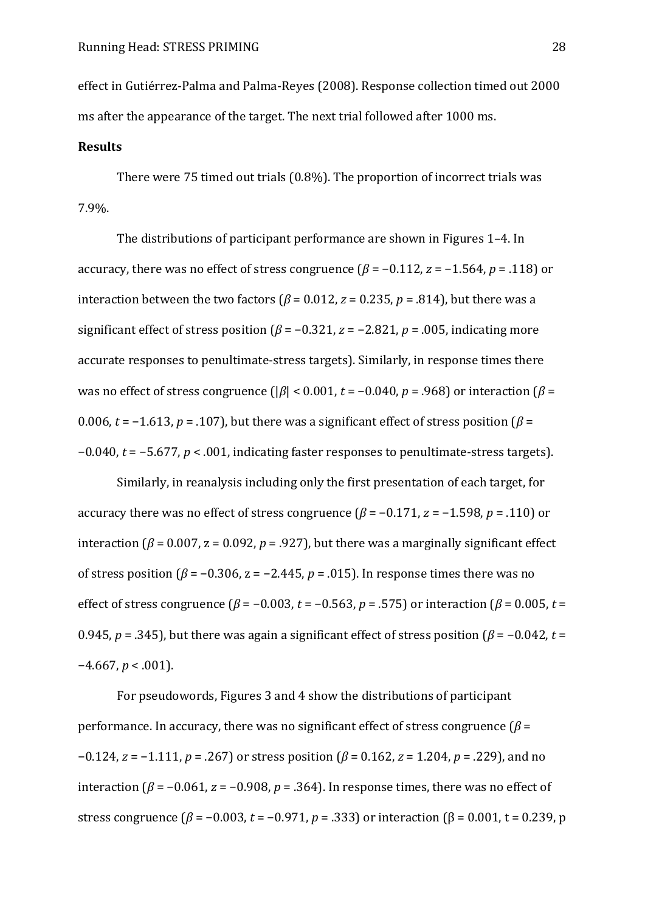effect in Gutiérrez-Palma and Palma-Reyes (2008). Response collection timed out 2000 ms after the appearance of the target. The next trial followed after 1000 ms.

**Results**

There were 75 timed out trials (0.8%). The proportion of incorrect trials was 7.9%.

The distributions of participant performance are shown in Figures 1–4. In accuracy, there was no effect of stress congruence ($\beta = -0.112$, $z = -1.564$, $p = .118$) or interaction between the two factors ($\beta = 0.012$, $z = 0.235$, $p = .814$), but there was a significant effect of stress position ($\beta = -0.321$, $z = -2.821$, $p = .005$, indicating more accurate responses to penultimate-stress targets). Similarly, in response times there was no effect of stress congruence ($|\beta| < 0.001$, $t = -0.040$, $p = .968$) or interaction ($\beta = 0.006$, $t = -1.613$, $p = .107$), but there was a significant effect of stress position ($\beta = -0.040$, $t = -5.677$, $p < .001$, indicating faster responses to penultimate-stress targets).

Similarly, in reanalysis including only the first presentation of each target, for accuracy there was no effect of stress congruence ($\beta = -0.171$, $z = -1.598$, $p = .110$) or interaction ($\beta = 0.007$, $z = 0.092$, $p = .927$), but there was a marginally significant effect of stress position ($\beta = -0.306$, $z = -2.445$, $p = .015$). In response times there was no effect of stress congruence ($\beta = -0.003$, $t = -0.563$, $p = .575$) or interaction ($\beta = 0.005$, $t = 0.945$, $p = .345$), but there was again a significant effect of stress position ($\beta = -0.042$, $t = -4.667$, $p < .001$).

For pseudowords, Figures 3 and 4 show the distributions of participant performance. In accuracy, there was no significant effect of stress congruence ($\beta = -0.124$, $z = -1.111$, $p = .267$) or stress position ($\beta = 0.162$, $z = 1.204$, $p = .229$), and no interaction ($\beta = -0.061$, $z = -0.908$, $p = .364$). In response times, there was no effect of stress congruence ($\beta = -0.003$, $t = -0.971$, $p = .333$) or interaction ($\beta = 0.001$, $t = 0.239$, p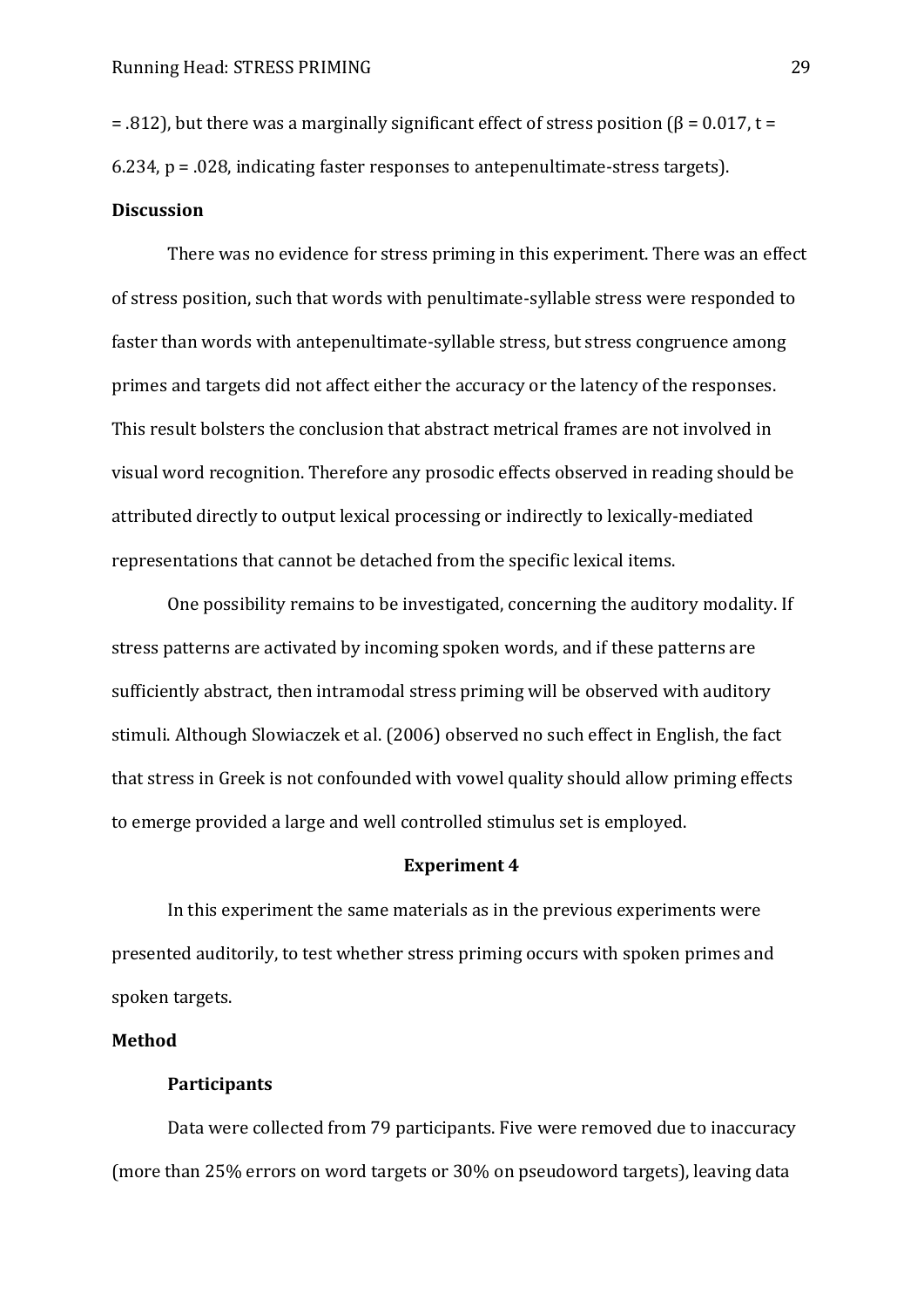= .812), but there was a marginally significant effect of stress position ($\beta = 0.017$, $t = 6.234$, $p = .028$, indicating faster responses to antepenultimate-stress targets).

**Discussion**

There was no evidence for stress priming in this experiment. There was an effect of stress position, such that words with penultimate-syllable stress were responded to faster than words with antepenultimate-syllable stress, but stress congruence among primes and targets did not affect either the accuracy or the latency of the responses. This result bolsters the conclusion that abstract metrical frames are not involved in visual word recognition. Therefore any prosodic effects observed in reading should be attributed directly to output lexical processing or indirectly to lexically-mediated representations that cannot be detached from the specific lexical items.

One possibility remains to be investigated, concerning the auditory modality. If stress patterns are activated by incoming spoken words, and if these patterns are sufficiently abstract, then intramodal stress priming will be observed with auditory stimuli. Although Slowiaczek et al. (2006) observed no such effect in English, the fact that stress in Greek is not confounded with vowel quality should allow priming effects to emerge provided a large and well controlled stimulus set is employed.

## Experiment 4

In this experiment the same materials as in the previous experiments were presented auditorily, to test whether stress priming occurs with spoken primes and spoken targets.

**Method**

**Participants**

Data were collected from 79 participants. Five were removed due to inaccuracy (more than 25% errors on word targets or 30% on pseudoword targets), leaving data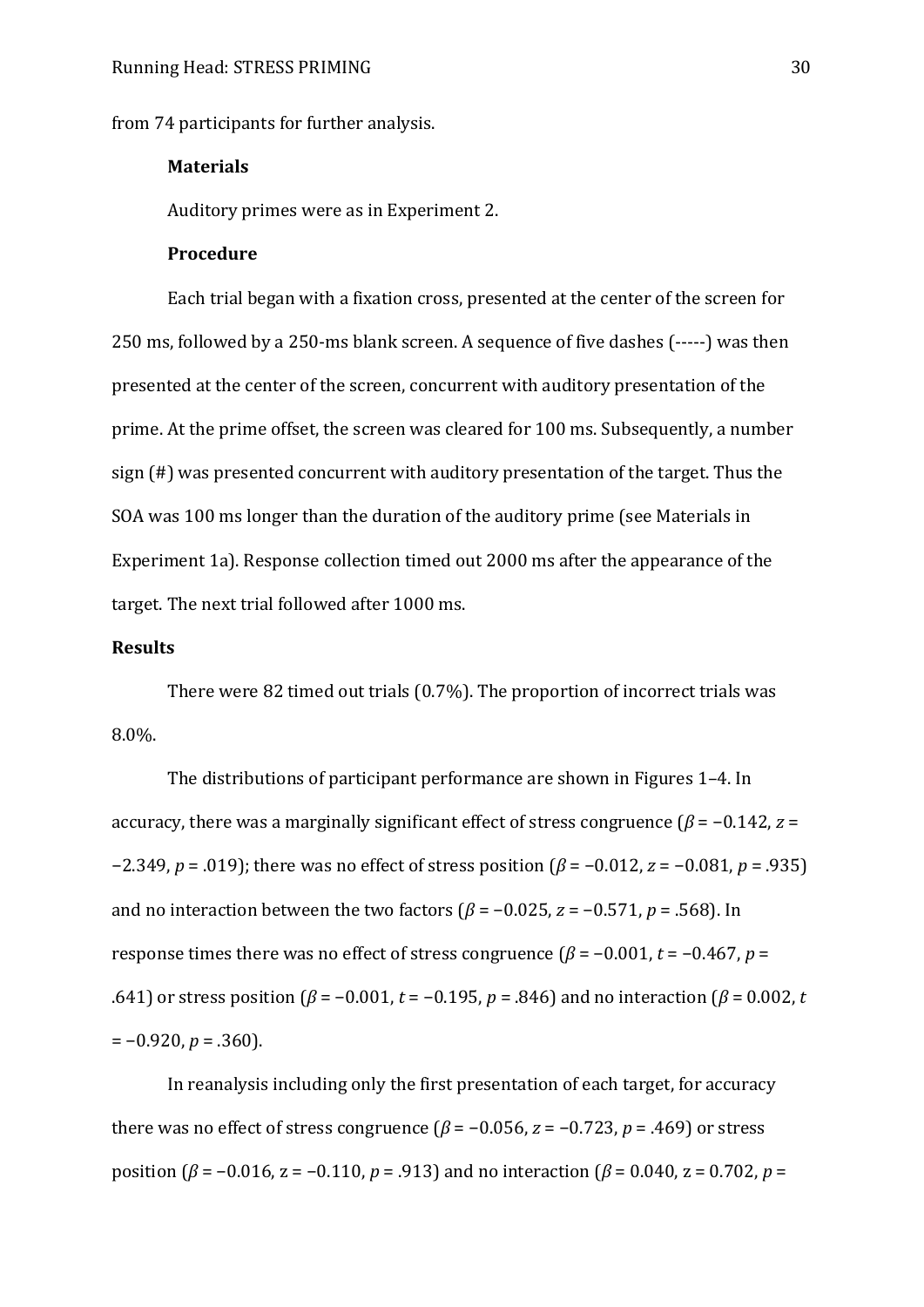from 74 participants for further analysis.

### Materials

Auditory primes were as in Experiment 2.

### Procedure

Each trial began with a fixation cross, presented at the center of the screen for 250 ms, followed by a 250-ms blank screen. A sequence of five dashes (-----) was then presented at the center of the screen, concurrent with auditory presentation of the prime. At the prime offset, the screen was cleared for 100 ms. Subsequently, a number sign (#) was presented concurrent with auditory presentation of the target. Thus the SOA was 100 ms longer than the duration of the auditory prime (see Materials in Experiment 1a). Response collection timed out 2000 ms after the appearance of the target. The next trial followed after 1000 ms.

## Results

There were 82 timed out trials (0.7%). The proportion of incorrect trials was 8.0%.

The distributions of participant performance are shown in Figures 1–4. In accuracy, there was a marginally significant effect of stress congruence ($\beta$ = −0.142, $z$ = −2.349, $p$ = .019); there was no effect of stress position ($\beta$ = −0.012, $z$ = −0.081, $p$ = .935) and no interaction between the two factors ($\beta$ = −0.025, $z$ = −0.571, $p$ = .568). In response times there was no effect of stress congruence ($\beta$ = −0.001, $t$ = −0.467, $p$ = .641) or stress position ($\beta$ = −0.001, $t$ = −0.195, $p$ = .846) and no interaction ($\beta$ = 0.002, $t$ = −0.920, $p$ = .360).

In reanalysis including only the first presentation of each target, for accuracy there was no effect of stress congruence ($\beta$ = −0.056, $z$ = −0.723, $p$ = .469) or stress position ($\beta$ = −0.016, z = −0.110, $p$ = .913) and no interaction ($\beta$ = 0.040, z = 0.702, $p$ =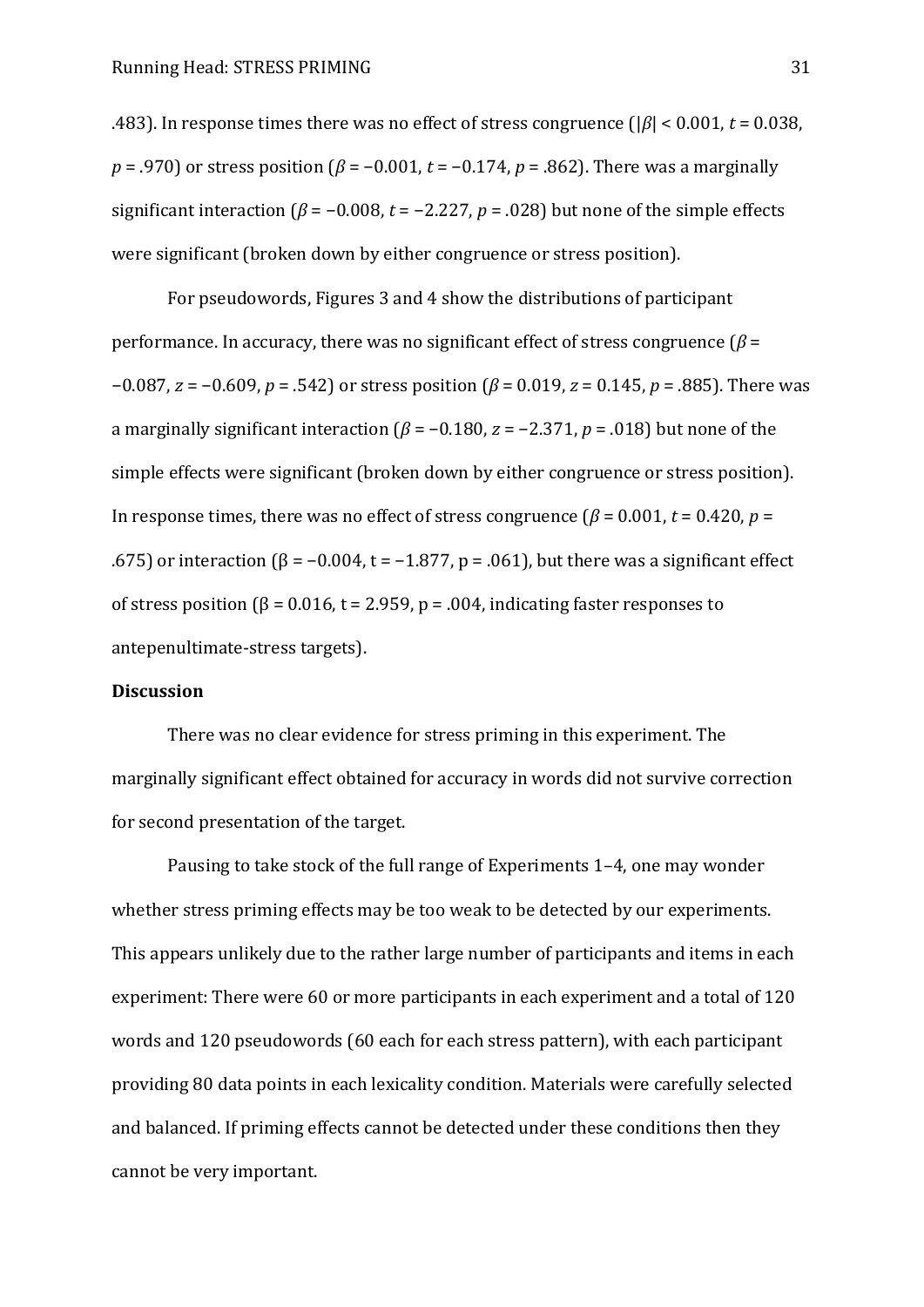.483). In response times there was no effect of stress congruence ($|\beta| < 0.001$, $t = 0.038$, $p = .970$) or stress position ($\beta = -0.001$, $t = -0.174$, $p = .862$). There was a marginally significant interaction ($\beta = -0.008$, $t = -2.227$, $p = .028$) but none of the simple effects were significant (broken down by either congruence or stress position).

For pseudowords, Figures 3 and 4 show the distributions of participant performance. In accuracy, there was no significant effect of stress congruence ($\beta = -0.087$, $z = -0.609$, $p = .542$) or stress position ($\beta = 0.019$, $z = 0.145$, $p = .885$). There was a marginally significant interaction ($\beta = -0.180$, $z = -2.371$, $p = .018$) but none of the simple effects were significant (broken down by either congruence or stress position). In response times, there was no effect of stress congruence ($\beta = 0.001$, $t = 0.420$, $p = .675$) or interaction ($\beta = -0.004$, $t = -1.877$, $p = .061$), but there was a significant effect of stress position ($\beta = 0.016$, $t = 2.959$, $p = .004$, indicating faster responses to antepenultimate-stress targets).

**Discussion**

There was no clear evidence for stress priming in this experiment. The marginally significant effect obtained for accuracy in words did not survive correction for second presentation of the target.

Pausing to take stock of the full range of Experiments 1–4, one may wonder whether stress priming effects may be too weak to be detected by our experiments. This appears unlikely due to the rather large number of participants and items in each experiment: There were 60 or more participants in each experiment and a total of 120 words and 120 pseudowords (60 each for each stress pattern), with each participant providing 80 data points in each lexicality condition. Materials were carefully selected and balanced. If priming effects cannot be detected under these conditions then they cannot be very important.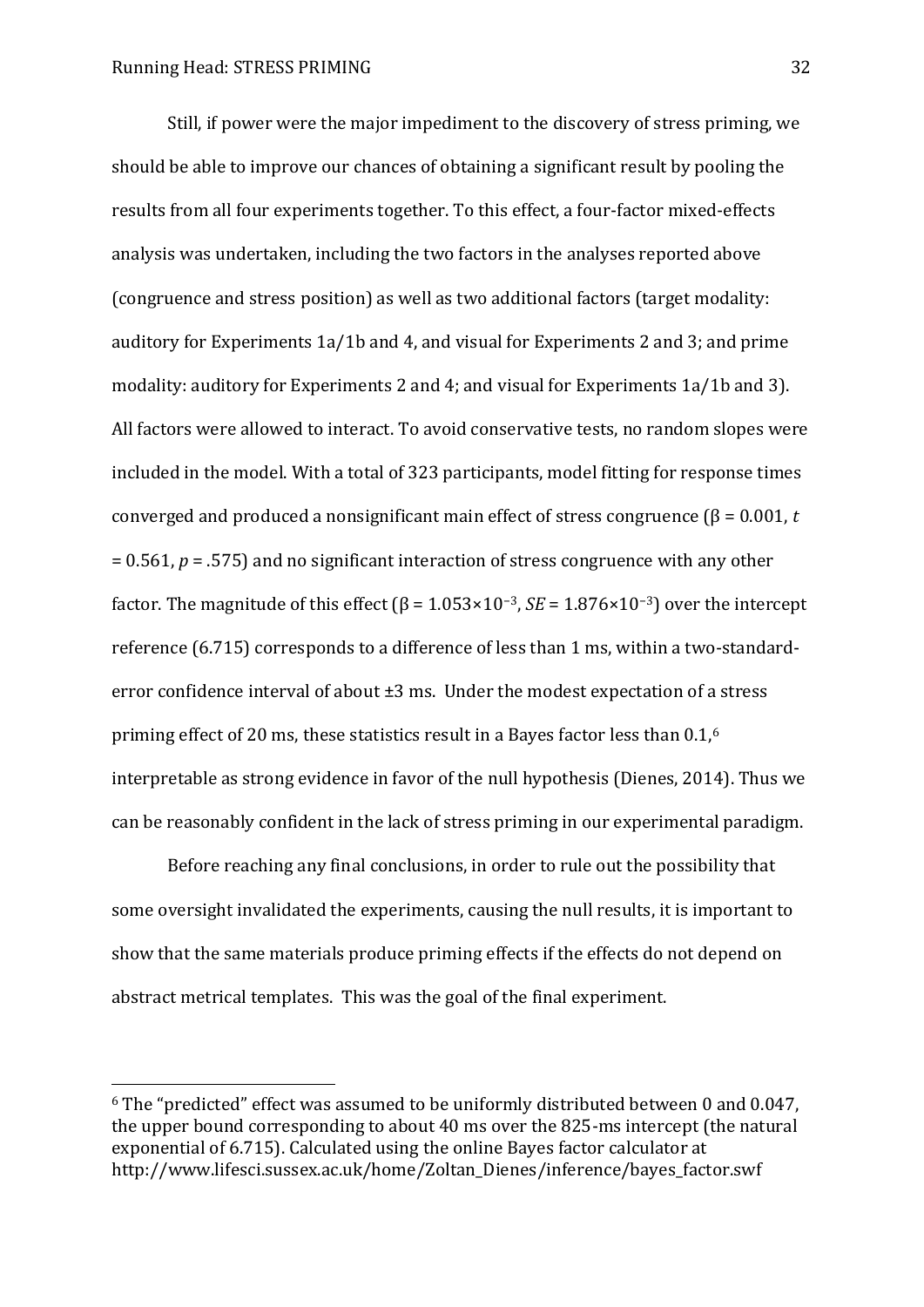Still, if power were the major impediment to the discovery of stress priming, we should be able to improve our chances of obtaining a significant result by pooling the results from all four experiments together. To this effect, a four-factor mixed-effects analysis was undertaken, including the two factors in the analyses reported above (congruence and stress position) as well as two additional factors (target modality: auditory for Experiments 1a/1b and 4, and visual for Experiments 2 and 3; and prime modality: auditory for Experiments 2 and 4; and visual for Experiments 1a/1b and 3). All factors were allowed to interact. To avoid conservative tests, no random slopes were included in the model. With a total of 323 participants, model fitting for response times converged and produced a nonsignificant main effect of stress congruence ($\beta = 0.001$, $t = 0.561$, $p = .575$) and no significant interaction of stress congruence with any other factor. The magnitude of this effect ($\beta = 1.053 \times 10^{-3}$, $SE = 1.876 \times 10^{-3}$) over the intercept reference (6.715) corresponds to a difference of less than 1 ms, within a two-standard-error confidence interval of about ±3 ms. Under the modest expectation of a stress priming effect of 20 ms, these statistics result in a Bayes factor less than 0.1,[6] interpretable as strong evidence in favor of the null hypothesis (Dienes, 2014). Thus we can be reasonably confident in the lack of stress priming in our experimental paradigm.

Before reaching any final conclusions, in order to rule out the possibility that some oversight invalidated the experiments, causing the null results, it is important to show that the same materials produce priming effects if the effects do not depend on abstract metrical templates. This was the goal of the final experiment.

---

[6] The "predicted" effect was assumed to be uniformly distributed between 0 and 0.047, the upper bound corresponding to about 40 ms over the 825-ms intercept (the natural exponential of 6.715). Calculated using the online Bayes factor calculator at http://www.lifesci.sussex.ac.uk/home/Zoltan_Dienes/inference/bayes_factor.swf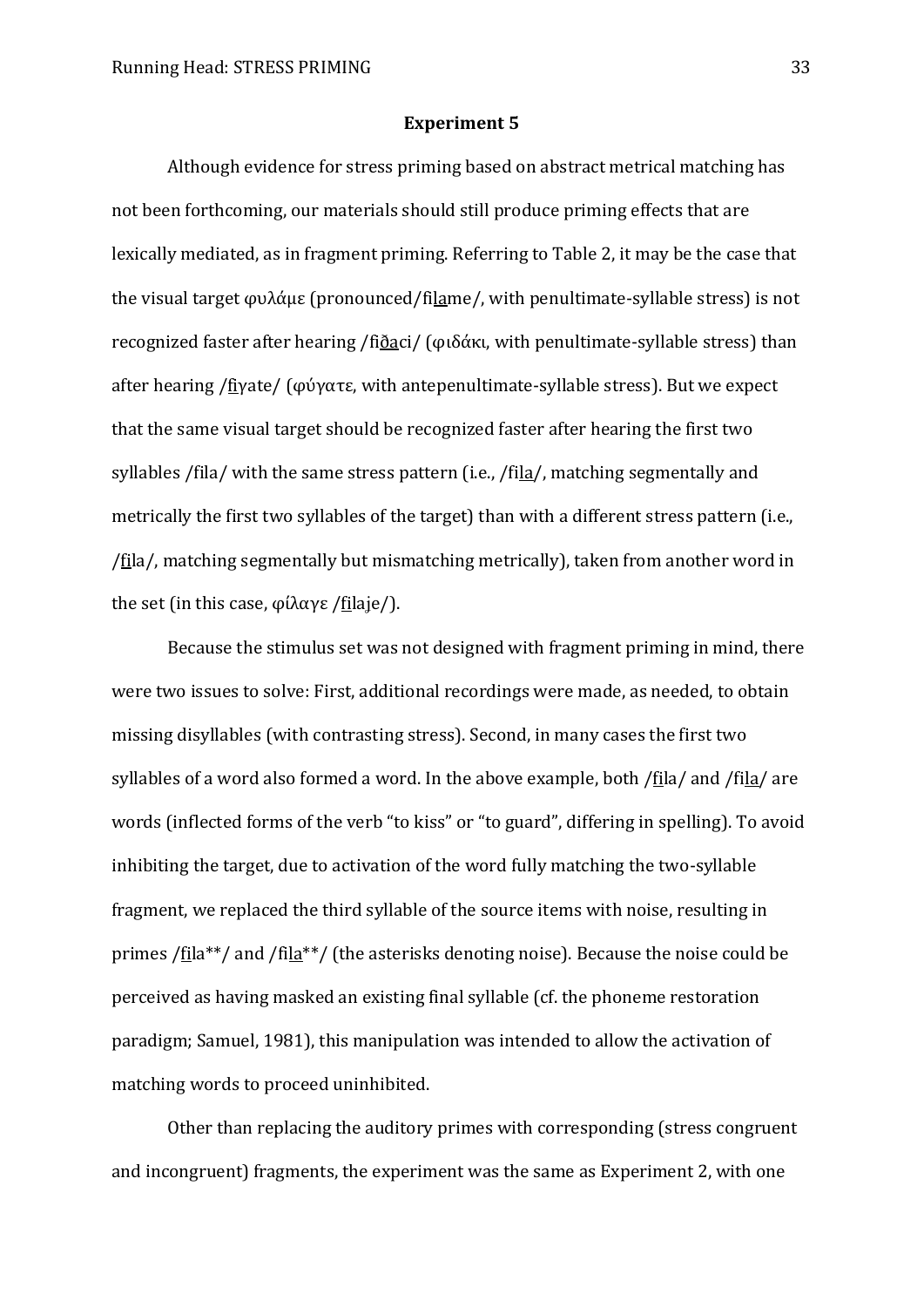**Experiment 5**

Although evidence for stress priming based on abstract metrical matching has not been forthcoming, our materials should still produce priming effects that are lexically mediated, as in fragment priming. Referring to Table 2, it may be the case that the visual target φυλάμε (pronounced/fi<u>la</u>me/, with penultimate-syllable stress) is not recognized faster after hearing /fi<u>ða</u>ci/ (φιδάκι, with penultimate-syllable stress) than after hearing /<u>fi</u>γate/ (φύγατε, with antepenultimate-syllable stress). But we expect that the same visual target should be recognized faster after hearing the first two syllables /fila/ with the same stress pattern (i.e., /fi<u>la</u>/, matching segmentally and metrically the first two syllables of the target) than with a different stress pattern (i.e., /<u>fi</u>la/, matching segmentally but mismatching metrically), taken from another word in the set (in this case, φίλαγε /<u>fi</u>laje/).

Because the stimulus set was not designed with fragment priming in mind, there were two issues to solve: First, additional recordings were made, as needed, to obtain missing disyllables (with contrasting stress). Second, in many cases the first two syllables of a word also formed a word. In the above example, both /<u>fi</u>la/ and /fi<u>la</u>/ are words (inflected forms of the verb "to kiss" or "to guard", differing in spelling). To avoid inhibiting the target, due to activation of the word fully matching the two-syllable fragment, we replaced the third syllable of the source items with noise, resulting in primes /<u>fi</u>la**/ and /fi<u>la</u>**/ (the asterisks denoting noise). Because the noise could be perceived as having masked an existing final syllable (cf. the phoneme restoration paradigm; Samuel, 1981), this manipulation was intended to allow the activation of matching words to proceed uninhibited.

Other than replacing the auditory primes with corresponding (stress congruent and incongruent) fragments, the experiment was the same as Experiment 2, with one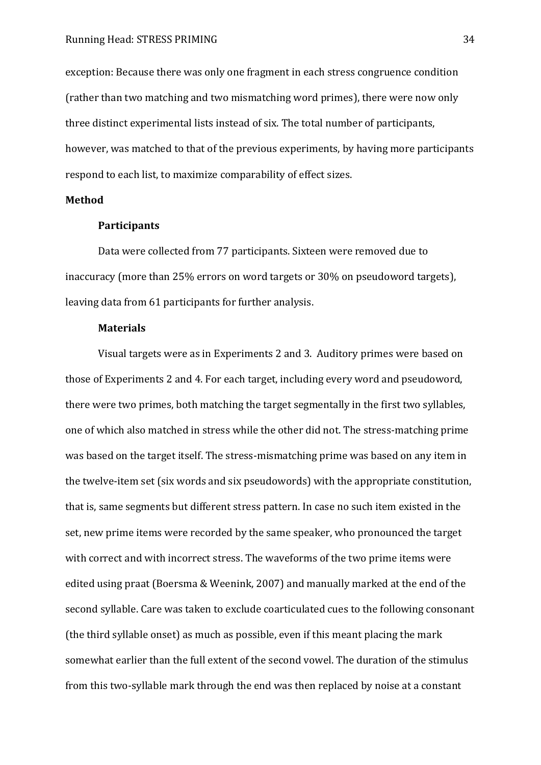exception: Because there was only one fragment in each stress congruence condition (rather than two matching and two mismatching word primes), there were now only three distinct experimental lists instead of six. The total number of participants, however, was matched to that of the previous experiments, by having more participants respond to each list, to maximize comparability of effect sizes.

## Method

### Participants

Data were collected from 77 participants. Sixteen were removed due to inaccuracy (more than 25% errors on word targets or 30% on pseudoword targets), leaving data from 61 participants for further analysis.

### Materials

Visual targets were as in Experiments 2 and 3. Auditory primes were based on those of Experiments 2 and 4. For each target, including every word and pseudoword, there were two primes, both matching the target segmentally in the first two syllables, one of which also matched in stress while the other did not. The stress-matching prime was based on the target itself. The stress-mismatching prime was based on any item in the twelve-item set (six words and six pseudowords) with the appropriate constitution, that is, same segments but different stress pattern. In case no such item existed in the set, new prime items were recorded by the same speaker, who pronounced the target with correct and with incorrect stress. The waveforms of the two prime items were edited using praat (Boersma & Weenink, 2007) and manually marked at the end of the second syllable. Care was taken to exclude coarticulated cues to the following consonant (the third syllable onset) as much as possible, even if this meant placing the mark somewhat earlier than the full extent of the second vowel. The duration of the stimulus from this two-syllable mark through the end was then replaced by noise at a constant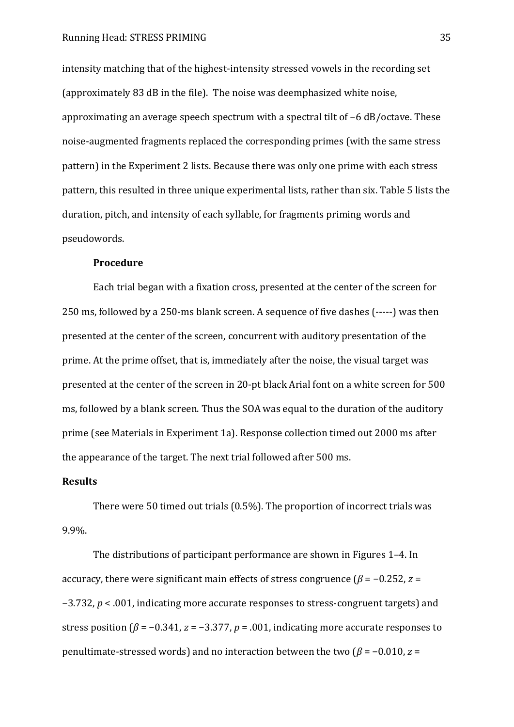intensity matching that of the highest-intensity stressed vowels in the recording set (approximately 83 dB in the file). The noise was deemphasized white noise, approximating an average speech spectrum with a spectral tilt of −6 dB/octave. These noise-augmented fragments replaced the corresponding primes (with the same stress pattern) in the Experiment 2 lists. Because there was only one prime with each stress pattern, this resulted in three unique experimental lists, rather than six. Table 5 lists the duration, pitch, and intensity of each syllable, for fragments priming words and pseudowords.

### Procedure

Each trial began with a fixation cross, presented at the center of the screen for 250 ms, followed by a 250-ms blank screen. A sequence of five dashes (-----) was then presented at the center of the screen, concurrent with auditory presentation of the prime. At the prime offset, that is, immediately after the noise, the visual target was presented at the center of the screen in 20-pt black Arial font on a white screen for 500 ms, followed by a blank screen. Thus the SOA was equal to the duration of the auditory prime (see Materials in Experiment 1a). Response collection timed out 2000 ms after the appearance of the target. The next trial followed after 500 ms.

## Results

There were 50 timed out trials (0.5%). The proportion of incorrect trials was 9.9%.

The distributions of participant performance are shown in Figures 1–4. In accuracy, there were significant main effects of stress congruence ($\beta = -0.252$, $z = -3.732$, $p < .001$, indicating more accurate responses to stress-congruent targets) and stress position ($\beta = -0.341$, $z = -3.377$, $p = .001$, indicating more accurate responses to penultimate-stressed words) and no interaction between the two ($\beta = -0.010$, $z =$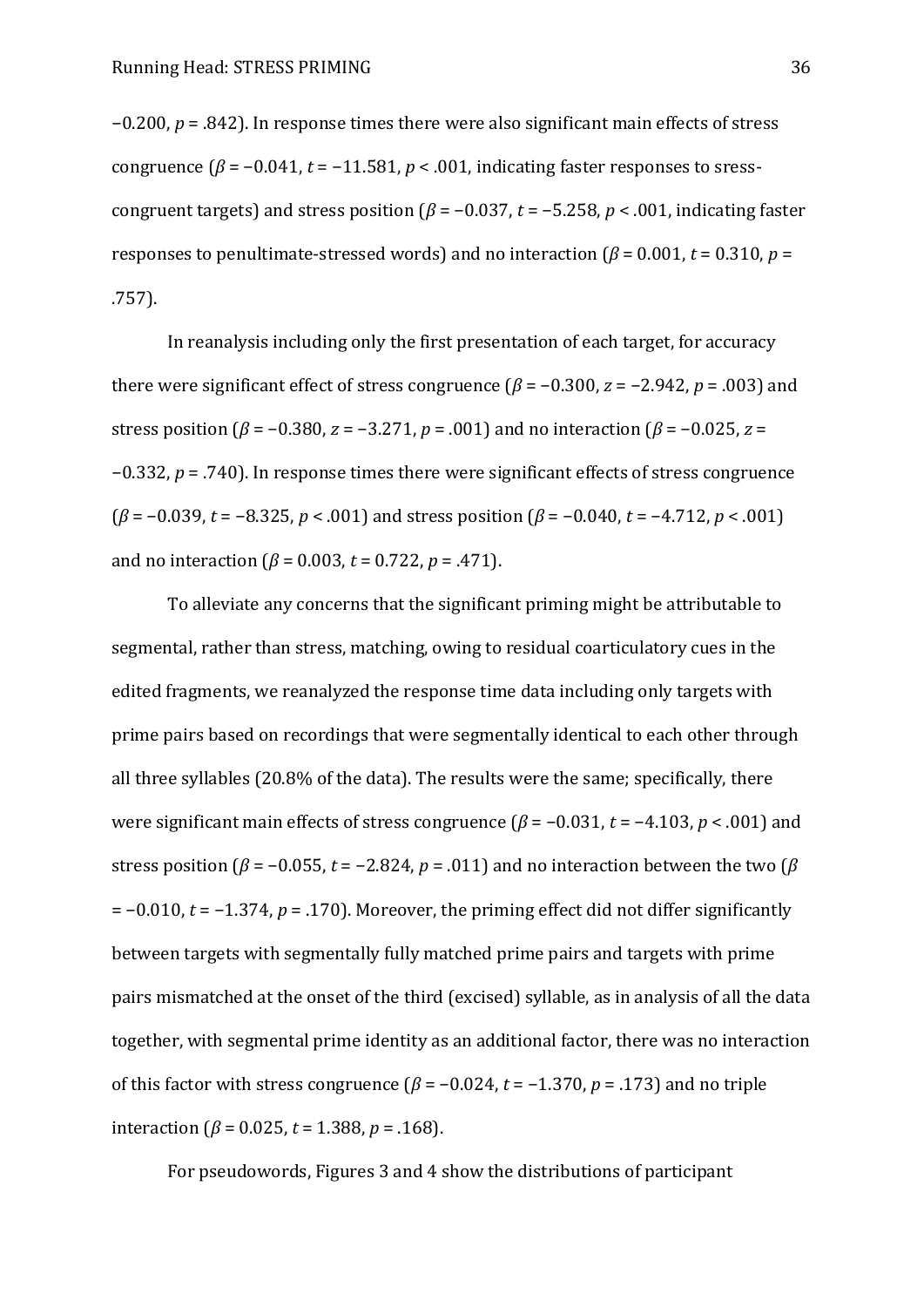−0.200, $p$ = .842). In response times there were also significant main effects of stress congruence ($\beta$ = −0.041, $t$ = −11.581, $p$ < .001, indicating faster responses to sress-congruent targets) and stress position ($\beta$ = −0.037, $t$ = −5.258, $p$ < .001, indicating faster responses to penultimate-stressed words) and no interaction ($\beta$ = 0.001, $t$ = 0.310, $p$ = .757).

In reanalysis including only the first presentation of each target, for accuracy there were significant effect of stress congruence ($\beta$ = −0.300, $z$ = −2.942, $p$ = .003) and stress position ($\beta$ = −0.380, $z$ = −3.271, $p$ = .001) and no interaction ($\beta$ = −0.025, $z$ = −0.332, $p$ = .740). In response times there were significant effects of stress congruence ($\beta$ = −0.039, $t$ = −8.325, $p$ < .001) and stress position ($\beta$ = −0.040, $t$ = −4.712, $p$ < .001) and no interaction ($\beta$ = 0.003, $t$ = 0.722, $p$ = .471).

To alleviate any concerns that the significant priming might be attributable to segmental, rather than stress, matching, owing to residual coarticulatory cues in the edited fragments, we reanalyzed the response time data including only targets with prime pairs based on recordings that were segmentally identical to each other through all three syllables (20.8% of the data). The results were the same; specifically, there were significant main effects of stress congruence ($\beta$ = −0.031, $t$ = −4.103, $p$ < .001) and stress position ($\beta$ = −0.055, $t$ = −2.824, $p$ = .011) and no interaction between the two ($\beta$ = −0.010, $t$ = −1.374, $p$ = .170). Moreover, the priming effect did not differ significantly between targets with segmentally fully matched prime pairs and targets with prime pairs mismatched at the onset of the third (excised) syllable, as in analysis of all the data together, with segmental prime identity as an additional factor, there was no interaction of this factor with stress congruence ($\beta$ = −0.024, $t$ = −1.370, $p$ = .173) and no triple interaction ($\beta$ = 0.025, $t$ = 1.388, $p$ = .168).

For pseudowords, Figures 3 and 4 show the distributions of participant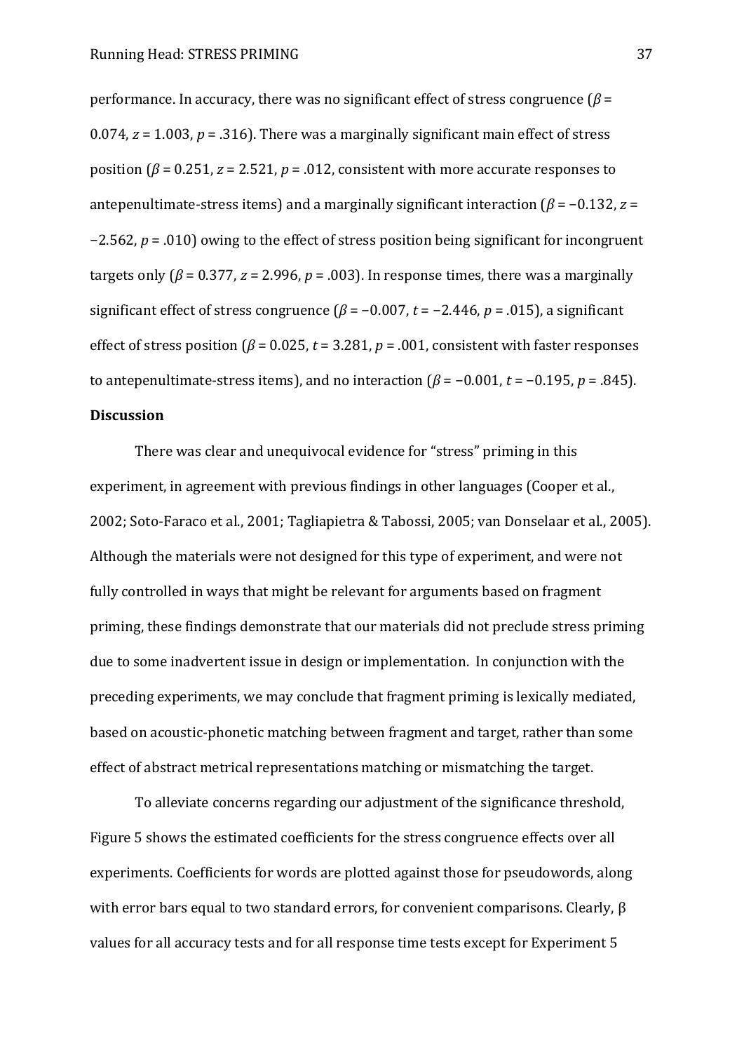performance. In accuracy, there was no significant effect of stress congruence ($\beta$ = 0.074, $z$ = 1.003, $p$ = .316). There was a marginally significant main effect of stress position ($\beta$ = 0.251, $z$ = 2.521, $p$ = .012, consistent with more accurate responses to antepenultimate-stress items) and a marginally significant interaction ($\beta$ = −0.132, $z$ = −2.562, $p$ = .010) owing to the effect of stress position being significant for incongruent targets only ($\beta$ = 0.377, $z$ = 2.996, $p$ = .003). In response times, there was a marginally significant effect of stress congruence ($\beta$ = −0.007, $t$ = −2.446, $p$ = .015), a significant effect of stress position ($\beta$ = 0.025, $t$ = 3.281, $p$ = .001, consistent with faster responses to antepenultimate-stress items), and no interaction ($\beta$ = −0.001, $t$ = −0.195, $p$ = .845).

**Discussion**

There was clear and unequivocal evidence for "stress" priming in this experiment, in agreement with previous findings in other languages (Cooper et al., 2002; Soto-Faraco et al., 2001; Tagliapietra & Tabossi, 2005; van Donselaar et al., 2005). Although the materials were not designed for this type of experiment, and were not fully controlled in ways that might be relevant for arguments based on fragment priming, these findings demonstrate that our materials did not preclude stress priming due to some inadvertent issue in design or implementation. In conjunction with the preceding experiments, we may conclude that fragment priming is lexically mediated, based on acoustic-phonetic matching between fragment and target, rather than some effect of abstract metrical representations matching or mismatching the target.

To alleviate concerns regarding our adjustment of the significance threshold, Figure 5 shows the estimated coefficients for the stress congruence effects over all experiments. Coefficients for words are plotted against those for pseudowords, along with error bars equal to two standard errors, for convenient comparisons. Clearly, $\beta$ values for all accuracy tests and for all response time tests except for Experiment 5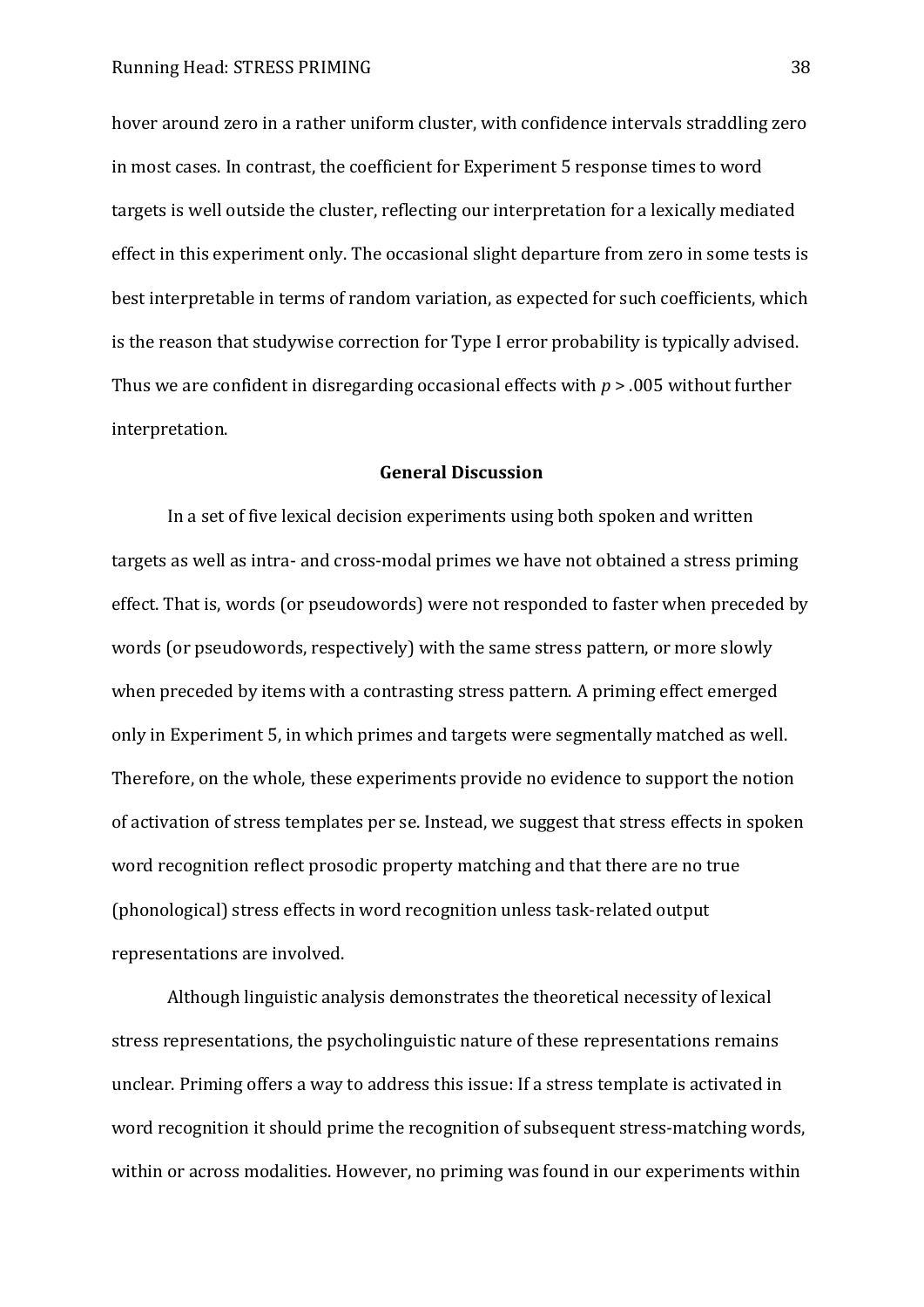hover around zero in a rather uniform cluster, with confidence intervals straddling zero in most cases. In contrast, the coefficient for Experiment 5 response times to word targets is well outside the cluster, reflecting our interpretation for a lexically mediated effect in this experiment only. The occasional slight departure from zero in some tests is best interpretable in terms of random variation, as expected for such coefficients, which is the reason that studywise correction for Type I error probability is typically advised. Thus we are confident in disregarding occasional effects with $p > .005$ without further interpretation.

## General Discussion

In a set of five lexical decision experiments using both spoken and written targets as well as intra- and cross-modal primes we have not obtained a stress priming effect. That is, words (or pseudowords) were not responded to faster when preceded by words (or pseudowords, respectively) with the same stress pattern, or more slowly when preceded by items with a contrasting stress pattern. A priming effect emerged only in Experiment 5, in which primes and targets were segmentally matched as well. Therefore, on the whole, these experiments provide no evidence to support the notion of activation of stress templates per se. Instead, we suggest that stress effects in spoken word recognition reflect prosodic property matching and that there are no true (phonological) stress effects in word recognition unless task-related output representations are involved.

Although linguistic analysis demonstrates the theoretical necessity of lexical stress representations, the psycholinguistic nature of these representations remains unclear. Priming offers a way to address this issue: If a stress template is activated in word recognition it should prime the recognition of subsequent stress-matching words, within or across modalities. However, no priming was found in our experiments within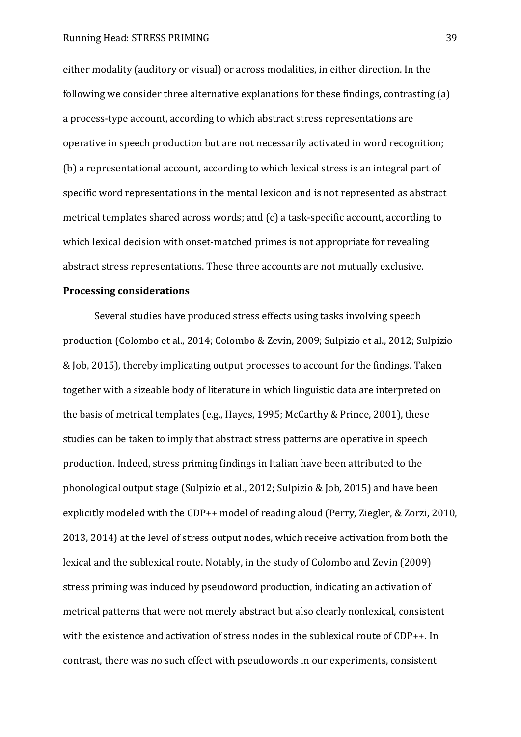either modality (auditory or visual) or across modalities, in either direction. In the following we consider three alternative explanations for these findings, contrasting (a) a process-type account, according to which abstract stress representations are operative in speech production but are not necessarily activated in word recognition; (b) a representational account, according to which lexical stress is an integral part of specific word representations in the mental lexicon and is not represented as abstract metrical templates shared across words; and (c) a task-specific account, according to which lexical decision with onset-matched primes is not appropriate for revealing abstract stress representations. These three accounts are not mutually exclusive.

**Processing considerations**

Several studies have produced stress effects using tasks involving speech production (Colombo et al., 2014; Colombo & Zevin, 2009; Sulpizio et al., 2012; Sulpizio & Job, 2015), thereby implicating output processes to account for the findings. Taken together with a sizeable body of literature in which linguistic data are interpreted on the basis of metrical templates (e.g., Hayes, 1995; McCarthy & Prince, 2001), these studies can be taken to imply that abstract stress patterns are operative in speech production. Indeed, stress priming findings in Italian have been attributed to the phonological output stage (Sulpizio et al., 2012; Sulpizio & Job, 2015) and have been explicitly modeled with the CDP++ model of reading aloud (Perry, Ziegler, & Zorzi, 2010, 2013, 2014) at the level of stress output nodes, which receive activation from both the lexical and the sublexical route. Notably, in the study of Colombo and Zevin (2009) stress priming was induced by pseudoword production, indicating an activation of metrical patterns that were not merely abstract but also clearly nonlexical, consistent with the existence and activation of stress nodes in the sublexical route of CDP++. In contrast, there was no such effect with pseudowords in our experiments, consistent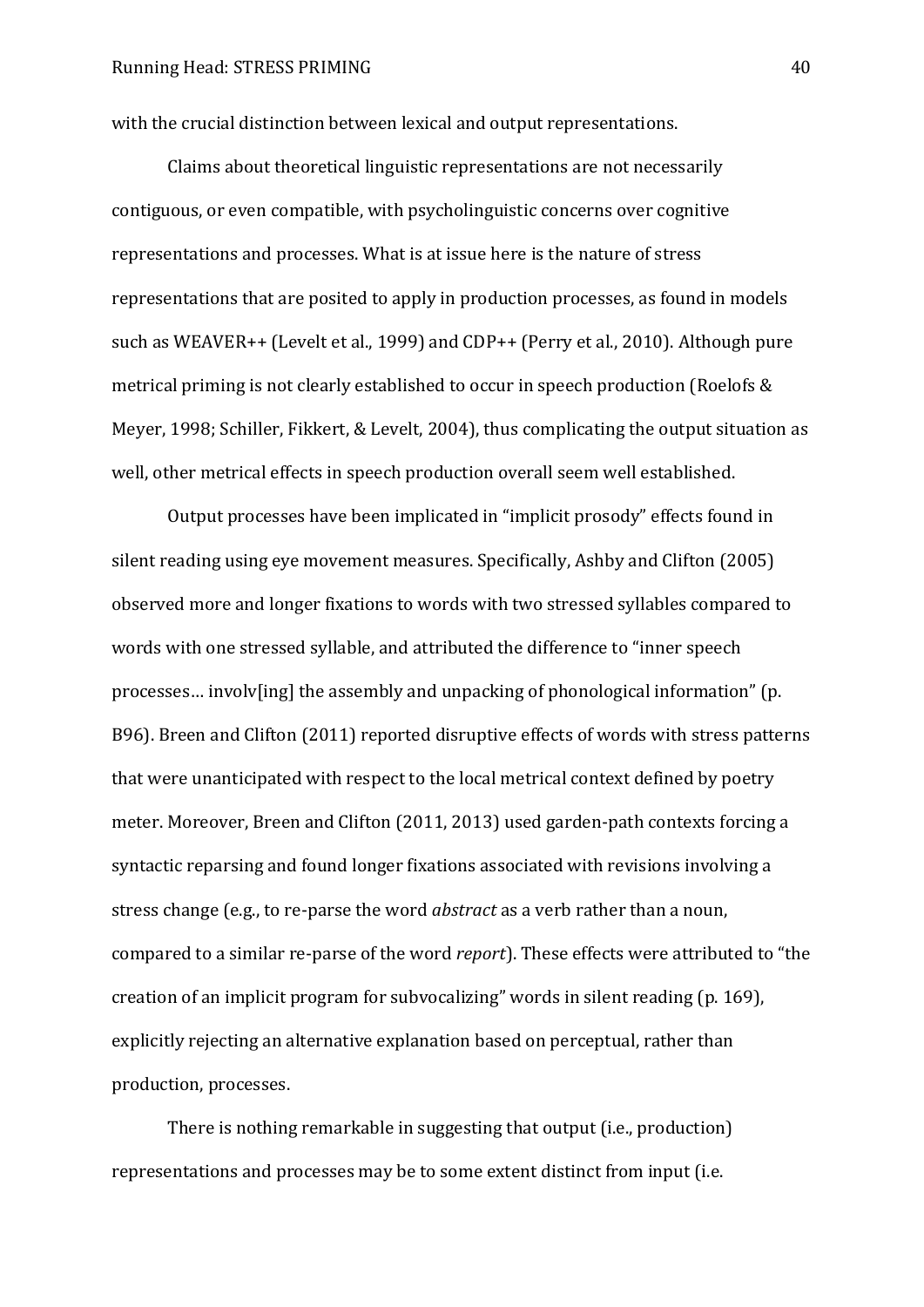with the crucial distinction between lexical and output representations.

Claims about theoretical linguistic representations are not necessarily contiguous, or even compatible, with psycholinguistic concerns over cognitive representations and processes. What is at issue here is the nature of stress representations that are posited to apply in production processes, as found in models such as WEAVER++ (Levelt et al., 1999) and CDP++ (Perry et al., 2010). Although pure metrical priming is not clearly established to occur in speech production (Roelofs & Meyer, 1998; Schiller, Fikkert, & Levelt, 2004), thus complicating the output situation as well, other metrical effects in speech production overall seem well established.

Output processes have been implicated in "implicit prosody" effects found in silent reading using eye movement measures. Specifically, Ashby and Clifton (2005) observed more and longer fixations to words with two stressed syllables compared to words with one stressed syllable, and attributed the difference to "inner speech processes… involv[ing] the assembly and unpacking of phonological information" (p. B96). Breen and Clifton (2011) reported disruptive effects of words with stress patterns that were unanticipated with respect to the local metrical context defined by poetry meter. Moreover, Breen and Clifton (2011, 2013) used garden-path contexts forcing a syntactic reparsing and found longer fixations associated with revisions involving a stress change (e.g., to re-parse the word *abstract* as a verb rather than a noun, compared to a similar re-parse of the word *report*). These effects were attributed to "the creation of an implicit program for subvocalizing" words in silent reading (p. 169), explicitly rejecting an alternative explanation based on perceptual, rather than production, processes.

There is nothing remarkable in suggesting that output (i.e., production) representations and processes may be to some extent distinct from input (i.e.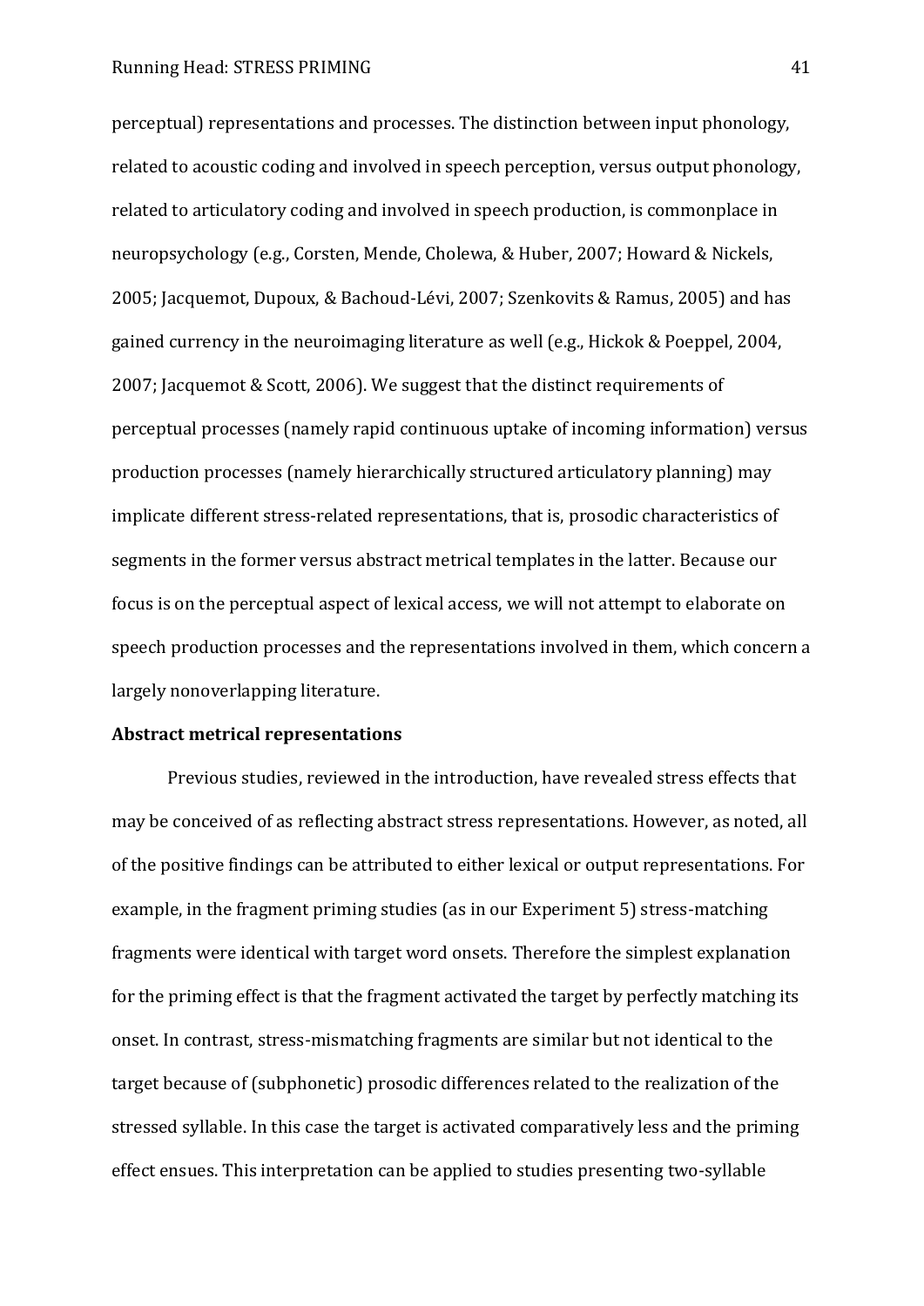perceptual) representations and processes. The distinction between input phonology, related to acoustic coding and involved in speech perception, versus output phonology, related to articulatory coding and involved in speech production, is commonplace in neuropsychology (e.g., Corsten, Mende, Cholewa, & Huber, 2007; Howard & Nickels, 2005; Jacquemot, Dupoux, & Bachoud-Lévi, 2007; Szenkovits & Ramus, 2005) and has gained currency in the neuroimaging literature as well (e.g., Hickok & Poeppel, 2004, 2007; Jacquemot & Scott, 2006). We suggest that the distinct requirements of perceptual processes (namely rapid continuous uptake of incoming information) versus production processes (namely hierarchically structured articulatory planning) may implicate different stress-related representations, that is, prosodic characteristics of segments in the former versus abstract metrical templates in the latter. Because our focus is on the perceptual aspect of lexical access, we will not attempt to elaborate on speech production processes and the representations involved in them, which concern a largely nonoverlapping literature.

**Abstract metrical representations**

Previous studies, reviewed in the introduction, have revealed stress effects that may be conceived of as reflecting abstract stress representations. However, as noted, all of the positive findings can be attributed to either lexical or output representations. For example, in the fragment priming studies (as in our Experiment 5) stress-matching fragments were identical with target word onsets. Therefore the simplest explanation for the priming effect is that the fragment activated the target by perfectly matching its onset. In contrast, stress-mismatching fragments are similar but not identical to the target because of (subphonetic) prosodic differences related to the realization of the stressed syllable. In this case the target is activated comparatively less and the priming effect ensues. This interpretation can be applied to studies presenting two-syllable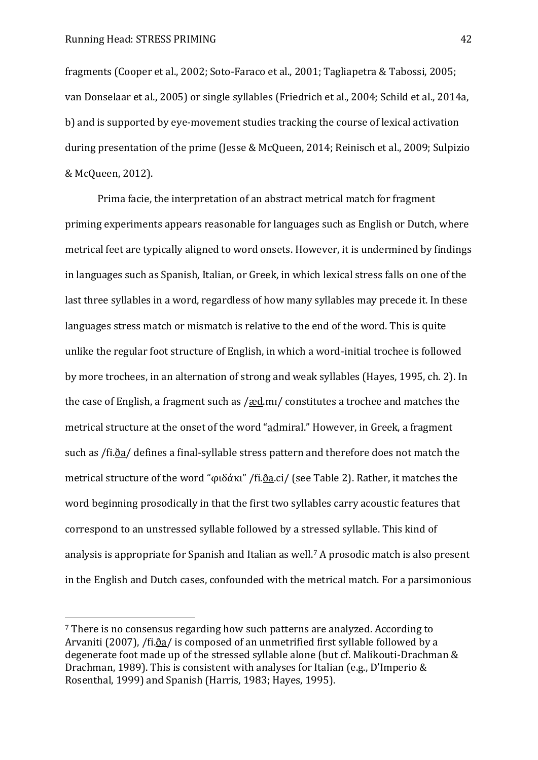fragments (Cooper et al., 2002; Soto-Faraco et al., 2001; Tagliapetra & Tabossi, 2005; van Donselaar et al., 2005) or single syllables (Friedrich et al., 2004; Schild et al., 2014a, b) and is supported by eye-movement studies tracking the course of lexical activation during presentation of the prime (Jesse & McQueen, 2014; Reinisch et al., 2009; Sulpizio & McQueen, 2012).

Prima facie, the interpretation of an abstract metrical match for fragment priming experiments appears reasonable for languages such as English or Dutch, where metrical feet are typically aligned to word onsets. However, it is undermined by findings in languages such as Spanish, Italian, or Greek, in which lexical stress falls on one of the last three syllables in a word, regardless of how many syllables may precede it. In these languages stress match or mismatch is relative to the end of the word. This is quite unlike the regular foot structure of English, in which a word-initial trochee is followed by more trochees, in an alternation of strong and weak syllables (Hayes, 1995, ch. 2). In the case of English, a fragment such as /<u>æd</u>.mɪ/ constitutes a trochee and matches the metrical structure at the onset of the word "<u>ad</u>miral." However, in Greek, a fragment such as /fi.<u>ða</u>/ defines a final-syllable stress pattern and therefore does not match the metrical structure of the word "φιδάκι" /fi.<u>ða</u>.ci/ (see Table 2). Rather, it matches the word beginning prosodically in that the first two syllables carry acoustic features that correspond to an unstressed syllable followed by a stressed syllable. This kind of analysis is appropriate for Spanish and Italian as well.[7] A prosodic match is also present in the English and Dutch cases, confounded with the metrical match. For a parsimonious

---

[7] There is no consensus regarding how such patterns are analyzed. According to Arvaniti (2007), /fi.<u>ða</u>/ is composed of an unmetrified first syllable followed by a degenerate foot made up of the stressed syllable alone (but cf. Malikouti-Drachman & Drachman, 1989). This is consistent with analyses for Italian (e.g., D'Imperio & Rosenthal, 1999) and Spanish (Harris, 1983; Hayes, 1995).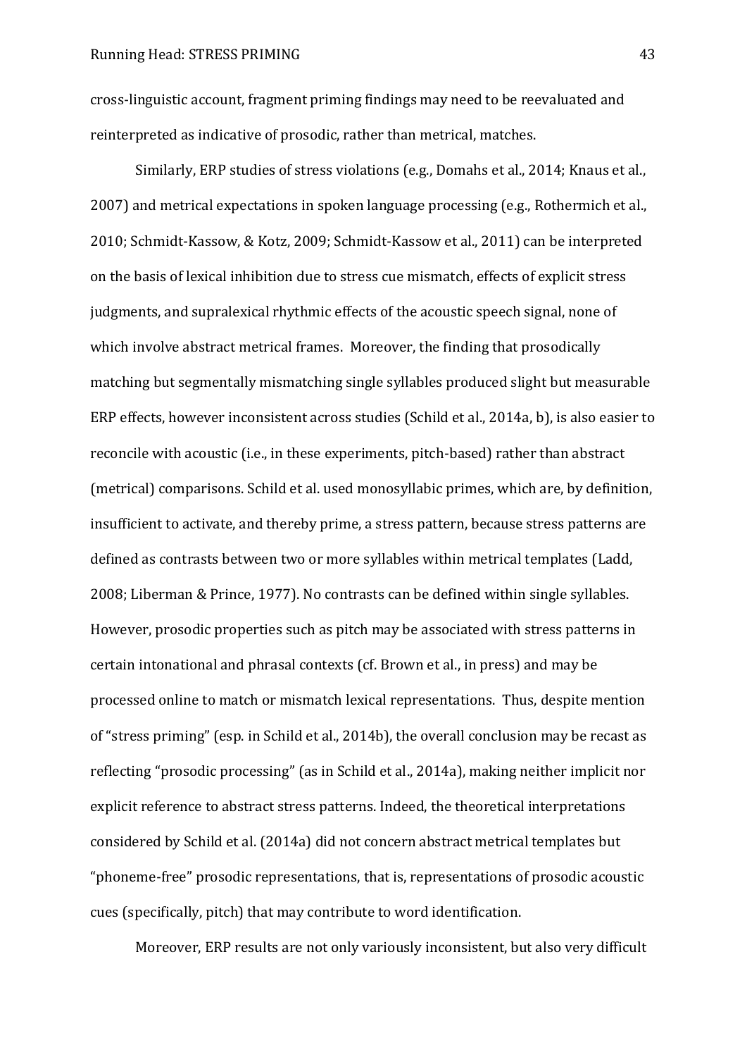cross-linguistic account, fragment priming findings may need to be reevaluated and reinterpreted as indicative of prosodic, rather than metrical, matches.

Similarly, ERP studies of stress violations (e.g., Domahs et al., 2014; Knaus et al., 2007) and metrical expectations in spoken language processing (e.g., Rothermich et al., 2010; Schmidt-Kassow, & Kotz, 2009; Schmidt-Kassow et al., 2011) can be interpreted on the basis of lexical inhibition due to stress cue mismatch, effects of explicit stress judgments, and supralexical rhythmic effects of the acoustic speech signal, none of which involve abstract metrical frames. Moreover, the finding that prosodically matching but segmentally mismatching single syllables produced slight but measurable ERP effects, however inconsistent across studies (Schild et al., 2014a, b), is also easier to reconcile with acoustic (i.e., in these experiments, pitch-based) rather than abstract (metrical) comparisons. Schild et al. used monosyllabic primes, which are, by definition, insufficient to activate, and thereby prime, a stress pattern, because stress patterns are defined as contrasts between two or more syllables within metrical templates (Ladd, 2008; Liberman & Prince, 1977). No contrasts can be defined within single syllables. However, prosodic properties such as pitch may be associated with stress patterns in certain intonational and phrasal contexts (cf. Brown et al., in press) and may be processed online to match or mismatch lexical representations. Thus, despite mention of "stress priming" (esp. in Schild et al., 2014b), the overall conclusion may be recast as reflecting "prosodic processing" (as in Schild et al., 2014a), making neither implicit nor explicit reference to abstract stress patterns. Indeed, the theoretical interpretations considered by Schild et al. (2014a) did not concern abstract metrical templates but "phoneme-free" prosodic representations, that is, representations of prosodic acoustic cues (specifically, pitch) that may contribute to word identification.

Moreover, ERP results are not only variously inconsistent, but also very difficult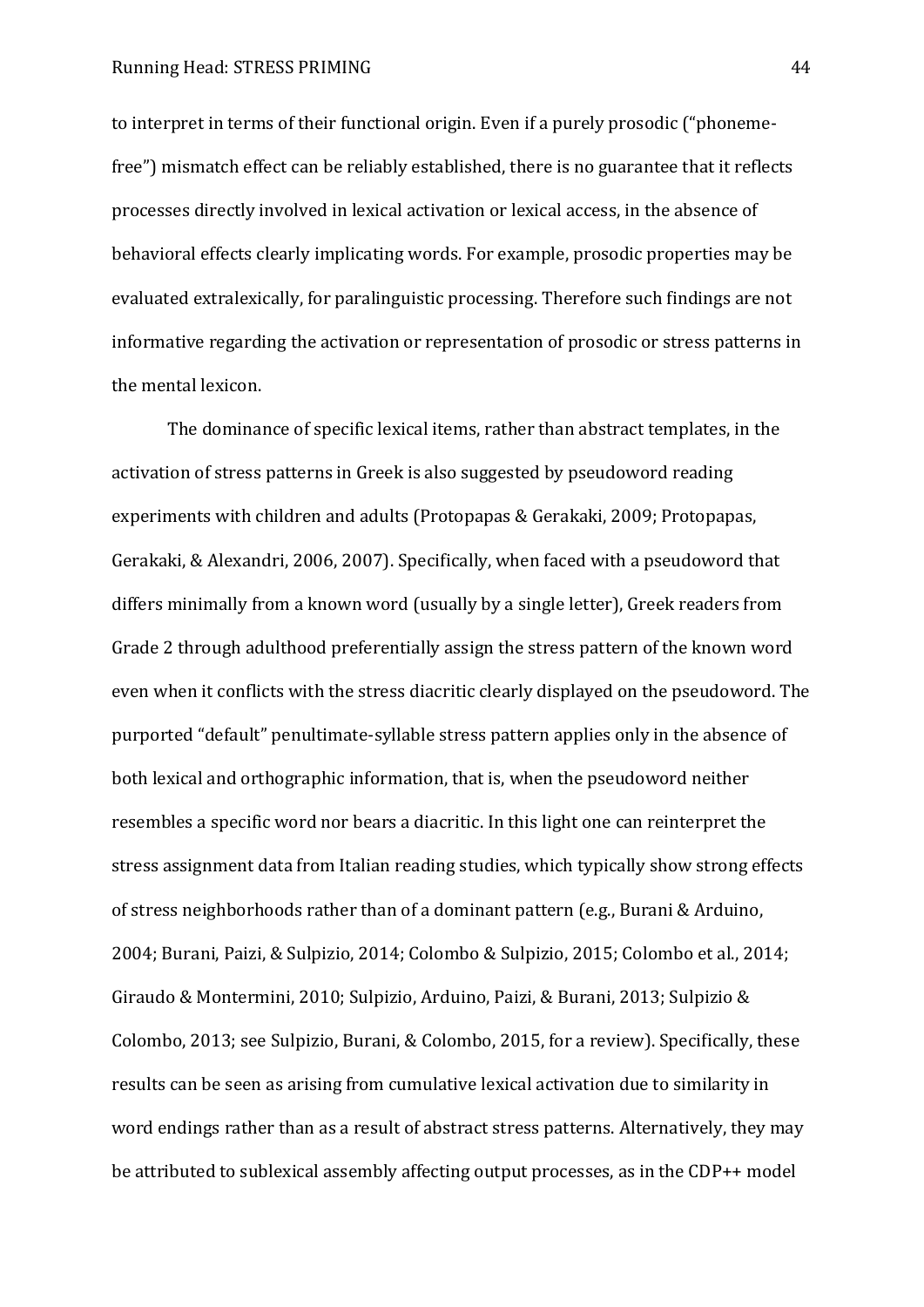to interpret in terms of their functional origin. Even if a purely prosodic ("phoneme-free") mismatch effect can be reliably established, there is no guarantee that it reflects processes directly involved in lexical activation or lexical access, in the absence of behavioral effects clearly implicating words. For example, prosodic properties may be evaluated extralexically, for paralinguistic processing. Therefore such findings are not informative regarding the activation or representation of prosodic or stress patterns in the mental lexicon.

The dominance of specific lexical items, rather than abstract templates, in the activation of stress patterns in Greek is also suggested by pseudoword reading experiments with children and adults (Protopapas & Gerakaki, 2009; Protopapas, Gerakaki, & Alexandri, 2006, 2007). Specifically, when faced with a pseudoword that differs minimally from a known word (usually by a single letter), Greek readers from Grade 2 through adulthood preferentially assign the stress pattern of the known word even when it conflicts with the stress diacritic clearly displayed on the pseudoword. The purported "default" penultimate-syllable stress pattern applies only in the absence of both lexical and orthographic information, that is, when the pseudoword neither resembles a specific word nor bears a diacritic. In this light one can reinterpret the stress assignment data from Italian reading studies, which typically show strong effects of stress neighborhoods rather than of a dominant pattern (e.g., Burani & Arduino, 2004; Burani, Paizi, & Sulpizio, 2014; Colombo & Sulpizio, 2015; Colombo et al., 2014; Giraudo & Montermini, 2010; Sulpizio, Arduino, Paizi, & Burani, 2013; Sulpizio & Colombo, 2013; see Sulpizio, Burani, & Colombo, 2015, for a review). Specifically, these results can be seen as arising from cumulative lexical activation due to similarity in word endings rather than as a result of abstract stress patterns. Alternatively, they may be attributed to sublexical assembly affecting output processes, as in the CDP++ model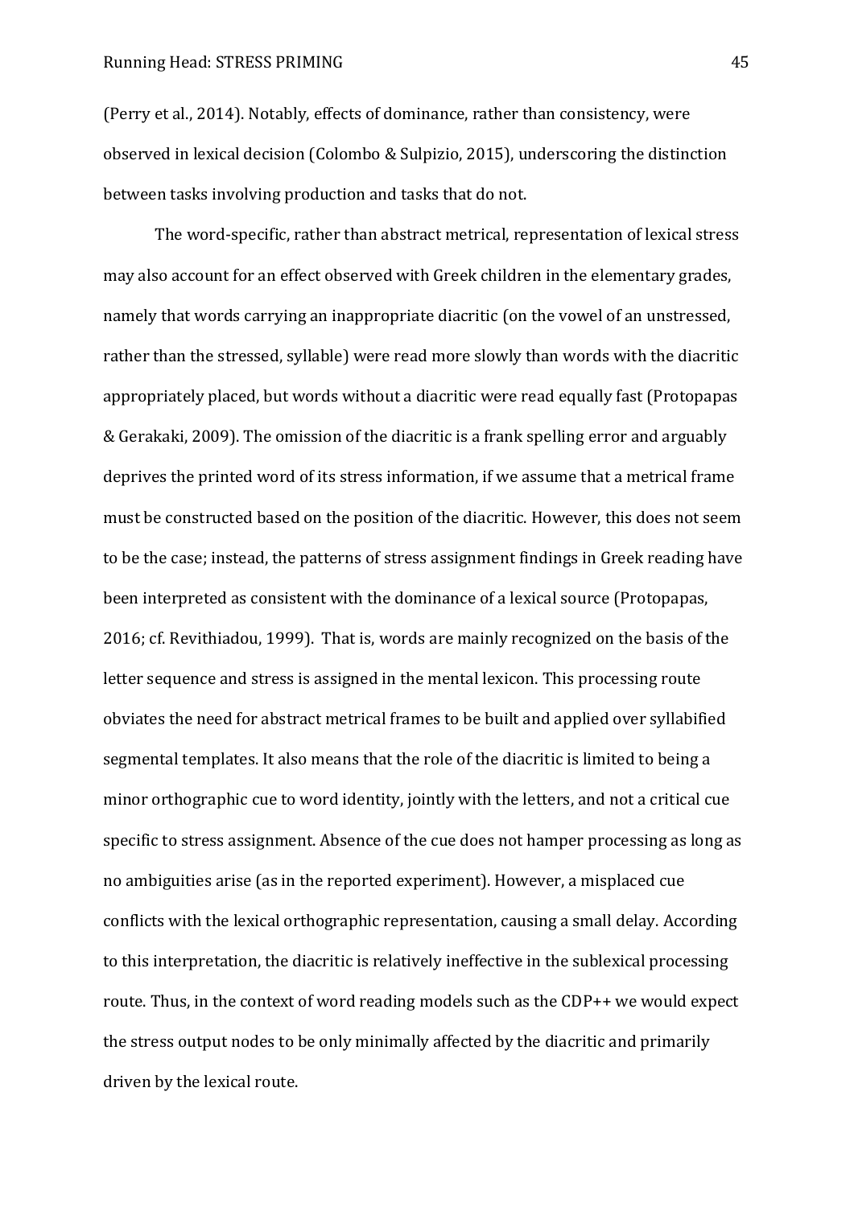(Perry et al., 2014). Notably, effects of dominance, rather than consistency, were observed in lexical decision (Colombo & Sulpizio, 2015), underscoring the distinction between tasks involving production and tasks that do not.

The word-specific, rather than abstract metrical, representation of lexical stress may also account for an effect observed with Greek children in the elementary grades, namely that words carrying an inappropriate diacritic (on the vowel of an unstressed, rather than the stressed, syllable) were read more slowly than words with the diacritic appropriately placed, but words without a diacritic were read equally fast (Protopapas & Gerakaki, 2009). The omission of the diacritic is a frank spelling error and arguably deprives the printed word of its stress information, if we assume that a metrical frame must be constructed based on the position of the diacritic. However, this does not seem to be the case; instead, the patterns of stress assignment findings in Greek reading have been interpreted as consistent with the dominance of a lexical source (Protopapas, 2016; cf. Revithiadou, 1999). That is, words are mainly recognized on the basis of the letter sequence and stress is assigned in the mental lexicon. This processing route obviates the need for abstract metrical frames to be built and applied over syllabified segmental templates. It also means that the role of the diacritic is limited to being a minor orthographic cue to word identity, jointly with the letters, and not a critical cue specific to stress assignment. Absence of the cue does not hamper processing as long as no ambiguities arise (as in the reported experiment). However, a misplaced cue conflicts with the lexical orthographic representation, causing a small delay. According to this interpretation, the diacritic is relatively ineffective in the sublexical processing route. Thus, in the context of word reading models such as the CDP++ we would expect the stress output nodes to be only minimally affected by the diacritic and primarily driven by the lexical route.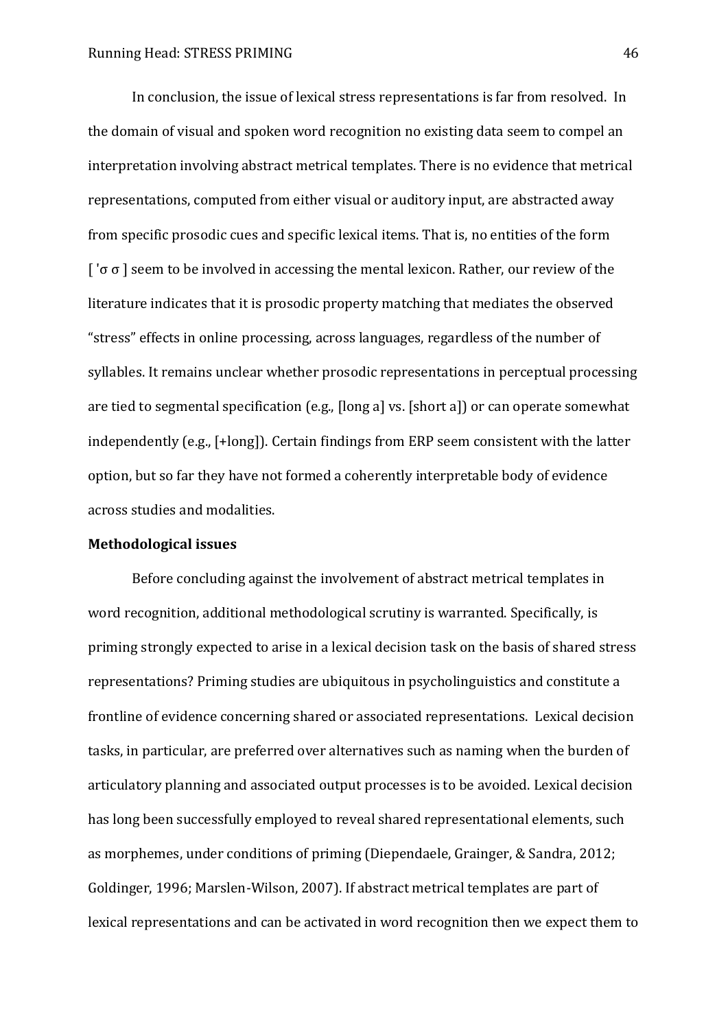In conclusion, the issue of lexical stress representations is far from resolved. In the domain of visual and spoken word recognition no existing data seem to compel an interpretation involving abstract metrical templates. There is no evidence that metrical representations, computed from either visual or auditory input, are abstracted away from specific prosodic cues and specific lexical items. That is, no entities of the form [ ˈσ σ ] seem to be involved in accessing the mental lexicon. Rather, our review of the literature indicates that it is prosodic property matching that mediates the observed "stress" effects in online processing, across languages, regardless of the number of syllables. It remains unclear whether prosodic representations in perceptual processing are tied to segmental specification (e.g., [long a] vs. [short a]) or can operate somewhat independently (e.g., [+long]). Certain findings from ERP seem consistent with the latter option, but so far they have not formed a coherently interpretable body of evidence across studies and modalities.

**Methodological issues**

Before concluding against the involvement of abstract metrical templates in word recognition, additional methodological scrutiny is warranted. Specifically, is priming strongly expected to arise in a lexical decision task on the basis of shared stress representations? Priming studies are ubiquitous in psycholinguistics and constitute a frontline of evidence concerning shared or associated representations. Lexical decision tasks, in particular, are preferred over alternatives such as naming when the burden of articulatory planning and associated output processes is to be avoided. Lexical decision has long been successfully employed to reveal shared representational elements, such as morphemes, under conditions of priming (Diependaele, Grainger, & Sandra, 2012; Goldinger, 1996; Marslen-Wilson, 2007). If abstract metrical templates are part of lexical representations and can be activated in word recognition then we expect them to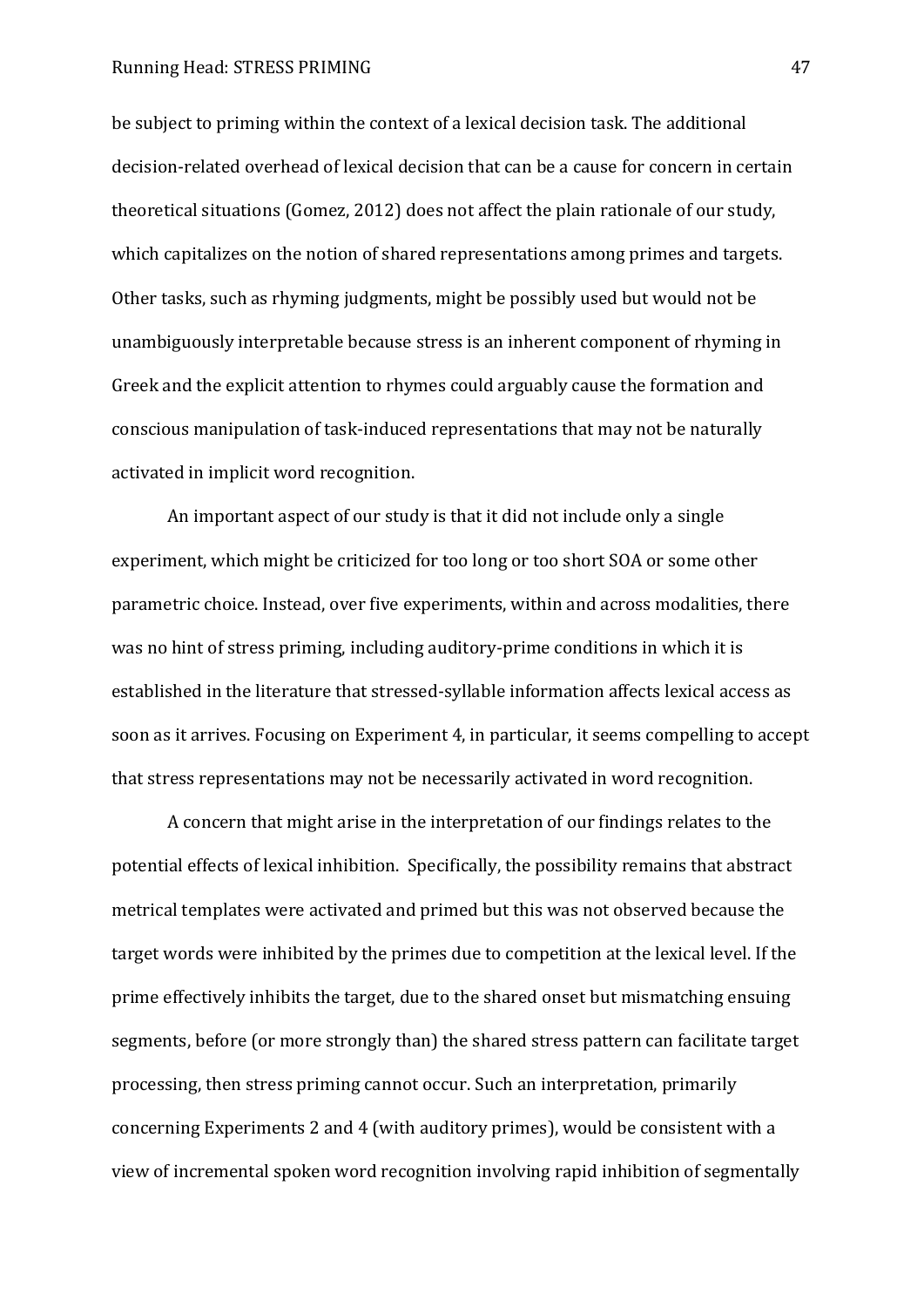be subject to priming within the context of a lexical decision task. The additional decision-related overhead of lexical decision that can be a cause for concern in certain theoretical situations (Gomez, 2012) does not affect the plain rationale of our study, which capitalizes on the notion of shared representations among primes and targets. Other tasks, such as rhyming judgments, might be possibly used but would not be unambiguously interpretable because stress is an inherent component of rhyming in Greek and the explicit attention to rhymes could arguably cause the formation and conscious manipulation of task-induced representations that may not be naturally activated in implicit word recognition.

An important aspect of our study is that it did not include only a single experiment, which might be criticized for too long or too short SOA or some other parametric choice. Instead, over five experiments, within and across modalities, there was no hint of stress priming, including auditory-prime conditions in which it is established in the literature that stressed-syllable information affects lexical access as soon as it arrives. Focusing on Experiment 4, in particular, it seems compelling to accept that stress representations may not be necessarily activated in word recognition.

A concern that might arise in the interpretation of our findings relates to the potential effects of lexical inhibition. Specifically, the possibility remains that abstract metrical templates were activated and primed but this was not observed because the target words were inhibited by the primes due to competition at the lexical level. If the prime effectively inhibits the target, due to the shared onset but mismatching ensuing segments, before (or more strongly than) the shared stress pattern can facilitate target processing, then stress priming cannot occur. Such an interpretation, primarily concerning Experiments 2 and 4 (with auditory primes), would be consistent with a view of incremental spoken word recognition involving rapid inhibition of segmentally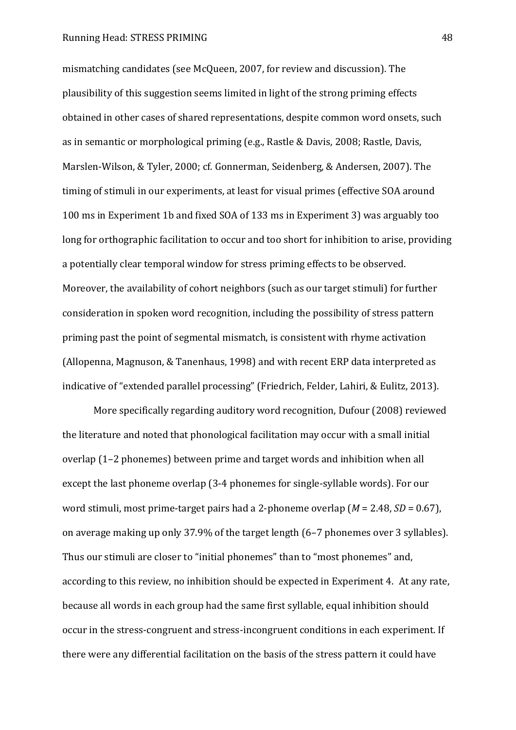mismatching candidates (see McQueen, 2007, for review and discussion). The plausibility of this suggestion seems limited in light of the strong priming effects obtained in other cases of shared representations, despite common word onsets, such as in semantic or morphological priming (e.g., Rastle & Davis, 2008; Rastle, Davis, Marslen-Wilson, & Tyler, 2000; cf. Gonnerman, Seidenberg, & Andersen, 2007). The timing of stimuli in our experiments, at least for visual primes (effective SOA around 100 ms in Experiment 1b and fixed SOA of 133 ms in Experiment 3) was arguably too long for orthographic facilitation to occur and too short for inhibition to arise, providing a potentially clear temporal window for stress priming effects to be observed. Moreover, the availability of cohort neighbors (such as our target stimuli) for further consideration in spoken word recognition, including the possibility of stress pattern priming past the point of segmental mismatch, is consistent with rhyme activation (Allopenna, Magnuson, & Tanenhaus, 1998) and with recent ERP data interpreted as indicative of "extended parallel processing" (Friedrich, Felder, Lahiri, & Eulitz, 2013).

More specifically regarding auditory word recognition, Dufour (2008) reviewed the literature and noted that phonological facilitation may occur with a small initial overlap (1–2 phonemes) between prime and target words and inhibition when all except the last phoneme overlap (3-4 phonemes for single-syllable words). For our word stimuli, most prime-target pairs had a 2-phoneme overlap ($M$ = 2.48, $SD$ = 0.67), on average making up only 37.9% of the target length (6–7 phonemes over 3 syllables). Thus our stimuli are closer to "initial phonemes" than to "most phonemes" and, according to this review, no inhibition should be expected in Experiment 4. At any rate, because all words in each group had the same first syllable, equal inhibition should occur in the stress-congruent and stress-incongruent conditions in each experiment. If there were any differential facilitation on the basis of the stress pattern it could have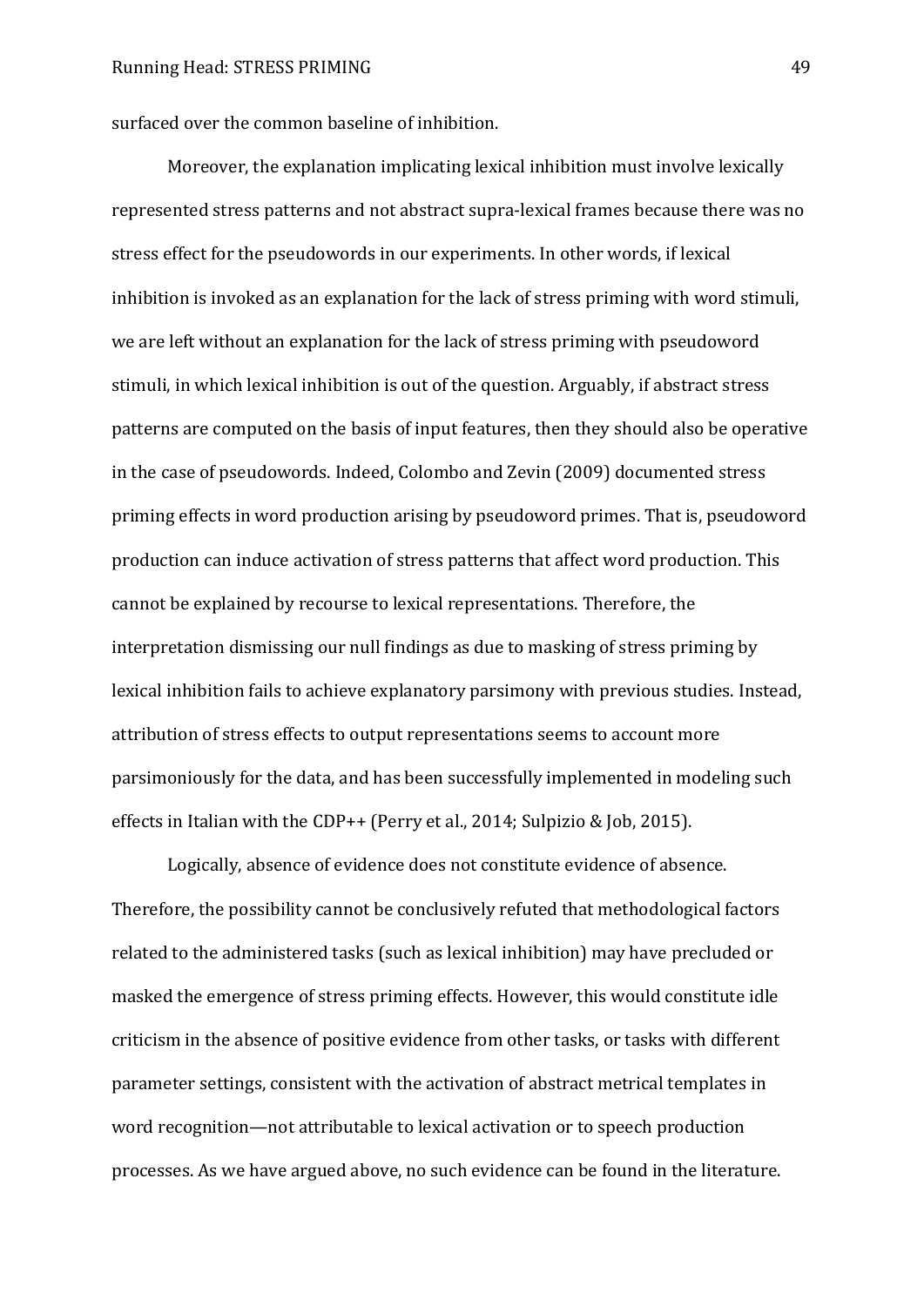surfaced over the common baseline of inhibition.

Moreover, the explanation implicating lexical inhibition must involve lexically represented stress patterns and not abstract supra-lexical frames because there was no stress effect for the pseudowords in our experiments. In other words, if lexical inhibition is invoked as an explanation for the lack of stress priming with word stimuli, we are left without an explanation for the lack of stress priming with pseudoword stimuli, in which lexical inhibition is out of the question. Arguably, if abstract stress patterns are computed on the basis of input features, then they should also be operative in the case of pseudowords. Indeed, Colombo and Zevin (2009) documented stress priming effects in word production arising by pseudoword primes. That is, pseudoword production can induce activation of stress patterns that affect word production. This cannot be explained by recourse to lexical representations. Therefore, the interpretation dismissing our null findings as due to masking of stress priming by lexical inhibition fails to achieve explanatory parsimony with previous studies. Instead, attribution of stress effects to output representations seems to account more parsimoniously for the data, and has been successfully implemented in modeling such effects in Italian with the CDP++ (Perry et al., 2014; Sulpizio & Job, 2015).

Logically, absence of evidence does not constitute evidence of absence. Therefore, the possibility cannot be conclusively refuted that methodological factors related to the administered tasks (such as lexical inhibition) may have precluded or masked the emergence of stress priming effects. However, this would constitute idle criticism in the absence of positive evidence from other tasks, or tasks with different parameter settings, consistent with the activation of abstract metrical templates in word recognition—not attributable to lexical activation or to speech production processes. As we have argued above, no such evidence can be found in the literature.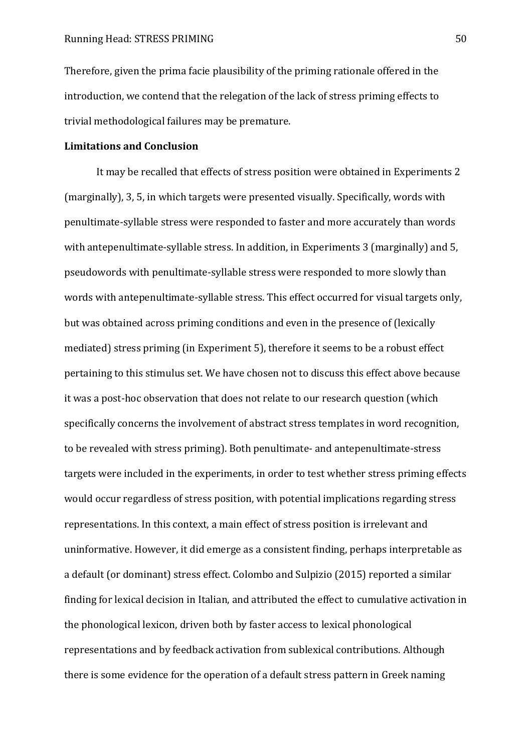Therefore, given the prima facie plausibility of the priming rationale offered in the introduction, we contend that the relegation of the lack of stress priming effects to trivial methodological failures may be premature.

**Limitations and Conclusion**

It may be recalled that effects of stress position were obtained in Experiments 2 (marginally), 3, 5, in which targets were presented visually. Specifically, words with penultimate-syllable stress were responded to faster and more accurately than words with antepenultimate-syllable stress. In addition, in Experiments 3 (marginally) and 5, pseudowords with penultimate-syllable stress were responded to more slowly than words with antepenultimate-syllable stress. This effect occurred for visual targets only, but was obtained across priming conditions and even in the presence of (lexically mediated) stress priming (in Experiment 5), therefore it seems to be a robust effect pertaining to this stimulus set. We have chosen not to discuss this effect above because it was a post-hoc observation that does not relate to our research question (which specifically concerns the involvement of abstract stress templates in word recognition, to be revealed with stress priming). Both penultimate- and antepenultimate-stress targets were included in the experiments, in order to test whether stress priming effects would occur regardless of stress position, with potential implications regarding stress representations. In this context, a main effect of stress position is irrelevant and uninformative. However, it did emerge as a consistent finding, perhaps interpretable as a default (or dominant) stress effect. Colombo and Sulpizio (2015) reported a similar finding for lexical decision in Italian, and attributed the effect to cumulative activation in the phonological lexicon, driven both by faster access to lexical phonological representations and by feedback activation from sublexical contributions. Although there is some evidence for the operation of a default stress pattern in Greek naming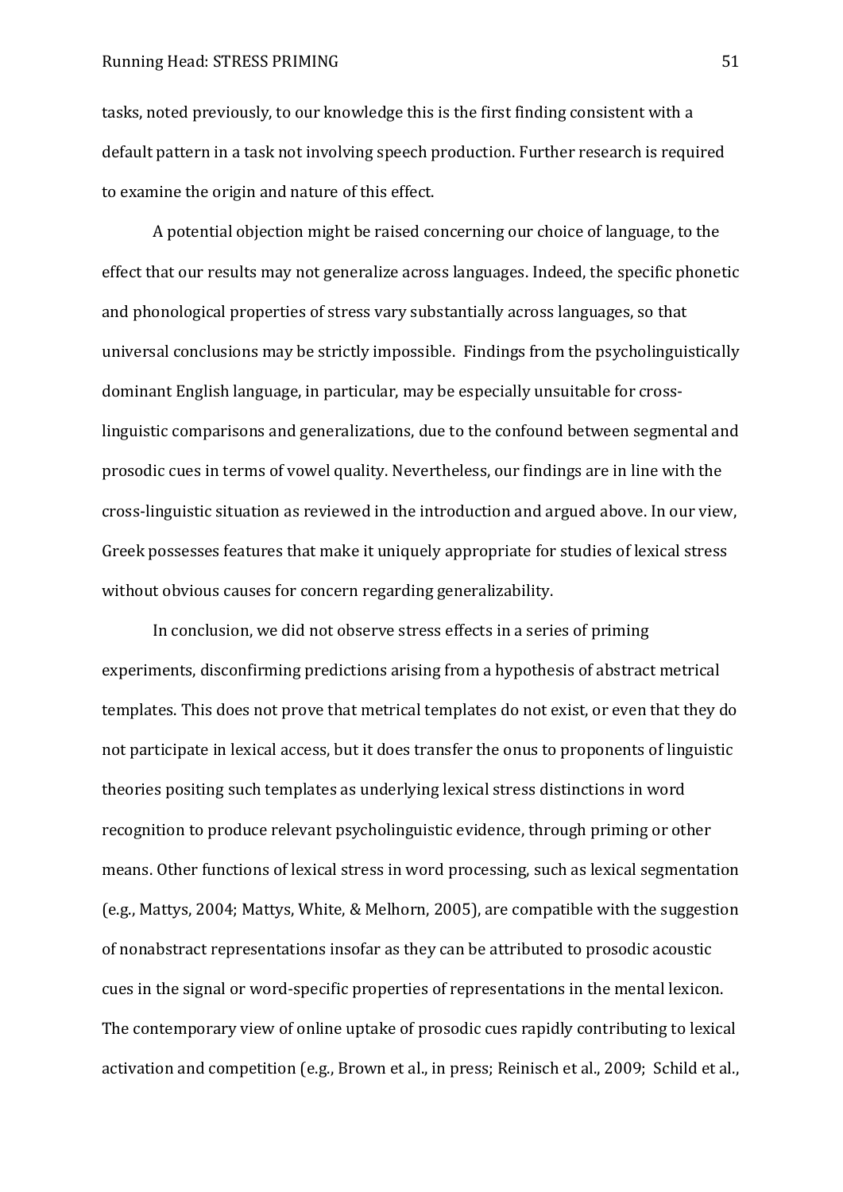tasks, noted previously, to our knowledge this is the first finding consistent with a default pattern in a task not involving speech production. Further research is required to examine the origin and nature of this effect.

A potential objection might be raised concerning our choice of language, to the effect that our results may not generalize across languages. Indeed, the specific phonetic and phonological properties of stress vary substantially across languages, so that universal conclusions may be strictly impossible. Findings from the psycholinguistically dominant English language, in particular, may be especially unsuitable for cross-linguistic comparisons and generalizations, due to the confound between segmental and prosodic cues in terms of vowel quality. Nevertheless, our findings are in line with the cross-linguistic situation as reviewed in the introduction and argued above. In our view, Greek possesses features that make it uniquely appropriate for studies of lexical stress without obvious causes for concern regarding generalizability.

In conclusion, we did not observe stress effects in a series of priming experiments, disconfirming predictions arising from a hypothesis of abstract metrical templates. This does not prove that metrical templates do not exist, or even that they do not participate in lexical access, but it does transfer the onus to proponents of linguistic theories positing such templates as underlying lexical stress distinctions in word recognition to produce relevant psycholinguistic evidence, through priming or other means. Other functions of lexical stress in word processing, such as lexical segmentation (e.g., Mattys, 2004; Mattys, White, & Melhorn, 2005), are compatible with the suggestion of nonabstract representations insofar as they can be attributed to prosodic acoustic cues in the signal or word-specific properties of representations in the mental lexicon. The contemporary view of online uptake of prosodic cues rapidly contributing to lexical activation and competition (e.g., Brown et al., in press; Reinisch et al., 2009; Schild et al.,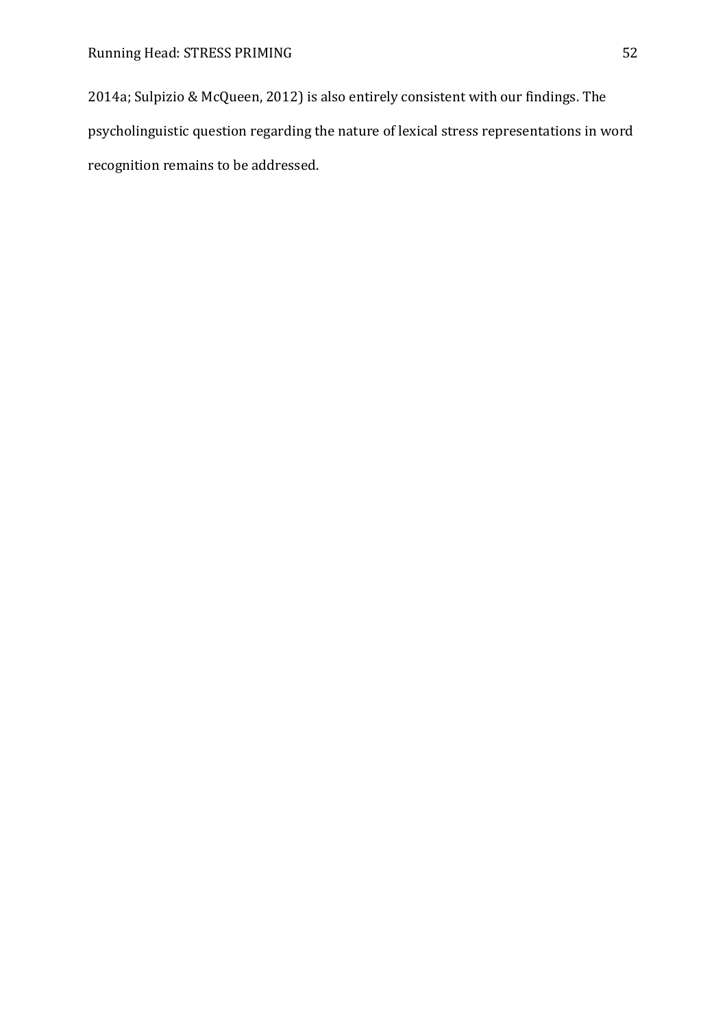2014a; Sulpizio & McQueen, 2012) is also entirely consistent with our findings. The psycholinguistic question regarding the nature of lexical stress representations in word recognition remains to be addressed.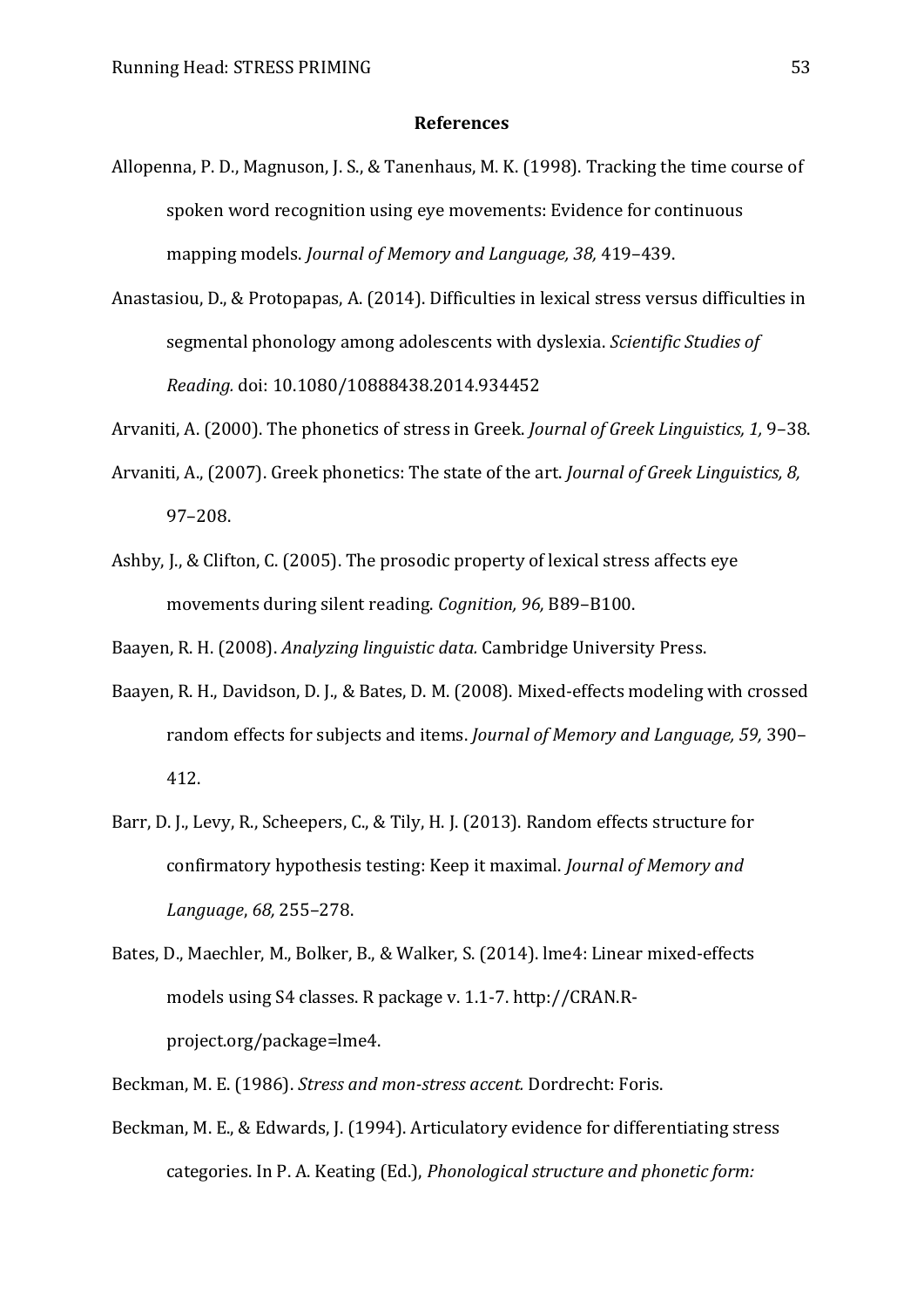## References

Allopenna, P. D., Magnuson, J. S., & Tanenhaus, M. K. (1998). Tracking the time course of spoken word recognition using eye movements: Evidence for continuous mapping models. *Journal of Memory and Language, 38,* 419–439.

Anastasiou, D., & Protopapas, A. (2014). Difficulties in lexical stress versus difficulties in segmental phonology among adolescents with dyslexia. *Scientific Studies of Reading.* doi: 10.1080/10888438.2014.934452

Arvaniti, A. (2000). The phonetics of stress in Greek. *Journal of Greek Linguistics, 1,* 9–38.

Arvaniti, A., (2007). Greek phonetics: The state of the art. *Journal of Greek Linguistics, 8,* 97–208.

Ashby, J., & Clifton, C. (2005). The prosodic property of lexical stress affects eye movements during silent reading. *Cognition, 96,* B89–B100.

Baayen, R. H. (2008). *Analyzing linguistic data.* Cambridge University Press.

Baayen, R. H., Davidson, D. J., & Bates, D. M. (2008). Mixed-effects modeling with crossed random effects for subjects and items. *Journal of Memory and Language, 59,* 390–412.

Barr, D. J., Levy, R., Scheepers, C., & Tily, H. J. (2013). Random effects structure for confirmatory hypothesis testing: Keep it maximal. *Journal of Memory and Language*, *68,* 255–278.

Bates, D., Maechler, M., Bolker, B., & Walker, S. (2014). lme4: Linear mixed-effects models using S4 classes. R package v. 1.1-7. http://CRAN.R-project.org/package=lme4.

Beckman, M. E. (1986). *Stress and mon-stress accent.* Dordrecht: Foris.

Beckman, M. E., & Edwards, J. (1994). Articulatory evidence for differentiating stress categories. In P. A. Keating (Ed.), *Phonological structure and phonetic form:*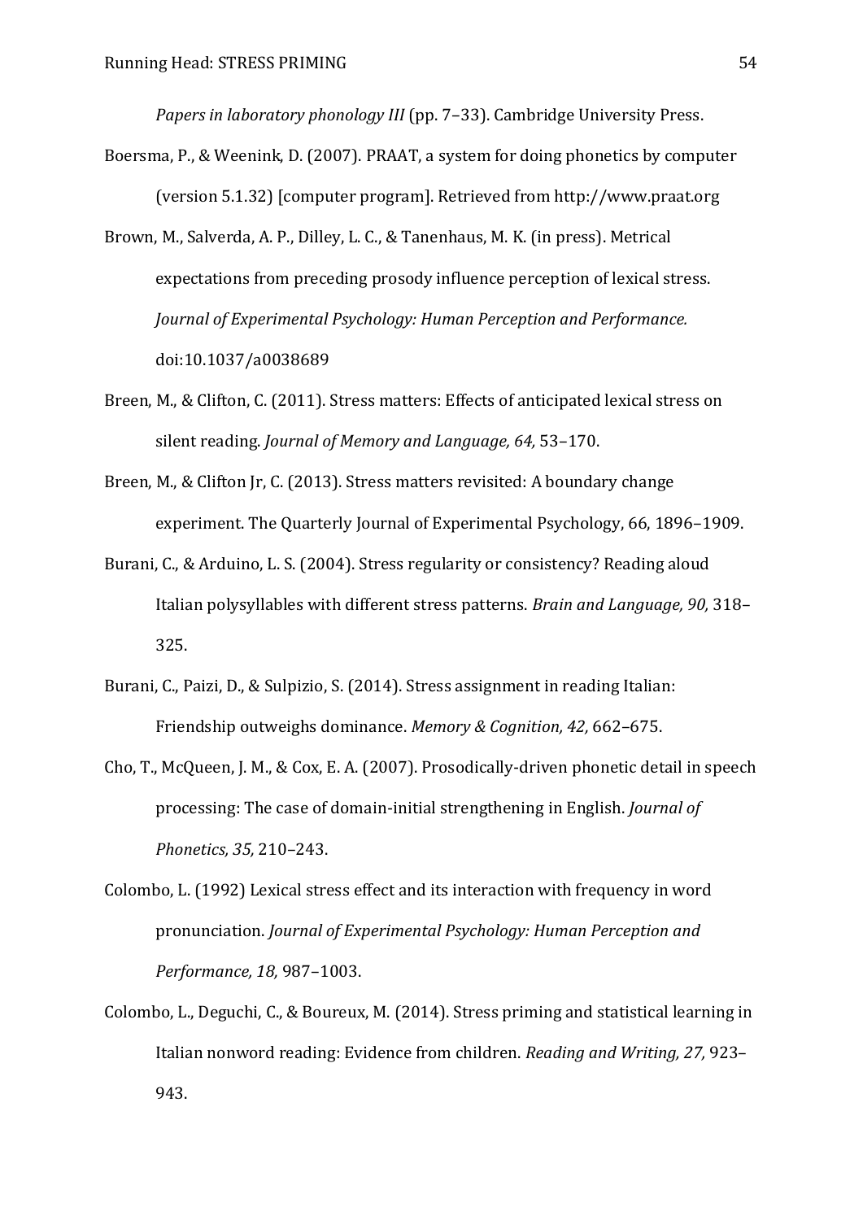*Papers in laboratory phonology III* (pp. 7–33). Cambridge University Press.

Boersma, P., & Weenink, D. (2007). PRAAT, a system for doing phonetics by computer (version 5.1.32) [computer program]. Retrieved from http://www.praat.org

Brown, M., Salverda, A. P., Dilley, L. C., & Tanenhaus, M. K. (in press). Metrical expectations from preceding prosody influence perception of lexical stress. *Journal of Experimental Psychology: Human Perception and Performance.* doi:10.1037/a0038689

Breen, M., & Clifton, C. (2011). Stress matters: Effects of anticipated lexical stress on silent reading. *Journal of Memory and Language, 64,* 53–170.

Breen, M., & Clifton Jr, C. (2013). Stress matters revisited: A boundary change experiment. The Quarterly Journal of Experimental Psychology, 66, 1896–1909.

Burani, C., & Arduino, L. S. (2004). Stress regularity or consistency? Reading aloud Italian polysyllables with different stress patterns. *Brain and Language, 90,* 318–325.

Burani, C., Paizi, D., & Sulpizio, S. (2014). Stress assignment in reading Italian: Friendship outweighs dominance. *Memory & Cognition, 42,* 662–675.

Cho, T., McQueen, J. M., & Cox, E. A. (2007). Prosodically-driven phonetic detail in speech processing: The case of domain-initial strengthening in English. *Journal of Phonetics, 35,* 210–243.

Colombo, L. (1992) Lexical stress effect and its interaction with frequency in word pronunciation. *Journal of Experimental Psychology: Human Perception and Performance, 18,* 987–1003.

Colombo, L., Deguchi, C., & Boureux, M. (2014). Stress priming and statistical learning in Italian nonword reading: Evidence from children. *Reading and Writing, 27,* 923–943.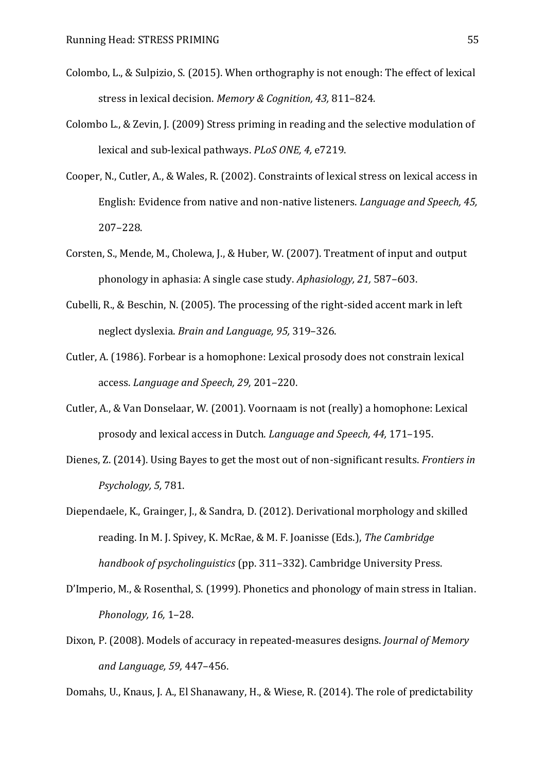Colombo, L., & Sulpizio, S. (2015). When orthography is not enough: The effect of lexical stress in lexical decision. *Memory & Cognition, 43,* 811–824.

Colombo L., & Zevin, J. (2009) Stress priming in reading and the selective modulation of lexical and sub-lexical pathways. *PLoS ONE, 4,* e7219.

Cooper, N., Cutler, A., & Wales, R. (2002). Constraints of lexical stress on lexical access in English: Evidence from native and non-native listeners. *Language and Speech, 45,* 207–228.

Corsten, S., Mende, M., Cholewa, J., & Huber, W. (2007). Treatment of input and output phonology in aphasia: A single case study. *Aphasiology, 21,* 587–603.

Cubelli, R., & Beschin, N. (2005). The processing of the right-sided accent mark in left neglect dyslexia. *Brain and Language, 95,* 319–326.

Cutler, A. (1986). Forbear is a homophone: Lexical prosody does not constrain lexical access. *Language and Speech, 29,* 201–220.

Cutler, A., & Van Donselaar, W. (2001). Voornaam is not (really) a homophone: Lexical prosody and lexical access in Dutch. *Language and Speech, 44,* 171–195.

Dienes, Z. (2014). Using Bayes to get the most out of non-significant results. *Frontiers in Psychology, 5,* 781.

Diependaele, K., Grainger, J., & Sandra, D. (2012). Derivational morphology and skilled reading. In M. J. Spivey, K. McRae, & M. F. Joanisse (Eds.), *The Cambridge handbook of psycholinguistics* (pp. 311–332). Cambridge University Press.

D'Imperio, M., & Rosenthal, S. (1999). Phonetics and phonology of main stress in Italian. *Phonology, 16,* 1–28.

Dixon, P. (2008). Models of accuracy in repeated-measures designs. *Journal of Memory and Language, 59,* 447–456.

Domahs, U., Knaus, J. A., El Shanawany, H., & Wiese, R. (2014). The role of predictability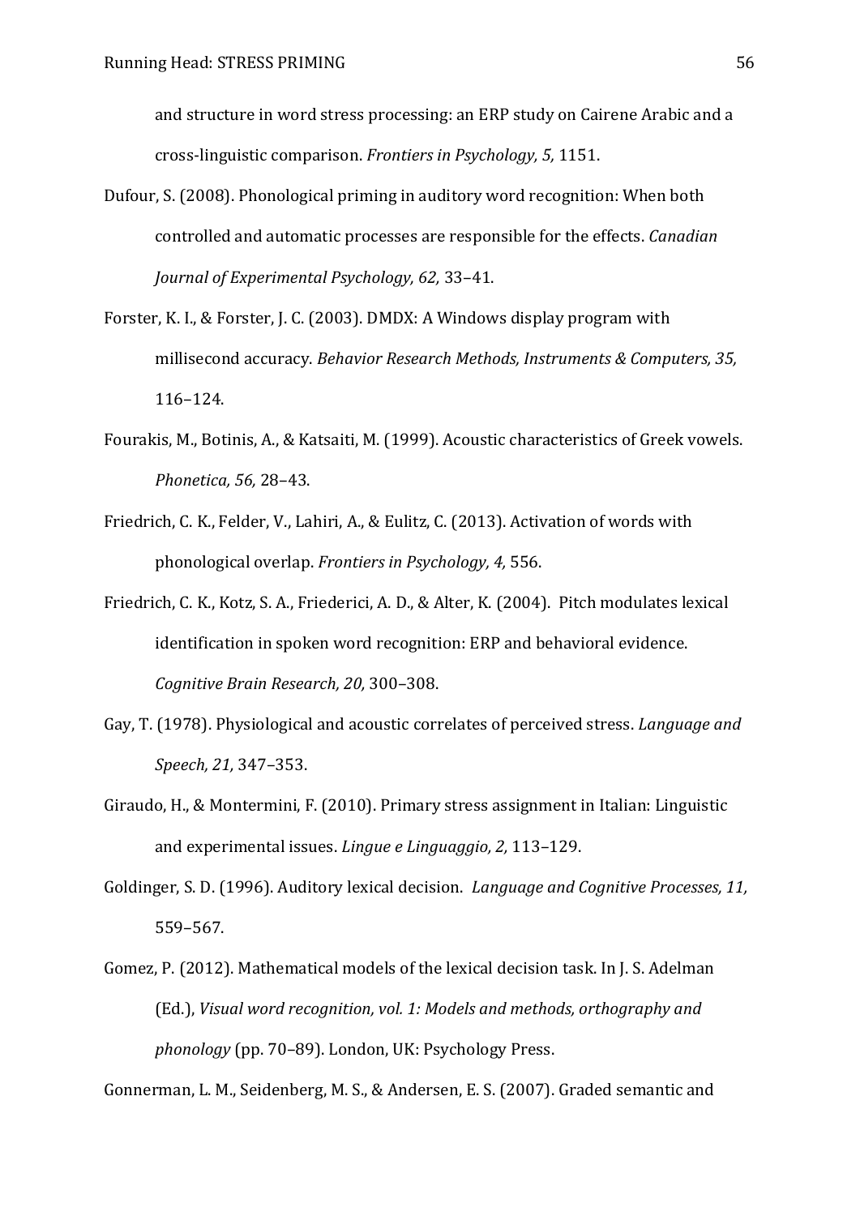and structure in word stress processing: an ERP study on Cairene Arabic and a cross-linguistic comparison. *Frontiers in Psychology, 5,* 1151.

Dufour, S. (2008). Phonological priming in auditory word recognition: When both controlled and automatic processes are responsible for the effects. *Canadian Journal of Experimental Psychology, 62,* 33–41.

Forster, K. I., & Forster, J. C. (2003). DMDX: A Windows display program with millisecond accuracy. *Behavior Research Methods, Instruments & Computers, 35,* 116–124.

Fourakis, M., Botinis, A., & Katsaiti, M. (1999). Acoustic characteristics of Greek vowels. *Phonetica, 56,* 28–43.

Friedrich, C. K., Felder, V., Lahiri, A., & Eulitz, C. (2013). Activation of words with phonological overlap. *Frontiers in Psychology, 4,* 556.

Friedrich, C. K., Kotz, S. A., Friederici, A. D., & Alter, K. (2004). Pitch modulates lexical identification in spoken word recognition: ERP and behavioral evidence. *Cognitive Brain Research, 20,* 300–308.

Gay, T. (1978). Physiological and acoustic correlates of perceived stress. *Language and Speech, 21,* 347–353.

Giraudo, H., & Montermini, F. (2010). Primary stress assignment in Italian: Linguistic and experimental issues. *Lingue e Linguaggio, 2,* 113–129.

Goldinger, S. D. (1996). Auditory lexical decision. *Language and Cognitive Processes, 11,* 559–567.

Gomez, P. (2012). Mathematical models of the lexical decision task. In J. S. Adelman (Ed.), *Visual word recognition, vol. 1: Models and methods, orthography and phonology* (pp. 70–89). London, UK: Psychology Press.

Gonnerman, L. M., Seidenberg, M. S., & Andersen, E. S. (2007). Graded semantic and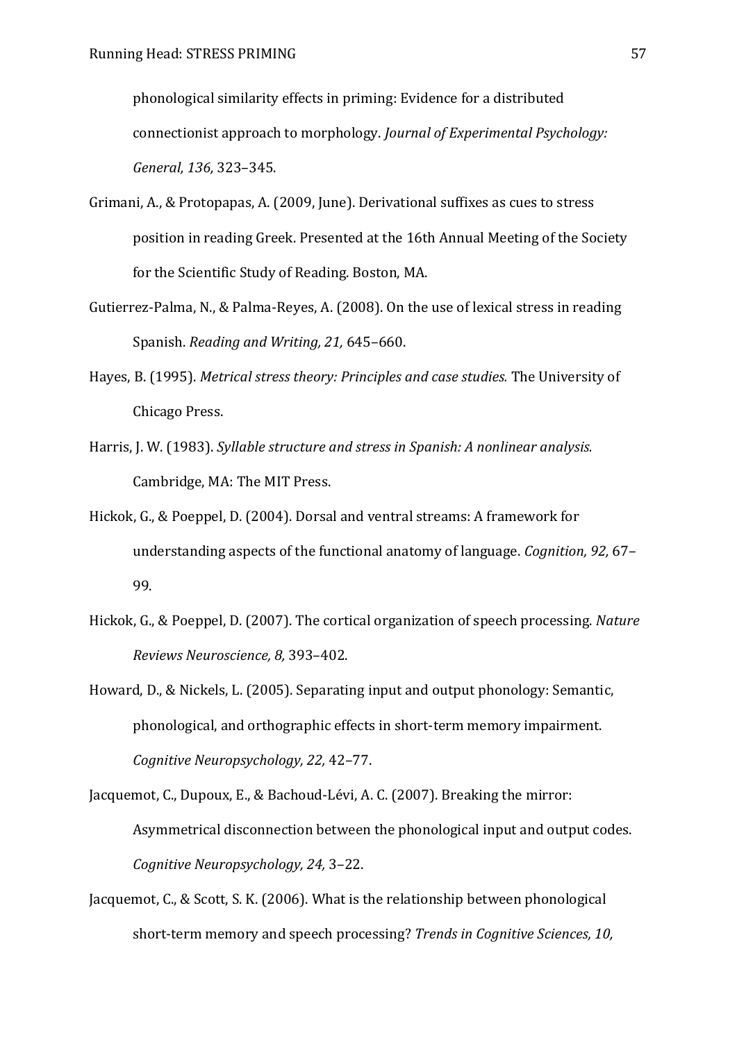phonological similarity effects in priming: Evidence for a distributed connectionist approach to morphology. *Journal of Experimental Psychology: General, 136,* 323–345.

Grimani, A., & Protopapas, A. (2009, June). Derivational suffixes as cues to stress position in reading Greek. Presented at the 16th Annual Meeting of the Society for the Scientific Study of Reading. Boston, MA.

Gutierrez-Palma, N., & Palma-Reyes, A. (2008). On the use of lexical stress in reading Spanish. *Reading and Writing, 21,* 645–660.

Hayes, B. (1995). *Metrical stress theory: Principles and case studies.* The University of Chicago Press.

Harris, J. W. (1983). *Syllable structure and stress in Spanish: A nonlinear analysis.* Cambridge, MA: The MIT Press.

Hickok, G., & Poeppel, D. (2004). Dorsal and ventral streams: A framework for understanding aspects of the functional anatomy of language. *Cognition, 92,* 67–99.

Hickok, G., & Poeppel, D. (2007). The cortical organization of speech processing. *Nature Reviews Neuroscience, 8,* 393–402.

Howard, D., & Nickels, L. (2005). Separating input and output phonology: Semantic, phonological, and orthographic effects in short-term memory impairment. *Cognitive Neuropsychology, 22,* 42–77.

Jacquemot, C., Dupoux, E., & Bachoud-Lévi, A. C. (2007). Breaking the mirror: Asymmetrical disconnection between the phonological input and output codes. *Cognitive Neuropsychology, 24,* 3–22.

Jacquemot, C., & Scott, S. K. (2006). What is the relationship between phonological short-term memory and speech processing? *Trends in Cognitive Sciences, 10,*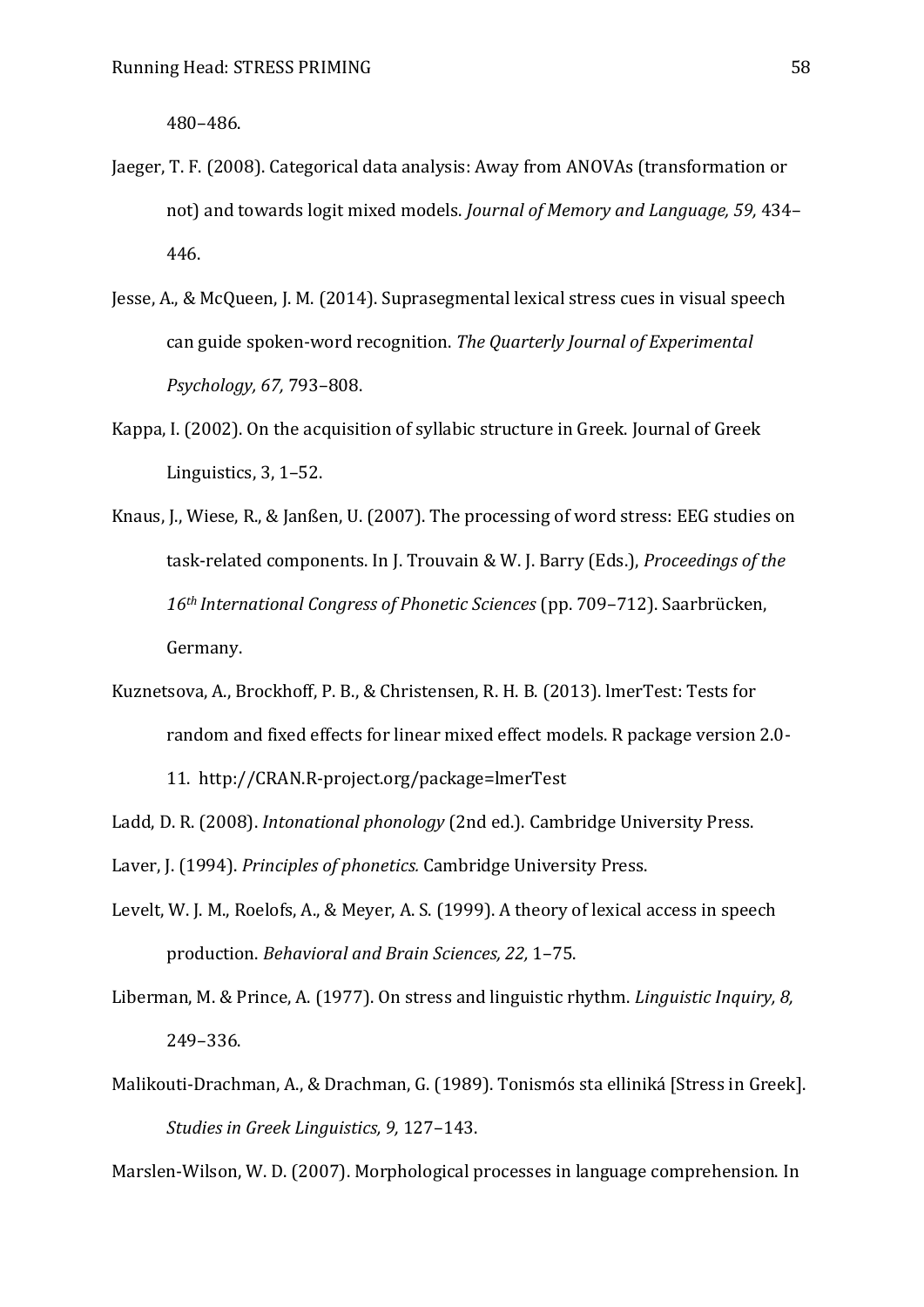480–486.

Jaeger, T. F. (2008). Categorical data analysis: Away from ANOVAs (transformation or not) and towards logit mixed models. *Journal of Memory and Language, 59,* 434–446.

Jesse, A., & McQueen, J. M. (2014). Suprasegmental lexical stress cues in visual speech can guide spoken-word recognition. *The Quarterly Journal of Experimental Psychology, 67,* 793–808.

Kappa, I. (2002). On the acquisition of syllabic structure in Greek. Journal of Greek Linguistics, 3, 1–52.

Knaus, J., Wiese, R., & Janßen, U. (2007). The processing of word stress: EEG studies on task-related components. In J. Trouvain & W. J. Barry (Eds.), *Proceedings of the 16th International Congress of Phonetic Sciences* (pp. 709–712). Saarbrücken, Germany.

Kuznetsova, A., Brockhoff, P. B., & Christensen, R. H. B. (2013). lmerTest: Tests for random and fixed effects for linear mixed effect models. R package version 2.0-11. http://CRAN.R-project.org/package=lmerTest

Ladd, D. R. (2008). *Intonational phonology* (2nd ed.). Cambridge University Press.

Laver, J. (1994). *Principles of phonetics.* Cambridge University Press.

Levelt, W. J. M., Roelofs, A., & Meyer, A. S. (1999). A theory of lexical access in speech production. *Behavioral and Brain Sciences, 22,* 1–75.

Liberman, M. & Prince, A. (1977). On stress and linguistic rhythm. *Linguistic Inquiry, 8,* 249–336.

Malikouti-Drachman, A., & Drachman, G. (1989). Tonismós sta elliniká [Stress in Greek]. *Studies in Greek Linguistics, 9,* 127–143.

Marslen-Wilson, W. D. (2007). Morphological processes in language comprehension. In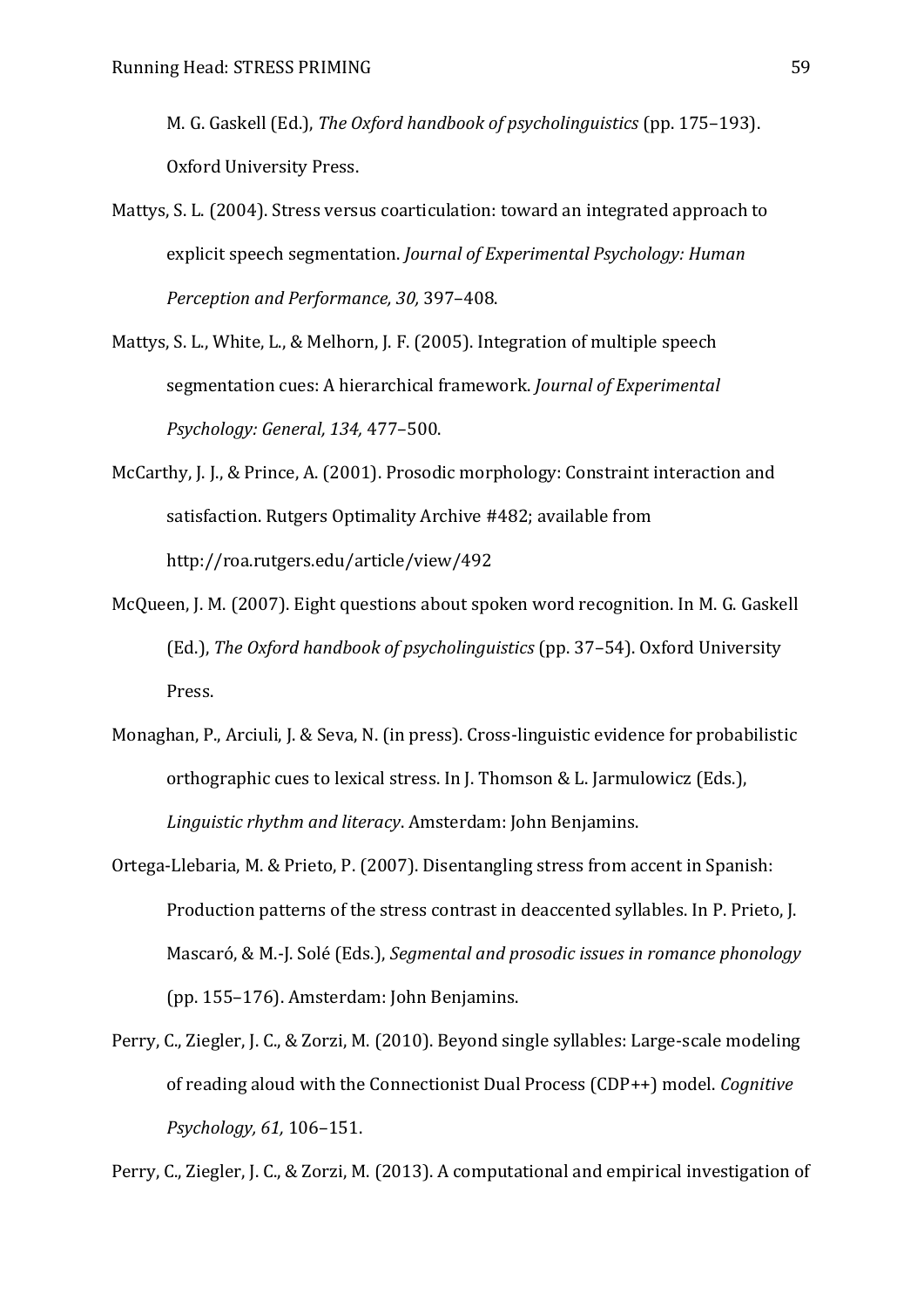M. G. Gaskell (Ed.), *The Oxford handbook of psycholinguistics* (pp. 175–193). Oxford University Press.

Mattys, S. L. (2004). Stress versus coarticulation: toward an integrated approach to explicit speech segmentation. *Journal of Experimental Psychology: Human Perception and Performance, 30,* 397–408.

Mattys, S. L., White, L., & Melhorn, J. F. (2005). Integration of multiple speech segmentation cues: A hierarchical framework. *Journal of Experimental Psychology: General, 134,* 477–500.

McCarthy, J. J., & Prince, A. (2001). Prosodic morphology: Constraint interaction and satisfaction. Rutgers Optimality Archive #482; available from http://roa.rutgers.edu/article/view/492

McQueen, J. M. (2007). Eight questions about spoken word recognition. In M. G. Gaskell (Ed.), *The Oxford handbook of psycholinguistics* (pp. 37–54). Oxford University Press.

Monaghan, P., Arciuli, J. & Seva, N. (in press). Cross-linguistic evidence for probabilistic orthographic cues to lexical stress. In J. Thomson & L. Jarmulowicz (Eds.), *Linguistic rhythm and literacy*. Amsterdam: John Benjamins.

Ortega-Llebaria, M. & Prieto, P. (2007). Disentangling stress from accent in Spanish: Production patterns of the stress contrast in deaccented syllables. In P. Prieto, J. Mascaró, & M.-J. Solé (Eds.), *Segmental and prosodic issues in romance phonology* (pp. 155–176). Amsterdam: John Benjamins.

Perry, C., Ziegler, J. C., & Zorzi, M. (2010). Beyond single syllables: Large-scale modeling of reading aloud with the Connectionist Dual Process (CDP++) model. *Cognitive Psychology, 61,* 106–151.

Perry, C., Ziegler, J. C., & Zorzi, M. (2013). A computational and empirical investigation of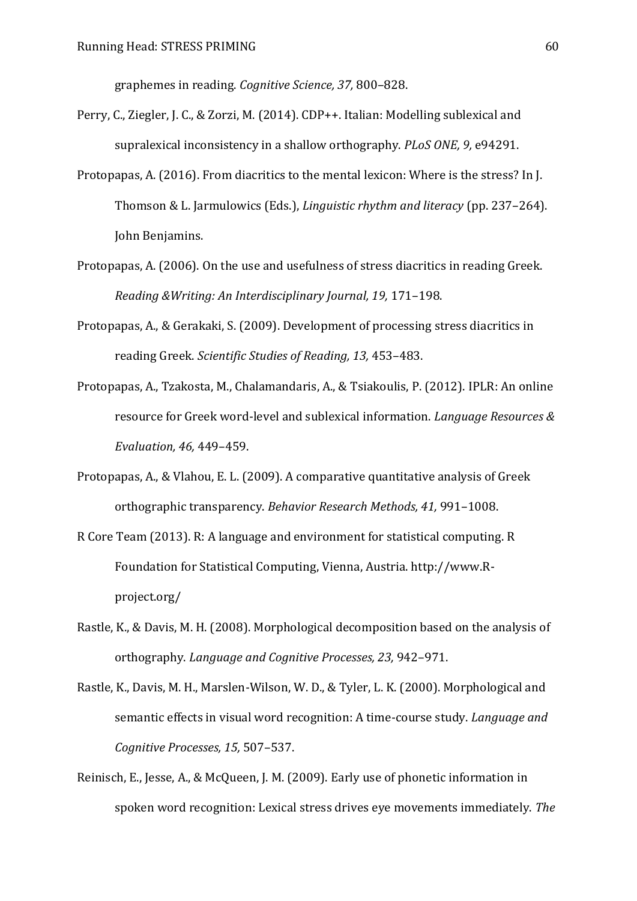graphemes in reading. *Cognitive Science, 37,* 800–828.

Perry, C., Ziegler, J. C., & Zorzi, M. (2014). CDP++. Italian: Modelling sublexical and supralexical inconsistency in a shallow orthography. *PLoS ONE, 9,* e94291.

Protopapas, A. (2016). From diacritics to the mental lexicon: Where is the stress? In J. Thomson & L. Jarmulowics (Eds.), *Linguistic rhythm and literacy* (pp. 237–264). John Benjamins.

Protopapas, A. (2006). On the use and usefulness of stress diacritics in reading Greek. *Reading &Writing: An Interdisciplinary Journal, 19,* 171–198.

Protopapas, A., & Gerakaki, S. (2009). Development of processing stress diacritics in reading Greek. *Scientific Studies of Reading, 13,* 453–483.

Protopapas, A., Tzakosta, M., Chalamandaris, A., & Tsiakoulis, P. (2012). IPLR: An online resource for Greek word-level and sublexical information. *Language Resources & Evaluation, 46,* 449–459.

Protopapas, A., & Vlahou, E. L. (2009). A comparative quantitative analysis of Greek orthographic transparency. *Behavior Research Methods, 41,* 991–1008.

R Core Team (2013). R: A language and environment for statistical computing. R Foundation for Statistical Computing, Vienna, Austria. http://www.R-project.org/

Rastle, K., & Davis, M. H. (2008). Morphological decomposition based on the analysis of orthography. *Language and Cognitive Processes, 23,* 942–971.

Rastle, K., Davis, M. H., Marslen-Wilson, W. D., & Tyler, L. K. (2000). Morphological and semantic effects in visual word recognition: A time-course study. *Language and Cognitive Processes, 15,* 507–537.

Reinisch, E., Jesse, A., & McQueen, J. M. (2009). Early use of phonetic information in spoken word recognition: Lexical stress drives eye movements immediately. *The*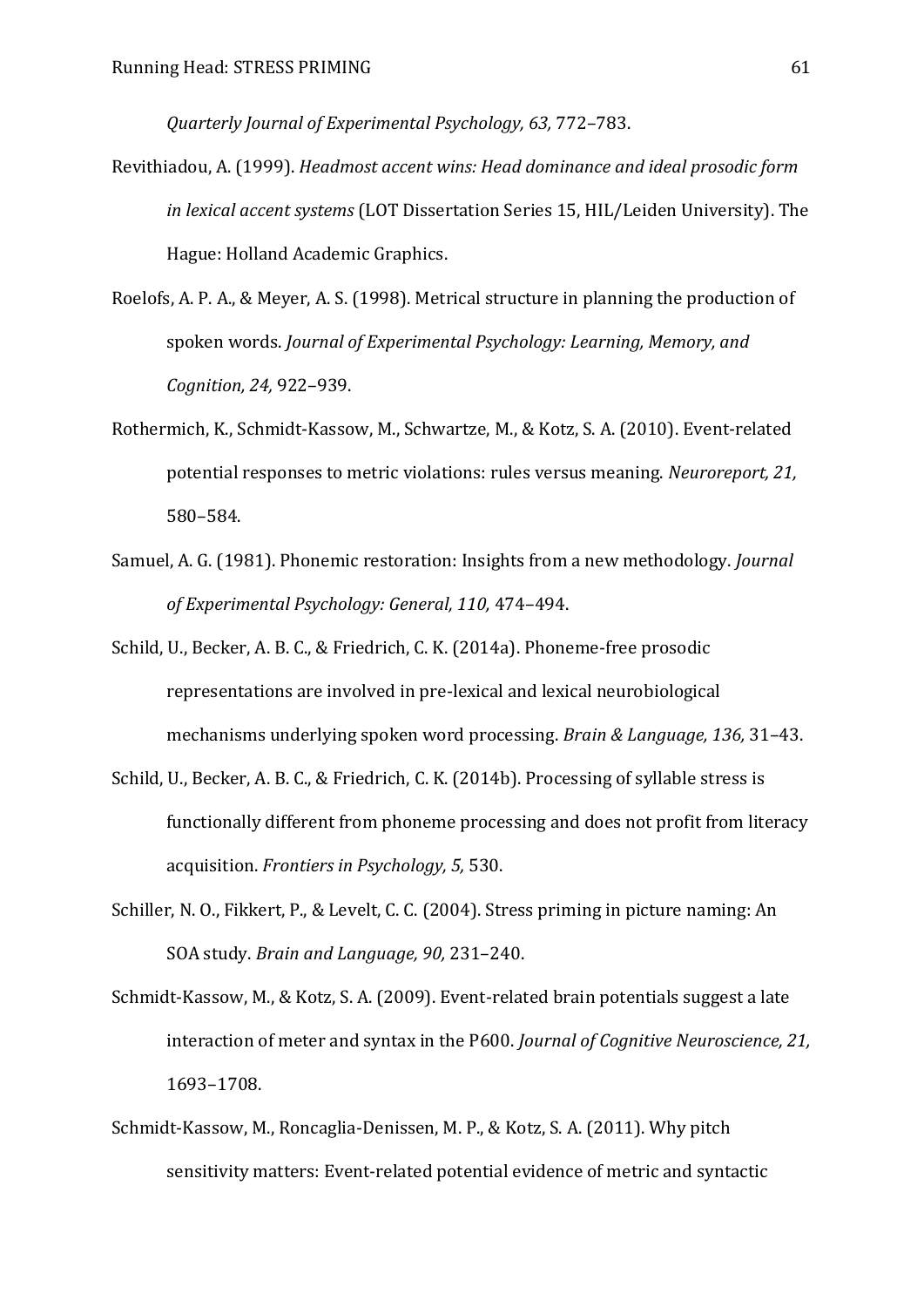*Quarterly Journal of Experimental Psychology, 63,* 772–783.

Revithiadou, A. (1999). *Headmost accent wins: Head dominance and ideal prosodic form in lexical accent systems* (LOT Dissertation Series 15, HIL/Leiden University). The Hague: Holland Academic Graphics.

Roelofs, A. P. A., & Meyer, A. S. (1998). Metrical structure in planning the production of spoken words. *Journal of Experimental Psychology: Learning, Memory, and Cognition, 24,* 922–939.

Rothermich, K., Schmidt-Kassow, M., Schwartze, M., & Kotz, S. A. (2010). Event-related potential responses to metric violations: rules versus meaning. *Neuroreport, 21,* 580–584.

Samuel, A. G. (1981). Phonemic restoration: Insights from a new methodology. *Journal of Experimental Psychology: General, 110,* 474–494.

Schild, U., Becker, A. B. C., & Friedrich, C. K. (2014a). Phoneme-free prosodic representations are involved in pre-lexical and lexical neurobiological mechanisms underlying spoken word processing. *Brain & Language, 136,* 31–43.

Schild, U., Becker, A. B. C., & Friedrich, C. K. (2014b). Processing of syllable stress is functionally different from phoneme processing and does not profit from literacy acquisition. *Frontiers in Psychology, 5,* 530.

Schiller, N. O., Fikkert, P., & Levelt, C. C. (2004). Stress priming in picture naming: An SOA study. *Brain and Language, 90,* 231–240.

Schmidt-Kassow, M., & Kotz, S. A. (2009). Event-related brain potentials suggest a late interaction of meter and syntax in the P600. *Journal of Cognitive Neuroscience, 21,* 1693–1708.

Schmidt-Kassow, M., Roncaglia-Denissen, M. P., & Kotz, S. A. (2011). Why pitch sensitivity matters: Event-related potential evidence of metric and syntactic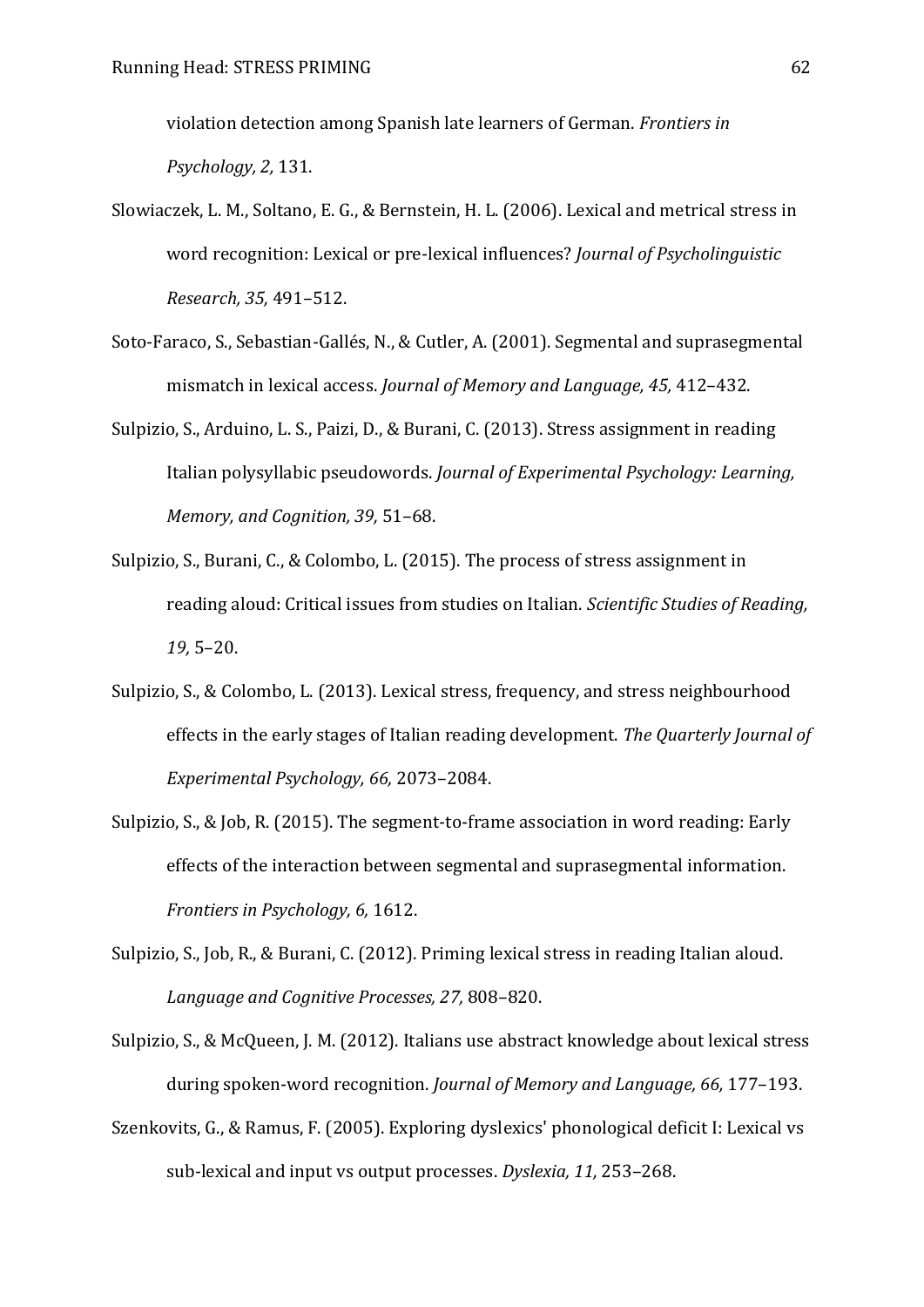violation detection among Spanish late learners of German. *Frontiers in Psychology, 2,* 131.

Slowiaczek, L. M., Soltano, E. G., & Bernstein, H. L. (2006). Lexical and metrical stress in word recognition: Lexical or pre-lexical influences? *Journal of Psycholinguistic Research, 35,* 491–512.

Soto-Faraco, S., Sebastian-Gallés, N., & Cutler, A. (2001). Segmental and suprasegmental mismatch in lexical access. *Journal of Memory and Language, 45,* 412–432.

Sulpizio, S., Arduino, L. S., Paizi, D., & Burani, C. (2013). Stress assignment in reading Italian polysyllabic pseudowords. *Journal of Experimental Psychology: Learning, Memory, and Cognition, 39,* 51–68.

Sulpizio, S., Burani, C., & Colombo, L. (2015). The process of stress assignment in reading aloud: Critical issues from studies on Italian. *Scientific Studies of Reading, 19,* 5–20.

Sulpizio, S., & Colombo, L. (2013). Lexical stress, frequency, and stress neighbourhood effects in the early stages of Italian reading development. *The Quarterly Journal of Experimental Psychology, 66,* 2073–2084.

Sulpizio, S., & Job, R. (2015). The segment-to-frame association in word reading: Early effects of the interaction between segmental and suprasegmental information. *Frontiers in Psychology, 6,* 1612.

Sulpizio, S., Job, R., & Burani, C. (2012). Priming lexical stress in reading Italian aloud. *Language and Cognitive Processes, 27,* 808–820.

Sulpizio, S., & McQueen, J. M. (2012). Italians use abstract knowledge about lexical stress during spoken-word recognition. *Journal of Memory and Language, 66,* 177–193.

Szenkovits, G., & Ramus, F. (2005). Exploring dyslexics' phonological deficit I: Lexical vs sub-lexical and input vs output processes. *Dyslexia, 11,* 253–268.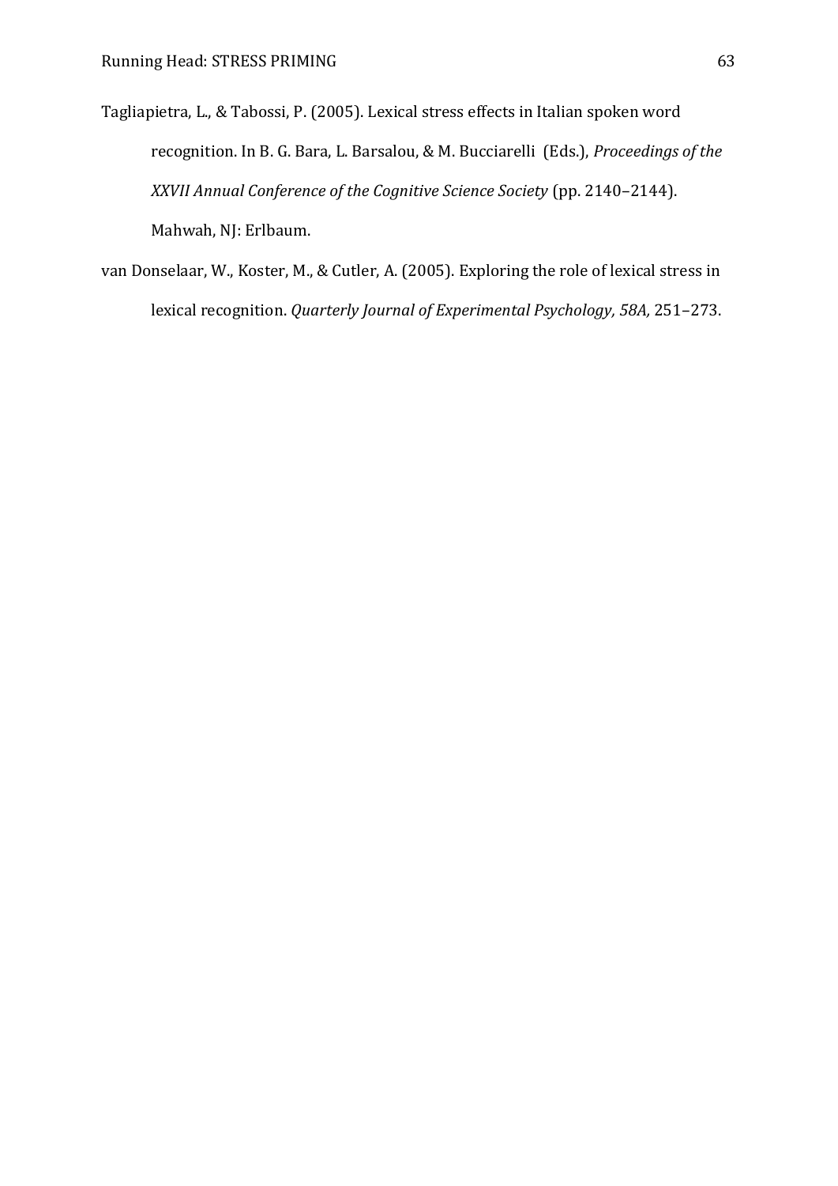Tagliapietra, L., & Tabossi, P. (2005). Lexical stress effects in Italian spoken word recognition. In B. G. Bara, L. Barsalou, & M. Bucciarelli (Eds.), *Proceedings of the XXVII Annual Conference of the Cognitive Science Society* (pp. 2140–2144). Mahwah, NJ: Erlbaum.

van Donselaar, W., Koster, M., & Cutler, A. (2005). Exploring the role of lexical stress in lexical recognition. *Quarterly Journal of Experimental Psychology, 58A,* 251–273.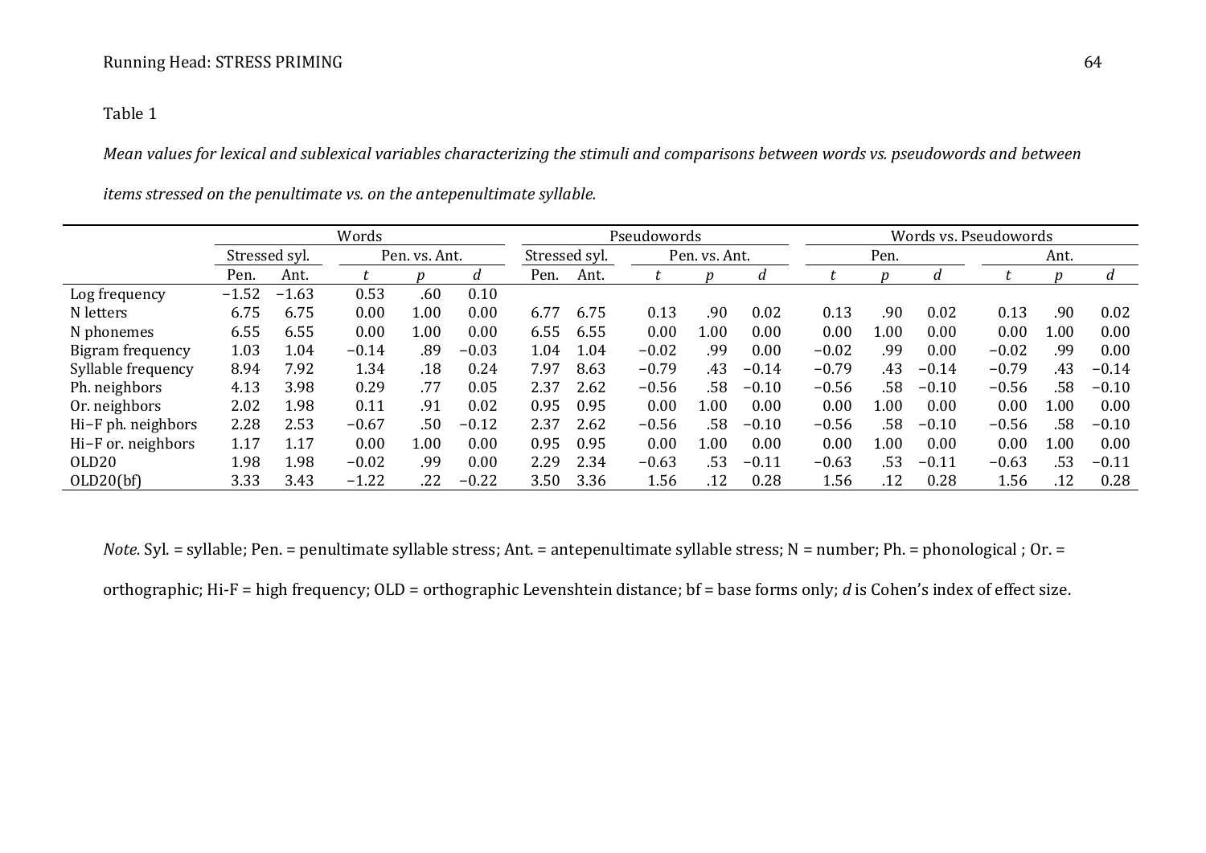Table 1

*Mean values for lexical and sublexical variables characterizing the stimuli and comparisons between words vs. pseudowords and between items stressed on the penultimate vs. on the antepenultimate syllable.*

| | Words | | | | | Pseudowords | | | | | Words vs. Pseudowords | | | | | |
|---|---|---|---|---|---|---|---|---|---|---|---|---|---|---|---|---|
| | Stressed syl. | | Pen. vs. Ant. | | | Stressed syl. | | Pen. vs. Ant. | | | Pen. | | | Ant. | | |
| | Pen. | Ant. | *t* | *p* | *d* | Pen. | Ant. | *t* | *p* | *d* | *t* | *p* | *d* | *t* | *p* | *d* |
| Log frequency | −1.52 | −1.63 | 0.53 | .60 | 0.10 | | | | | | | | | | | |
| N letters | 6.75 | 6.75 | 0.00 | 1.00 | 0.00 | 6.77 | 6.75 | 0.13 | .90 | 0.02 | 0.13 | .90 | 0.02 | 0.13 | .90 | 0.02 |
| N phonemes | 6.55 | 6.55 | 0.00 | 1.00 | 0.00 | 6.55 | 6.55 | 0.00 | 1.00 | 0.00 | 0.00 | 1.00 | 0.00 | 0.00 | 1.00 | 0.00 |
| Bigram frequency | 1.03 | 1.04 | −0.14 | .89 | −0.03 | 1.04 | 1.04 | −0.02 | .99 | 0.00 | −0.02 | .99 | 0.00 | −0.02 | .99 | 0.00 |
| Syllable frequency | 8.94 | 7.92 | 1.34 | .18 | 0.24 | 7.97 | 8.63 | −0.79 | .43 | −0.14 | −0.79 | .43 | −0.14 | −0.79 | .43 | −0.14 |
| Ph. neighbors | 4.13 | 3.98 | 0.29 | .77 | 0.05 | 2.37 | 2.62 | −0.56 | .58 | −0.10 | −0.56 | .58 | −0.10 | −0.56 | .58 | −0.10 |
| Or. neighbors | 2.02 | 1.98 | 0.11 | .91 | 0.02 | 0.95 | 0.95 | 0.00 | 1.00 | 0.00 | 0.00 | 1.00 | 0.00 | 0.00 | 1.00 | 0.00 |
| Hi−F ph. neighbors | 2.28 | 2.53 | −0.67 | .50 | −0.12 | 2.37 | 2.62 | −0.56 | .58 | −0.10 | −0.56 | .58 | −0.10 | −0.56 | .58 | −0.10 |
| Hi−F or. neighbors | 1.17 | 1.17 | 0.00 | 1.00 | 0.00 | 0.95 | 0.95 | 0.00 | 1.00 | 0.00 | 0.00 | 1.00 | 0.00 | 0.00 | 1.00 | 0.00 |
| OLD20 | 1.98 | 1.98 | −0.02 | .99 | 0.00 | 2.29 | 2.34 | −0.63 | .53 | −0.11 | −0.63 | .53 | −0.11 | −0.63 | .53 | −0.11 |
| OLD20(bf) | 3.33 | 3.43 | −1.22 | .22 | −0.22 | 3.50 | 3.36 | 1.56 | .12 | 0.28 | 1.56 | .12 | 0.28 | 1.56 | .12 | 0.28 |

*Note.* Syl. = syllable; Pen. = penultimate syllable stress; Ant. = antepenultimate syllable stress; N = number; Ph. = phonological ; Or. = orthographic; Hi-F = high frequency; OLD = orthographic Levenshtein distance; bf = base forms only; *d* is Cohen's index of effect size.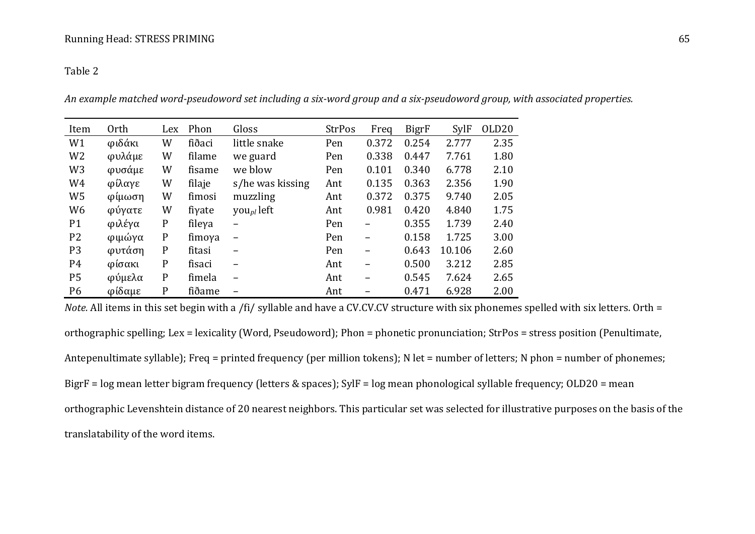Table 2

*An example matched word-pseudoword set including a six-word group and a six-pseudoword group, with associated properties.*

| Item | Orth | Lex | Phon | Gloss | StrPos | Freq | BigrF | SylF | OLD20 |
|---|---|---|---|---|---|---|---|---|---|
| W1 | φιδάκι | W | fiðaci | little snake | Pen | 0.372 | 0.254 | 2.777 | 2.35 |
| W2 | φυλάμε | W | filame | we guard | Pen | 0.338 | 0.447 | 7.761 | 1.80 |
| W3 | φυσάμε | W | fisame | we blow | Pen | 0.101 | 0.340 | 6.778 | 2.10 |
| W4 | φίλαγε | W | filaje | s/he was kissing | Ant | 0.135 | 0.363 | 2.356 | 1.90 |
| W5 | φίμωση | W | fimosi | muzzling | Ant | 0.372 | 0.375 | 9.740 | 2.05 |
| W6 | φύγατε | W | fiγate | you$_{pl}$ left | Ant | 0.981 | 0.420 | 4.840 | 1.75 |
| P1 | φιλέγα | P | fileγa | – | Pen | – | 0.355 | 1.739 | 2.40 |
| P2 | φιμώγα | P | fimoγa | – | Pen | – | 0.158 | 1.725 | 3.00 |
| P3 | φυτάση | P | fitasi | – | Pen | – | 0.643 | 10.106 | 2.60 |
| P4 | φίσακι | P | fisaci | – | Ant | – | 0.500 | 3.212 | 2.85 |
| P5 | φύμελα | P | fimela | – | Ant | – | 0.545 | 7.624 | 2.65 |
| P6 | φίδαμε | P | fiðame | – | Ant | – | 0.471 | 6.928 | 2.00 |

*Note.* All items in this set begin with a /fi/ syllable and have a CV.CV.CV structure with six phonemes spelled with six letters. Orth = orthographic spelling; Lex = lexicality (Word, Pseudoword); Phon = phonetic pronunciation; StrPos = stress position (Penultimate, Antepenultimate syllable); Freq = printed frequency (per million tokens); N let = number of letters; N phon = number of phonemes; BigrF = log mean letter bigram frequency (letters & spaces); SylF = log mean phonological syllable frequency; OLD20 = mean orthographic Levenshtein distance of 20 nearest neighbors. This particular set was selected for illustrative purposes on the basis of the translatability of the word items.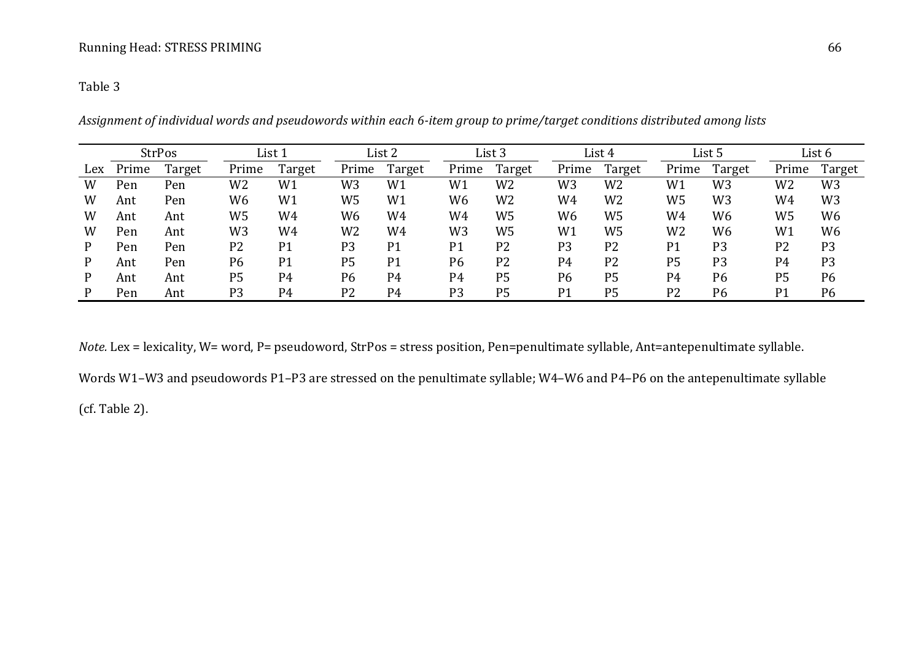Table 3

*Assignment of individual words and pseudowords within each 6-item group to prime/target conditions distributed among lists*

| | StrPos | | List 1 | | List 2 | | List 3 | | List 4 | | List 5 | | List 6 | |
|---|---|---|---|---|---|---|---|---|---|---|---|---|---|---|
| Lex | Prime | Target | Prime | Target | Prime | Target | Prime | Target | Prime | Target | Prime | Target | Prime | Target |
| W | Pen | Pen | W2 | W1 | W3 | W1 | W1 | W2 | W3 | W2 | W1 | W3 | W2 | W3 |
| W | Ant | Pen | W6 | W1 | W5 | W1 | W6 | W2 | W4 | W2 | W5 | W3 | W4 | W3 |
| W | Ant | Ant | W5 | W4 | W6 | W4 | W4 | W5 | W6 | W5 | W4 | W6 | W5 | W6 |
| W | Pen | Ant | W3 | W4 | W2 | W4 | W3 | W5 | W1 | W5 | W2 | W6 | W1 | W6 |
| P | Pen | Pen | P2 | P1 | P3 | P1 | P1 | P2 | P3 | P2 | P1 | P3 | P2 | P3 |
| P | Ant | Pen | P6 | P1 | P5 | P1 | P6 | P2 | P4 | P2 | P5 | P3 | P4 | P3 |
| P | Ant | Ant | P5 | P4 | P6 | P4 | P4 | P5 | P6 | P5 | P4 | P6 | P5 | P6 |
| P | Pen | Ant | P3 | P4 | P2 | P4 | P3 | P5 | P1 | P5 | P2 | P6 | P1 | P6 |

*Note.* Lex = lexicality, W= word, P= pseudoword, StrPos = stress position, Pen=penultimate syllable, Ant=antepenultimate syllable.

Words W1–W3 and pseudowords P1–P3 are stressed on the penultimate syllable; W4–W6 and P4–P6 on the antepenultimate syllable (cf. Table 2).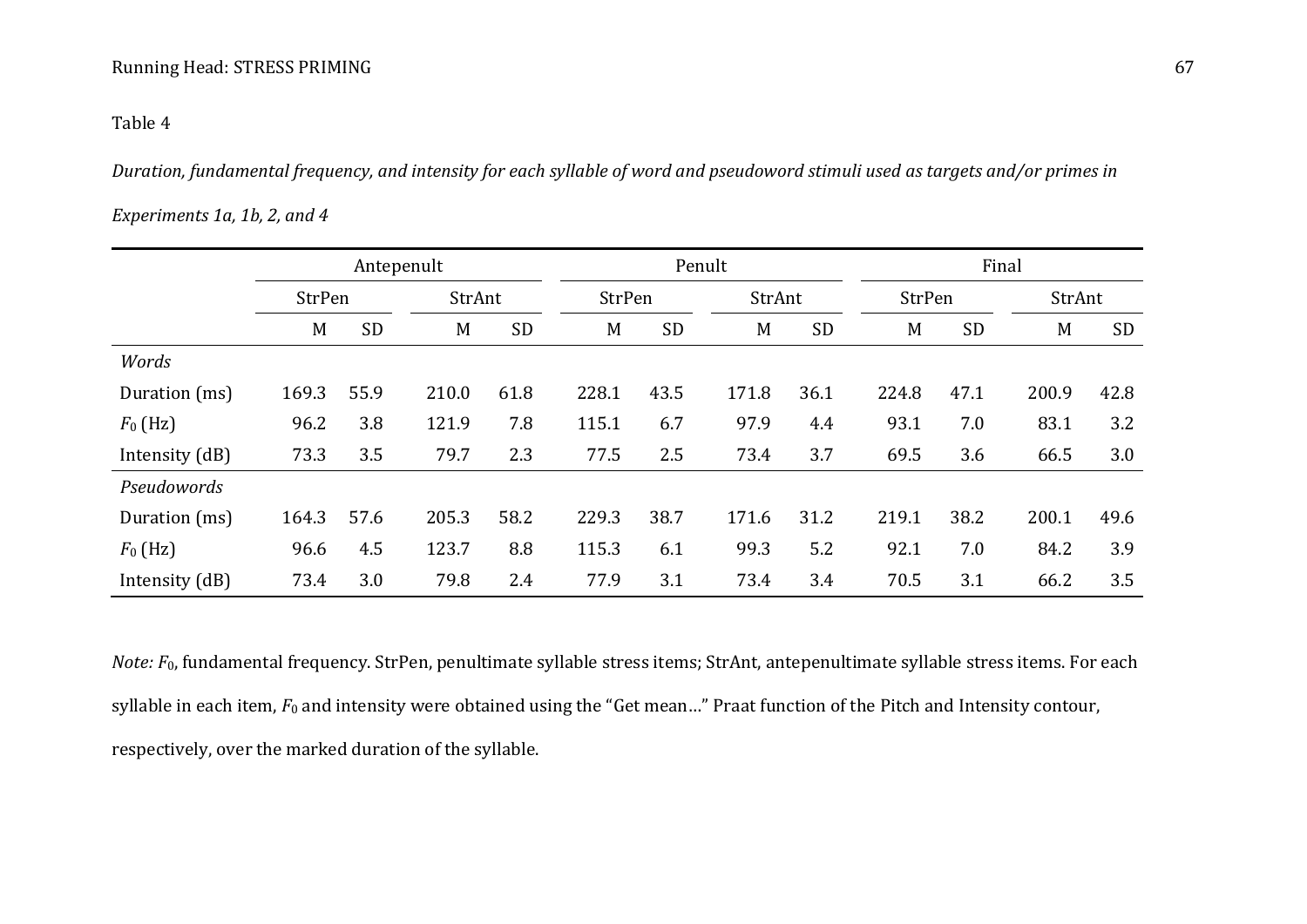Table 4

*Duration, fundamental frequency, and intensity for each syllable of word and pseudoword stimuli used as targets and/or primes in Experiments 1a, 1b, 2, and 4*

| | Antepenult | | | | Penult | | | | Final | | | |
|---|---|---|---|---|---|---|---|---|---|---|---|---|
| | StrPen | | StrAnt | | StrPen | | StrAnt | | StrPen | | StrAnt | |
| | M | SD | M | SD | M | SD | M | SD | M | SD | M | SD |
| *Words* | | | | | | | | | | | | |
| Duration (ms) | 169.3 | 55.9 | 210.0 | 61.8 | 228.1 | 43.5 | 171.8 | 36.1 | 224.8 | 47.1 | 200.9 | 42.8 |
| $F_0$ (Hz) | 96.2 | 3.8 | 121.9 | 7.8 | 115.1 | 6.7 | 97.9 | 4.4 | 93.1 | 7.0 | 83.1 | 3.2 |
| Intensity (dB) | 73.3 | 3.5 | 79.7 | 2.3 | 77.5 | 2.5 | 73.4 | 3.7 | 69.5 | 3.6 | 66.5 | 3.0 |
| *Pseudowords* | | | | | | | | | | | | |
| Duration (ms) | 164.3 | 57.6 | 205.3 | 58.2 | 229.3 | 38.7 | 171.6 | 31.2 | 219.1 | 38.2 | 200.1 | 49.6 |
| $F_0$ (Hz) | 96.6 | 4.5 | 123.7 | 8.8 | 115.3 | 6.1 | 99.3 | 5.2 | 92.1 | 7.0 | 84.2 | 3.9 |
| Intensity (dB) | 73.4 | 3.0 | 79.8 | 2.4 | 77.9 | 3.1 | 73.4 | 3.4 | 70.5 | 3.1 | 66.2 | 3.5 |

*Note:* $F_0$, fundamental frequency. StrPen, penultimate syllable stress items; StrAnt, antepenultimate syllable stress items. For each syllable in each item, $F_0$ and intensity were obtained using the "Get mean…" Praat function of the Pitch and Intensity contour, respectively, over the marked duration of the syllable.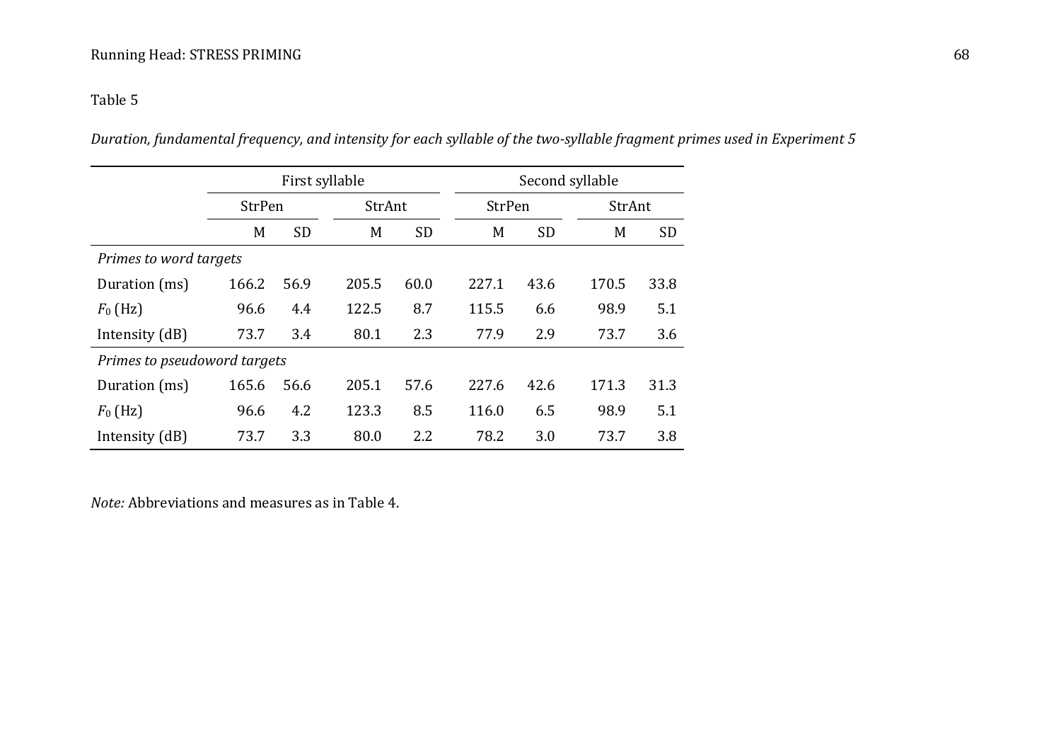Table 5

*Duration, fundamental frequency, and intensity for each syllable of the two-syllable fragment primes used in Experiment 5*

| | First syllable | | | | Second syllable | | | |
|---|---|---|---|---|---|---|---|---|
| | StrPen | | StrAnt | | StrPen | | StrAnt | |
| | M | SD | M | SD | M | SD | M | SD |
| *Primes to word targets* | | | | | | | | |
| Duration (ms) | 166.2 | 56.9 | 205.5 | 60.0 | 227.1 | 43.6 | 170.5 | 33.8 |
| $F_0$ (Hz) | 96.6 | 4.4 | 122.5 | 8.7 | 115.5 | 6.6 | 98.9 | 5.1 |
| Intensity (dB) | 73.7 | 3.4 | 80.1 | 2.3 | 77.9 | 2.9 | 73.7 | 3.6 |
| *Primes to pseudoword targets* | | | | | | | | |
| Duration (ms) | 165.6 | 56.6 | 205.1 | 57.6 | 227.6 | 42.6 | 171.3 | 31.3 |
| $F_0$ (Hz) | 96.6 | 4.2 | 123.3 | 8.5 | 116.0 | 6.5 | 98.9 | 5.1 |
| Intensity (dB) | 73.7 | 3.3 | 80.0 | 2.2 | 78.2 | 3.0 | 73.7 | 3.8 |

*Note:* Abbreviations and measures as in Table 4.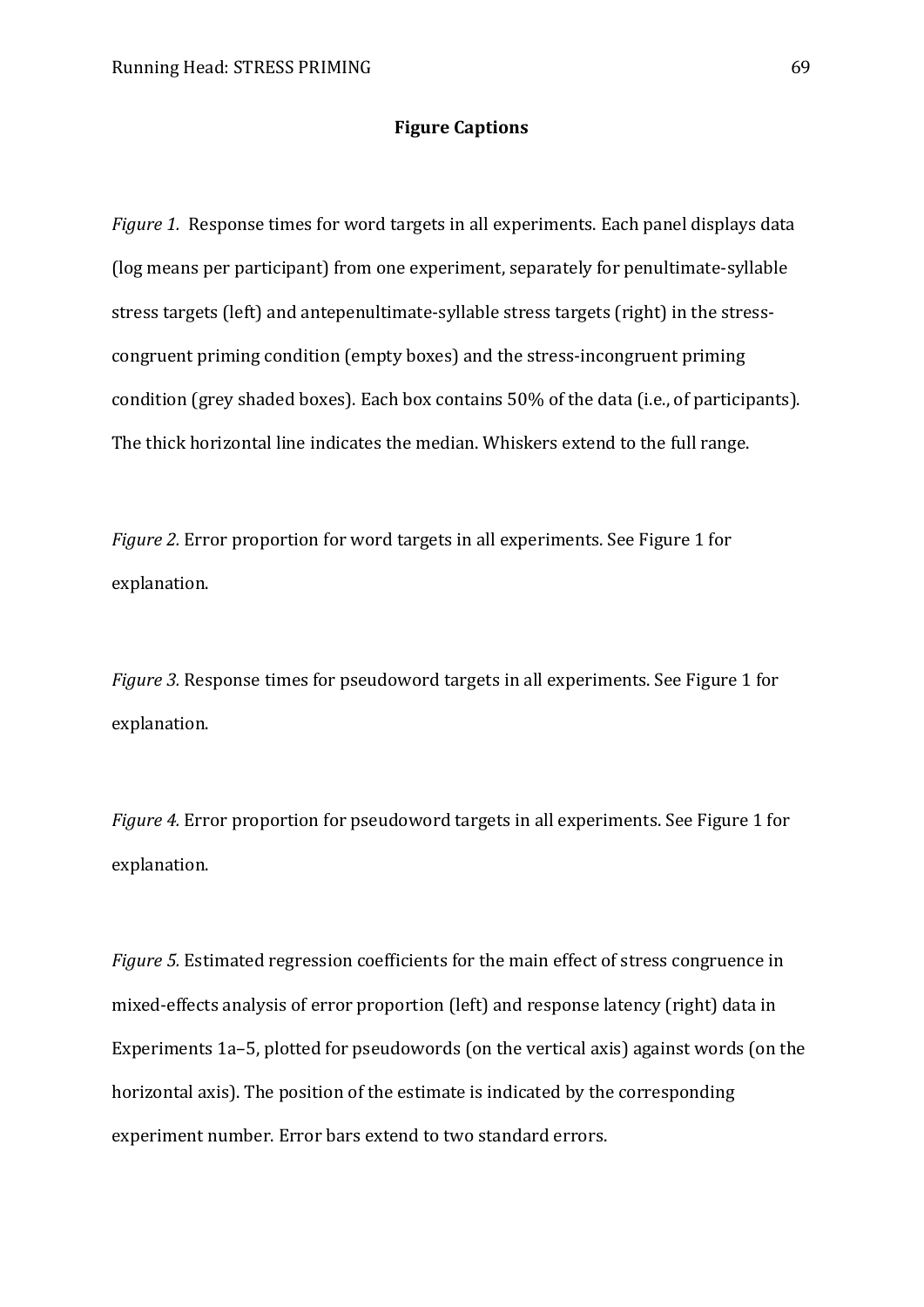**Figure Captions**

*Figure 1.* Response times for word targets in all experiments. Each panel displays data (log means per participant) from one experiment, separately for penultimate-syllable stress targets (left) and antepenultimate-syllable stress targets (right) in the stress-congruent priming condition (empty boxes) and the stress-incongruent priming condition (grey shaded boxes). Each box contains 50% of the data (i.e., of participants). The thick horizontal line indicates the median. Whiskers extend to the full range.

*Figure 2.* Error proportion for word targets in all experiments. See Figure 1 for explanation.

*Figure 3.* Response times for pseudoword targets in all experiments. See Figure 1 for explanation.

*Figure 4.* Error proportion for pseudoword targets in all experiments. See Figure 1 for explanation.

*Figure 5.* Estimated regression coefficients for the main effect of stress congruence in mixed-effects analysis of error proportion (left) and response latency (right) data in Experiments 1a–5, plotted for pseudowords (on the vertical axis) against words (on the horizontal axis). The position of the estimate is indicated by the corresponding experiment number. Error bars extend to two standard errors.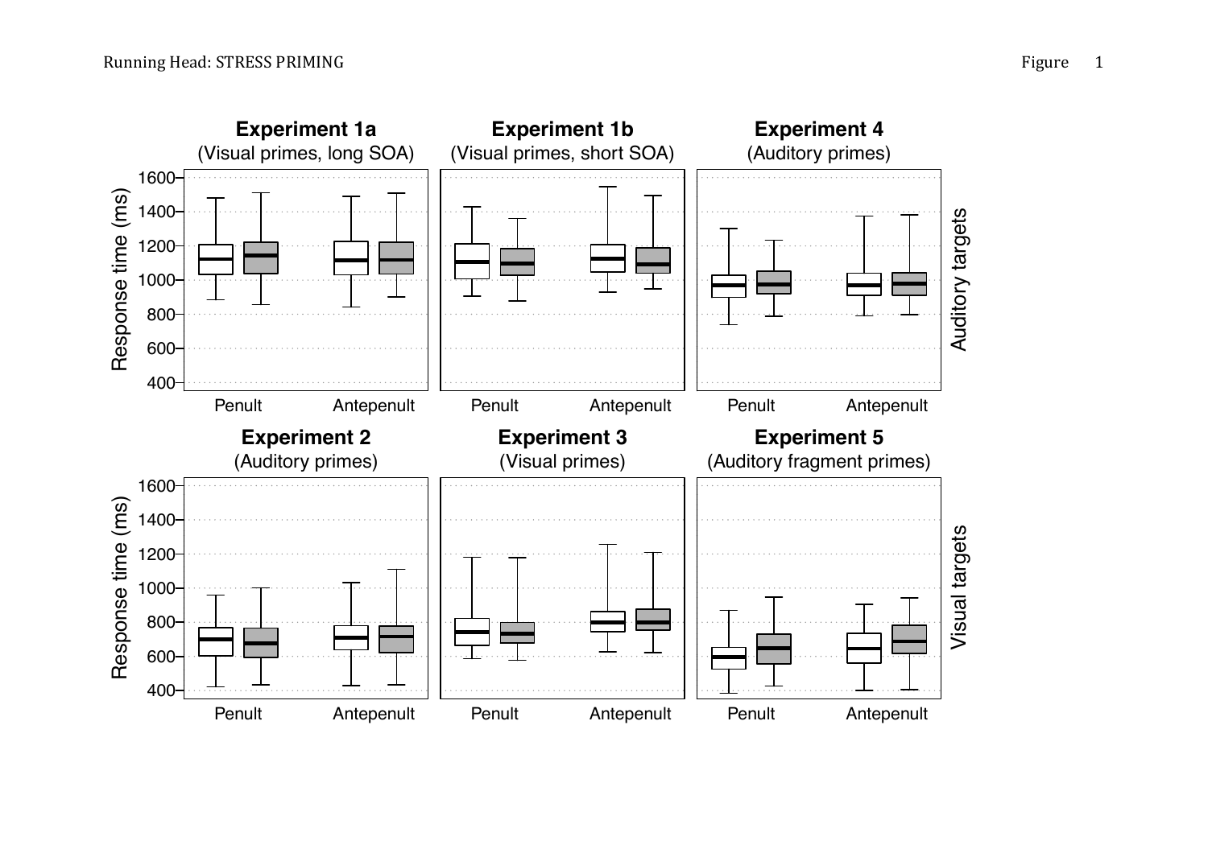**Experiment 1a** (Visual primes, long SOA)

**Experiment 1b** (Visual primes, short SOA)

**Experiment 4** (Auditory primes)

Auditory targets

**Experiment 2** (Auditory primes)

**Experiment 3** (Visual primes)

**Experiment 5** (Auditory fragment primes)

Visual targets

Response time (ms)

Penult | Antepenult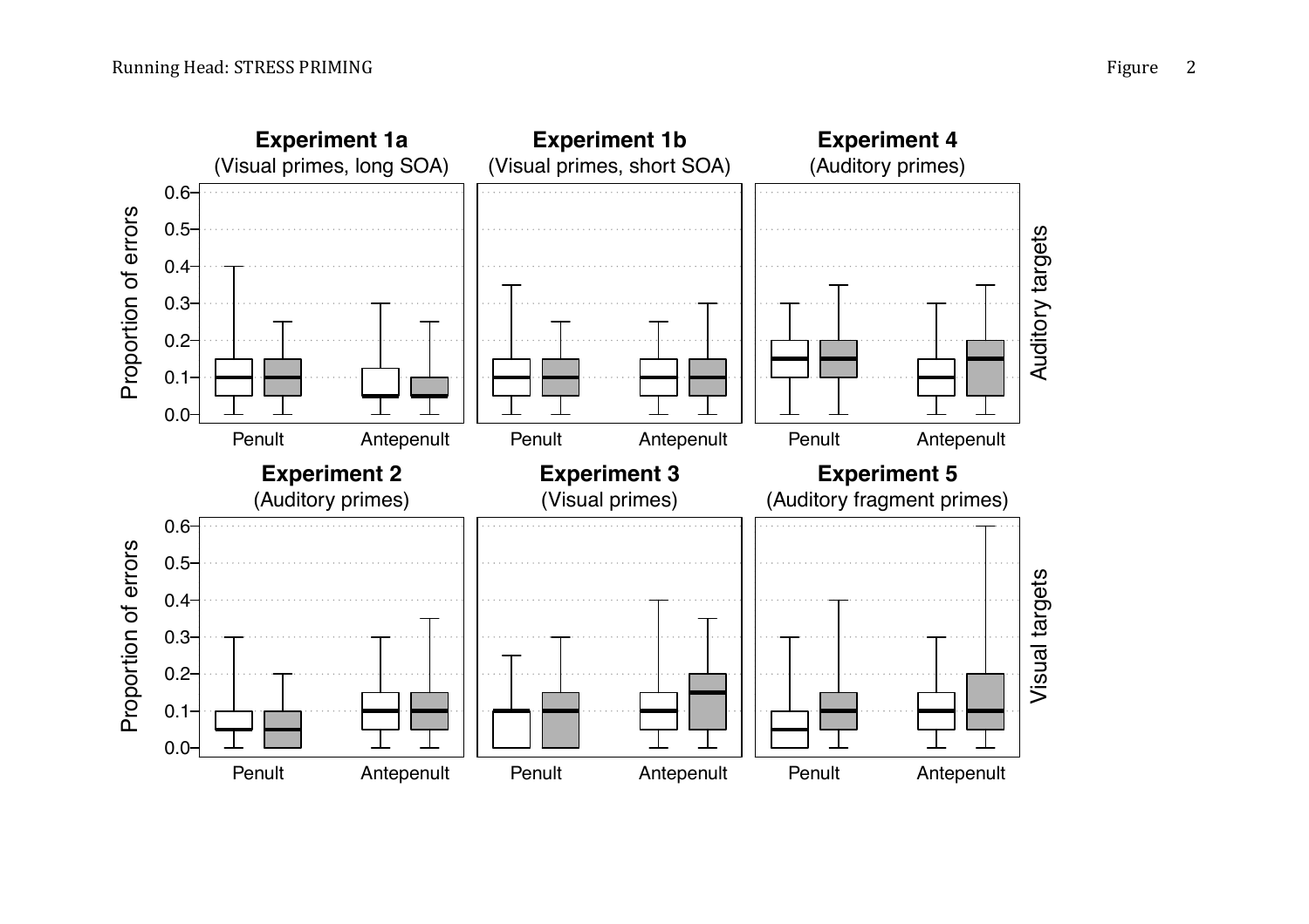Figure 2

**Experiment 1a**
(Visual primes, long SOA)

**Experiment 1b**
(Visual primes, short SOA)

**Experiment 4**
(Auditory primes)

Auditory targets

**Experiment 2**
(Auditory primes)

**Experiment 3**
(Visual primes)

**Experiment 5**
(Auditory fragment primes)

Visual targets

Proportion of errors: 0.0, 0.1, 0.2, 0.3, 0.4, 0.5, 0.6

Penult, Antepenult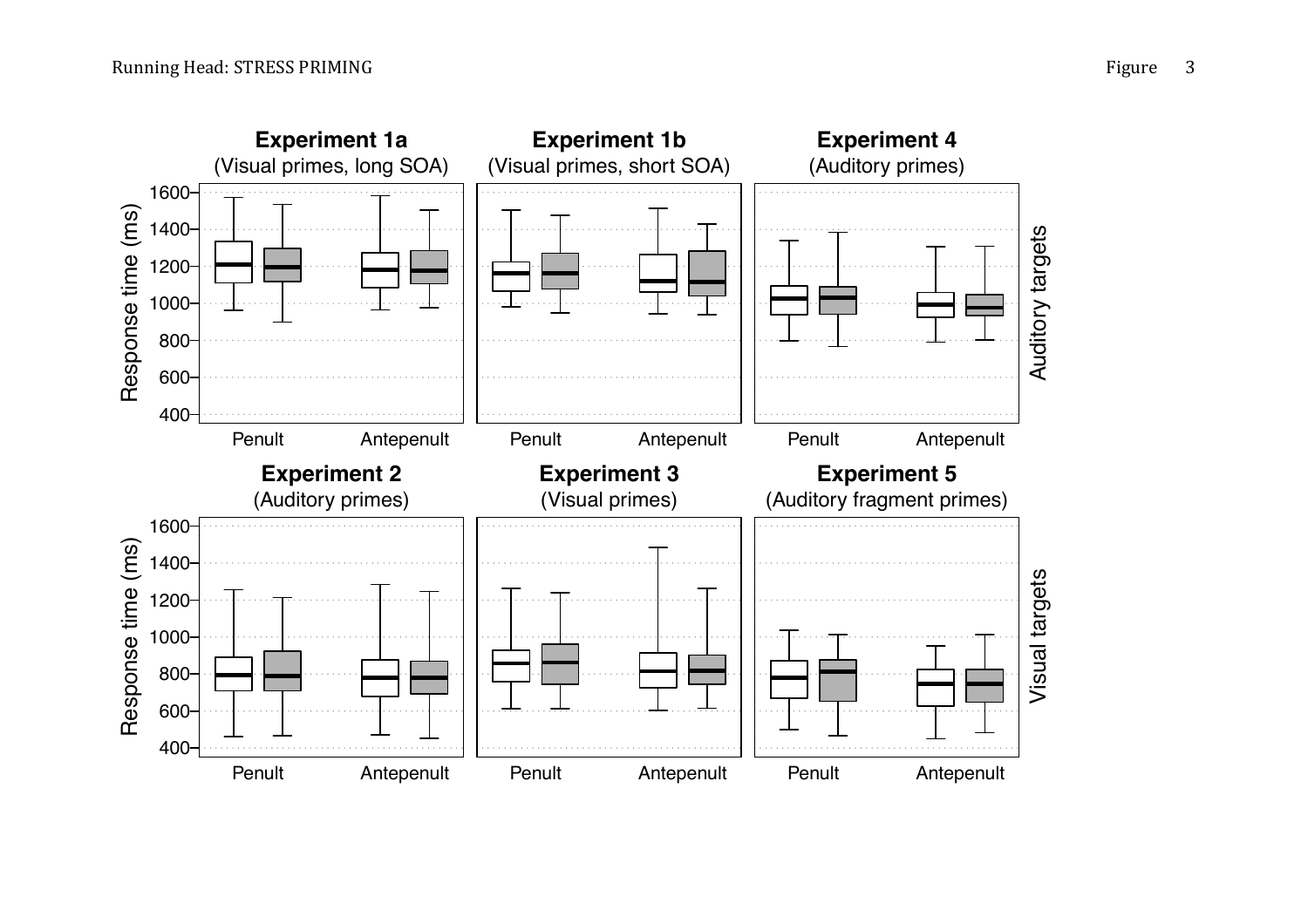**Experiment 1a**
(Visual primes, long SOA)

**Experiment 1b**
(Visual primes, short SOA)

**Experiment 4**
(Auditory primes)

Auditory targets

Response time (ms)

1600
1400
1200
1000
800
600
400

Penult Antepenult

**Experiment 2**
(Auditory primes)

**Experiment 3**
(Visual primes)

**Experiment 5**
(Auditory fragment primes)

Visual targets

Response time (ms)

1600
1400
1200
1000
800
600
400

Penult Antepenult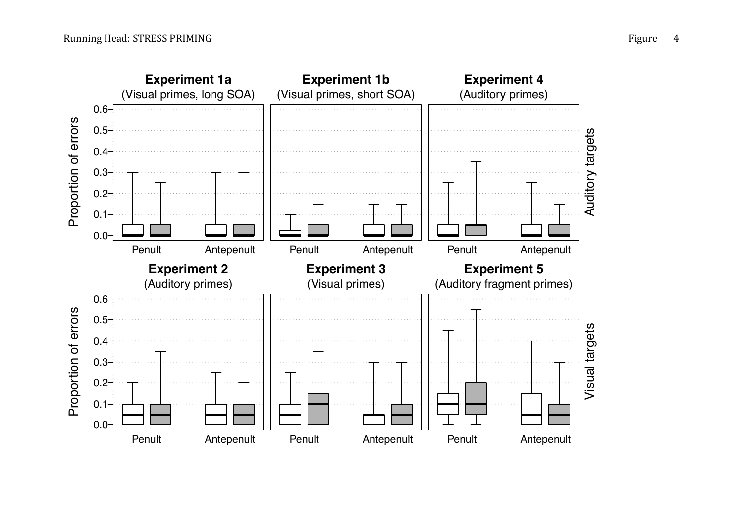Experiment 1a
(Visual primes, long SOA)

Experiment 1b
(Visual primes, short SOA)

Experiment 4
(Auditory primes)

Auditory targets

Experiment 2
(Auditory primes)

Experiment 3
(Visual primes)

Experiment 5
(Auditory fragment primes)

Visual targets

Proportion of errors

Penult Antepenult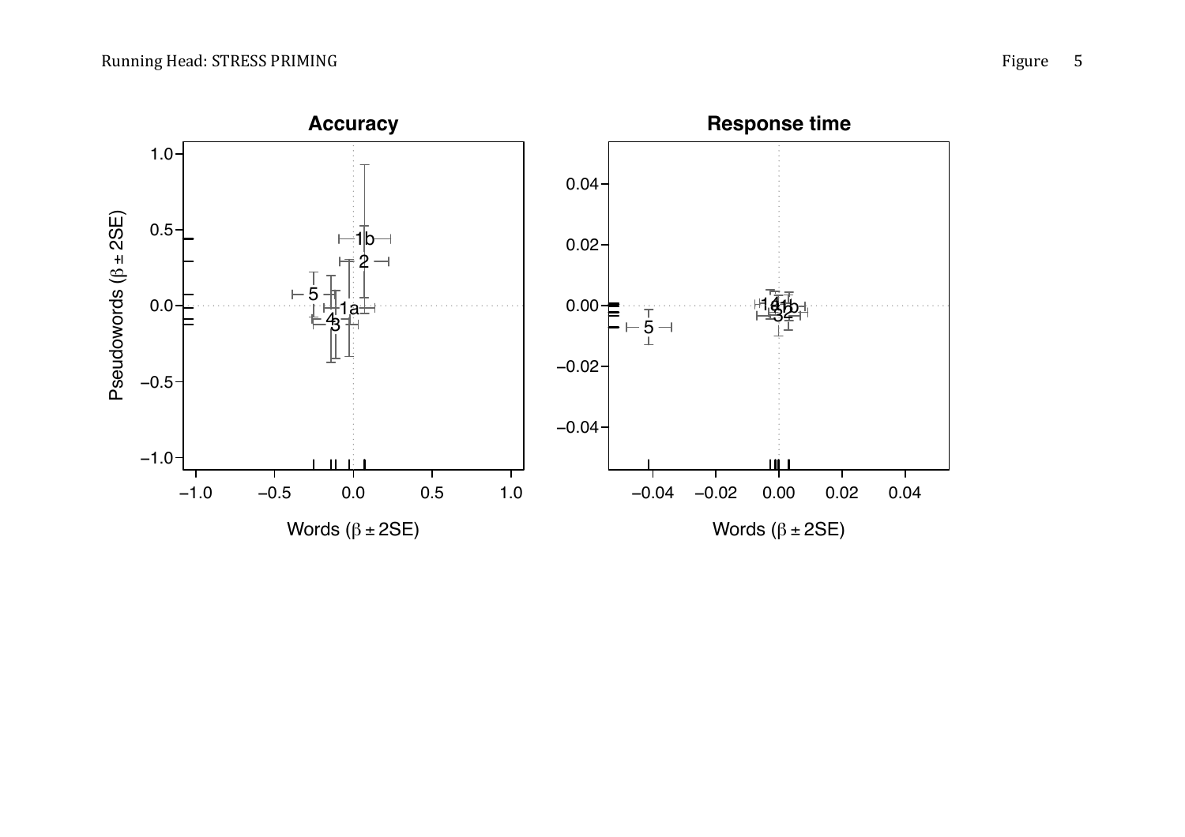Accuracy

1.0
0.5
0.0
−0.5
−1.0

Pseudowords (β ± 2SE)

−1.0 −0.5 0.0 0.5 1.0

Words (β ± 2SE)

1b
2
5
1a
4
3

Response time

0.04
0.02
0.00
−0.02
−0.04

−0.04 −0.02 0.00 0.02 0.04

Words (β ± 2SE)

1a
1b
3
2
4
5